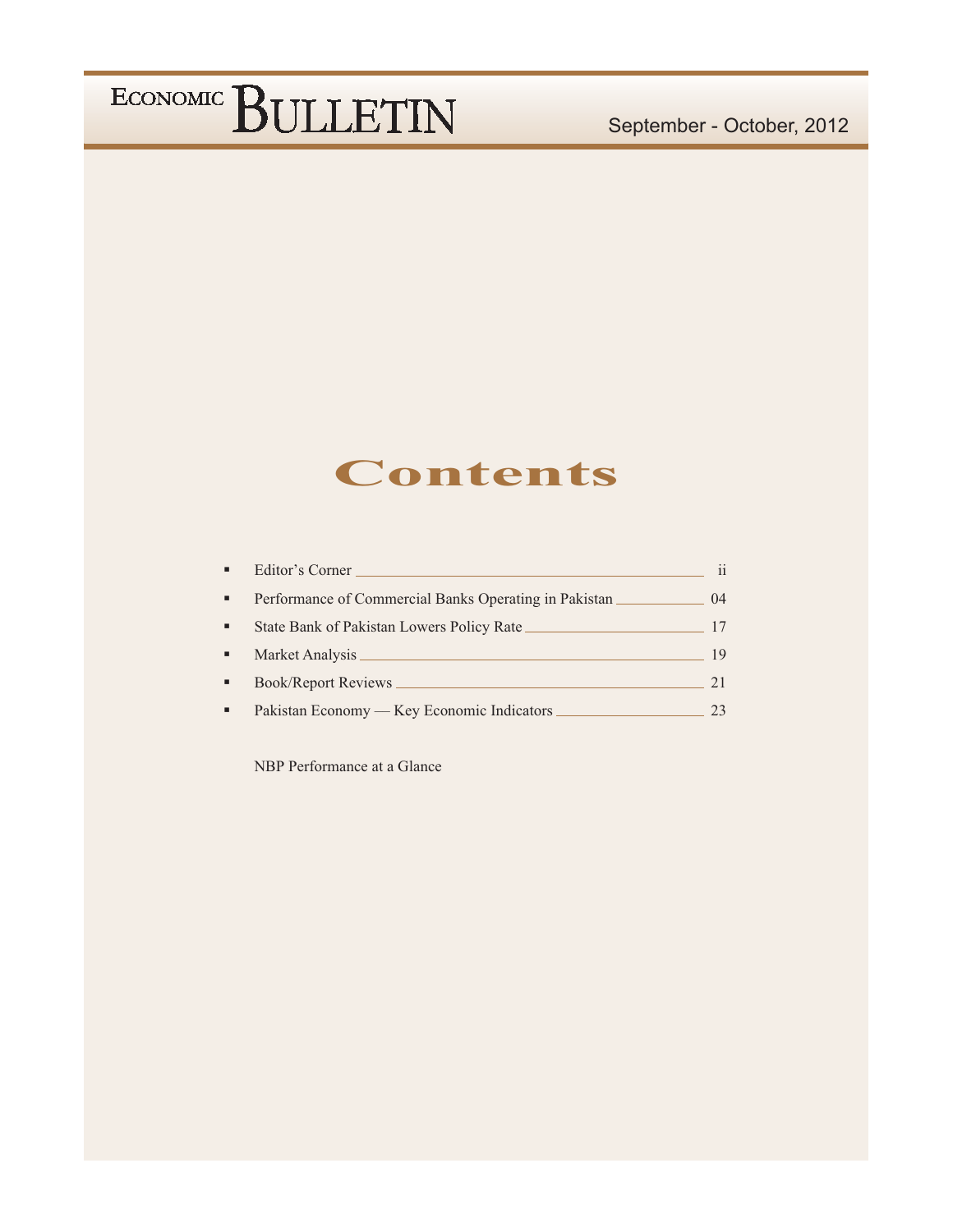# ECONOMIC BULLETIN

September - October, 2012

## Contents

- Editor's Corner ii
- Performance of Commercial Banks Operating in Pakistan 04
- State Bank of Pakistan Lowers Policy Rate 17
- Market Analysis 19
- Book/Report Reviews 21
- Pakistan Economy — Key Economic Indicators 23

NBP Performance at a Glance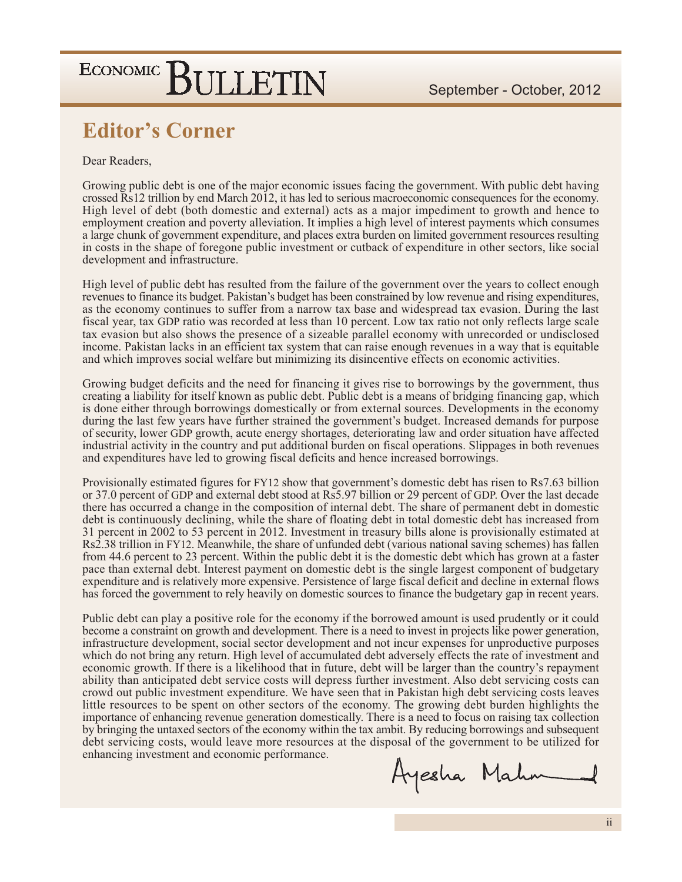# Editor's Corner

Dear Readers,

Growing public debt is one of the major economic issues facing the government. With public debt having crossed Rs12 trillion by end March 2012, it has led to serious macroeconomic consequences for the economy. High level of debt (both domestic and external) acts as a major impediment to growth and hence to employment creation and poverty alleviation. It implies a high level of interest payments which consumes a large chunk of government expenditure, and places extra burden on limited government resources resulting in costs in the shape of foregone public investment or cutback of expenditure in other sectors, like social development and infrastructure.

High level of public debt has resulted from the failure of the government over the years to collect enough revenues to finance its budget. Pakistan's budget has been constrained by low revenue and rising expenditures, as the economy continues to suffer from a narrow tax base and widespread tax evasion. During the last fiscal year, tax GDP ratio was recorded at less than 10 percent. Low tax ratio not only reflects large scale tax evasion but also shows the presence of a sizeable parallel economy with unrecorded or undisclosed income. Pakistan lacks in an efficient tax system that can raise enough revenues in a way that is equitable and which improves social welfare but minimizing its disincentive effects on economic activities.

Growing budget deficits and the need for financing it gives rise to borrowings by the government, thus creating a liability for itself known as public debt. Public debt is a means of bridging financing gap, which is done either through borrowings domestically or from external sources. Developments in the economy during the last few years have further strained the government's budget. Increased demands for purpose of security, lower GDP growth, acute energy shortages, deteriorating law and order situation have affected industrial activity in the country and put additional burden on fiscal operations. Slippages in both revenues and expenditures have led to growing fiscal deficits and hence increased borrowings.

Provisionally estimated figures for FY12 show that government's domestic debt has risen to Rs7.63 billion or 37.0 percent of GDP and external debt stood at Rs5.97 billion or 29 percent of GDP. Over the last decade there has occurred a change in the composition of internal debt. The share of permanent debt in domestic debt is continuously declining, while the share of floating debt in total domestic debt has increased from 31 percent in 2002 to 53 percent in 2012. Investment in treasury bills alone is provisionally estimated at Rs2.38 trillion in FY12. Meanwhile, the share of unfunded debt (various national saving schemes) has fallen from 44.6 percent to 23 percent. Within the public debt it is the domestic debt which has grown at a faster pace than external debt. Interest payment on domestic debt is the single largest component of budgetary expenditure and is relatively more expensive. Persistence of large fiscal deficit and decline in external flows has forced the government to rely heavily on domestic sources to finance the budgetary gap in recent years.

Public debt can play a positive role for the economy if the borrowed amount is used prudently or it could become a constraint on growth and development. There is a need to invest in projects like power generation, infrastructure development, social sector development and not incur expenses for unproductive purposes which do not bring any return. High level of accumulated debt adversely effects the rate of investment and economic growth. If there is a likelihood that in future, debt will be larger than the country's repayment ability than anticipated debt service costs will depress further investment. Also debt servicing costs can crowd out public investment expenditure. We have seen that in Pakistan high debt servicing costs leaves little resources to be spent on other sectors of the economy. The growing debt burden highlights the importance of enhancing revenue generation domestically. There is a need to focus on raising tax collection by bringing the untaxed sectors of the economy within the tax ambit. By reducing borrowings and subsequent debt servicing costs, would leave more resources at the disposal of the government to be utilized for enhancing investment and economic performance.

Ayesha Mahmood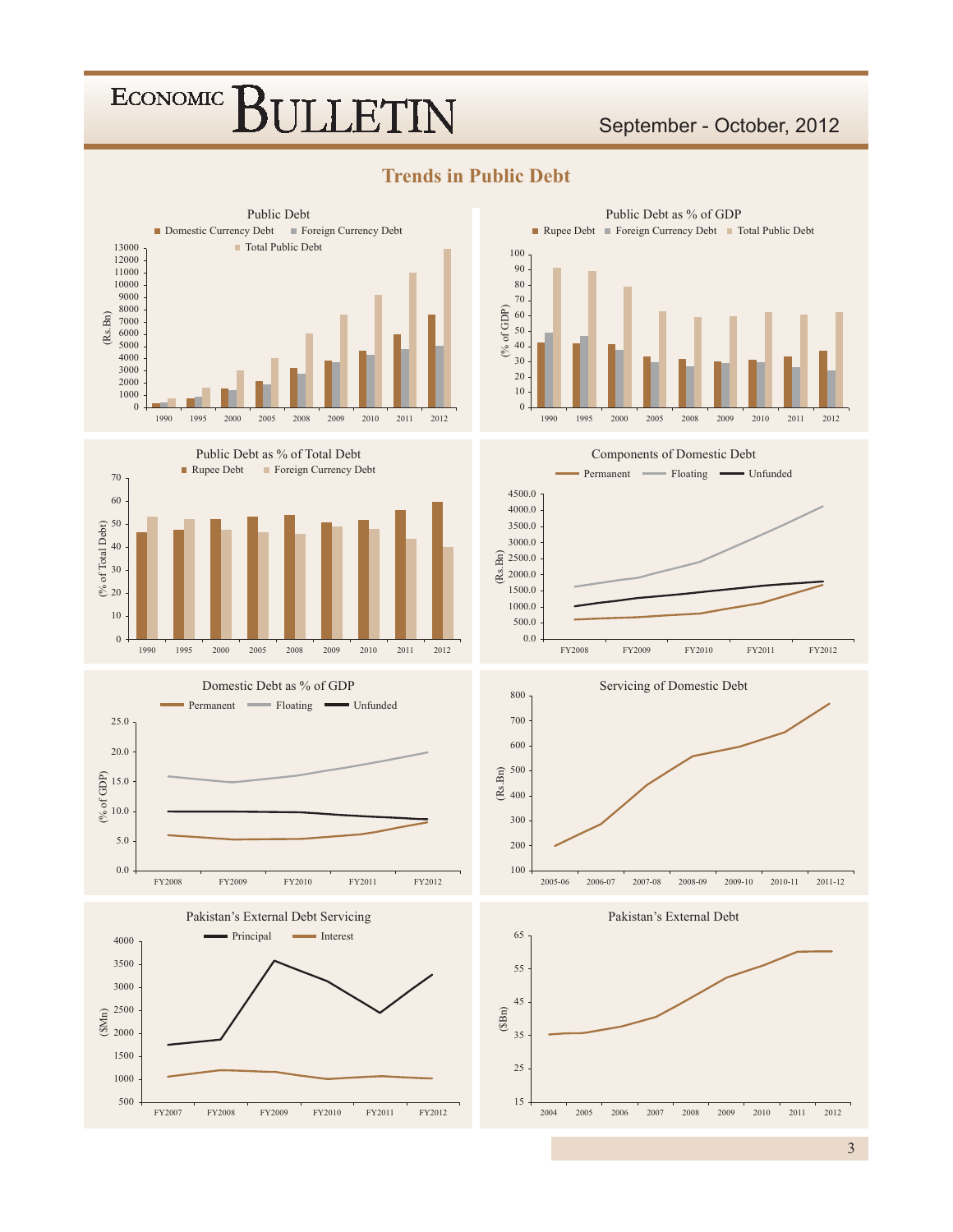## Trends in Public Debt

### Public Debt

Domestic Currency Debt | Foreign Currency Debt | Total Public Debt

(Rs.Bn)

### Public Debt as % of GDP

Rupee Debt | Foreign Currency Debt | Total Public Debt

(% of GDP)

### Public Debt as % of Total Debt

Rupee Debt | Foreign Currency Debt

(% of Total Debt)

### Components of Domestic Debt

Permanent | Floating | Unfunded

(Rs.Bn)

### Domestic Debt as % of GDP

Permanent | Floating | Unfunded

(% of GDP)

### Servicing of Domestic Debt

(Rs.Bn)

### Pakistan's External Debt Servicing

Principal | Interest

($Mn)

### Pakistan's External Debt

($Bn)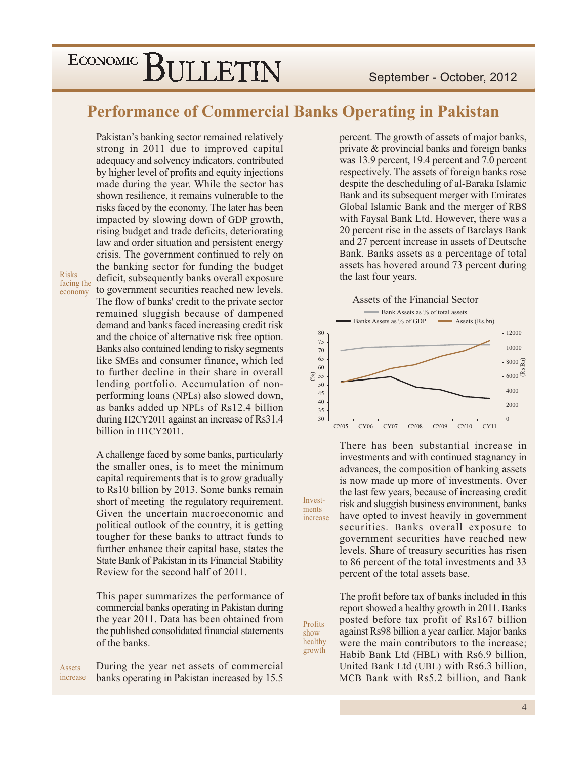# Performance of Commercial Banks Operating in Pakistan

Pakistan's banking sector remained relatively strong in 2011 due to improved capital adequacy and solvency indicators, contributed by higher level of profits and equity injections made during the year. While the sector has shown resilience, it remains vulnerable to the risks faced by the economy. The later has been impacted by slowing down of GDP growth, rising budget and trade deficits, deteriorating law and order situation and persistent energy crisis. The government continued to rely on the banking sector for funding the budget deficit, subsequently banks overall exposure to government securities reached new levels. The flow of banks' credit to the private sector remained sluggish because of dampened demand and banks faced increasing credit risk and the choice of alternative risk free option. Banks also contained lending to risky segments like SMEs and consumer finance, which led to further decline in their share in overall lending portfolio. Accumulation of non-performing loans (NPLs) also slowed down, as banks added up NPLs of Rs12.4 billion during H2CY2011 against an increase of Rs31.4 billion in H1CY2011.

*Risks facing the economy*

A challenge faced by some banks, particularly the smaller ones, is to meet the minimum capital requirements that is to grow gradually to Rs10 billion by 2013. Some banks remain short of meeting the regulatory requirement. Given the uncertain macroeconomic and political outlook of the country, it is getting tougher for these banks to attract funds to further enhance their capital base, states the State Bank of Pakistan in its Financial Stability Review for the second half of 2011.

This paper summarizes the performance of commercial banks operating in Pakistan during the year 2011. Data has been obtained from the published consolidated financial statements of the banks.

*Assets increase*

During the year net assets of commercial banks operating in Pakistan increased by 15.5 percent. The growth of assets of major banks, private & provincial banks and foreign banks was 13.9 percent, 19.4 percent and 7.0 percent respectively. The assets of foreign banks rose despite the descheduling of al-Baraka Islamic Bank and its subsequent merger with Emirates Global Islamic Bank and the merger of RBS with Faysal Bank Ltd. However, there was a 20 percent rise in the assets of Barclays Bank and 27 percent increase in assets of Deutsche Bank. Banks assets as a percentage of total assets has hovered around 73 percent during the last four years.

Assets of the Financial Sector

*Investments increase*

There has been substantial increase in investments and with continued stagnancy in advances, the composition of banking assets is now made up more of investments. Over the last few years, because of increasing credit risk and sluggish business environment, banks have opted to invest heavily in government securities. Banks overall exposure to government securities have reached new levels. Share of treasury securities has risen to 86 percent of the total investments and 33 percent of the total assets base.

*Profits show healthy growth*

The profit before tax of banks included in this report showed a healthy growth in 2011. Banks posted before tax profit of Rs167 billion against Rs98 billion a year earlier. Major banks were the main contributors to the increase; Habib Bank Ltd (HBL) with Rs6.9 billion, United Bank Ltd (UBL) with Rs6.3 billion, MCB Bank with Rs5.2 billion, and Bank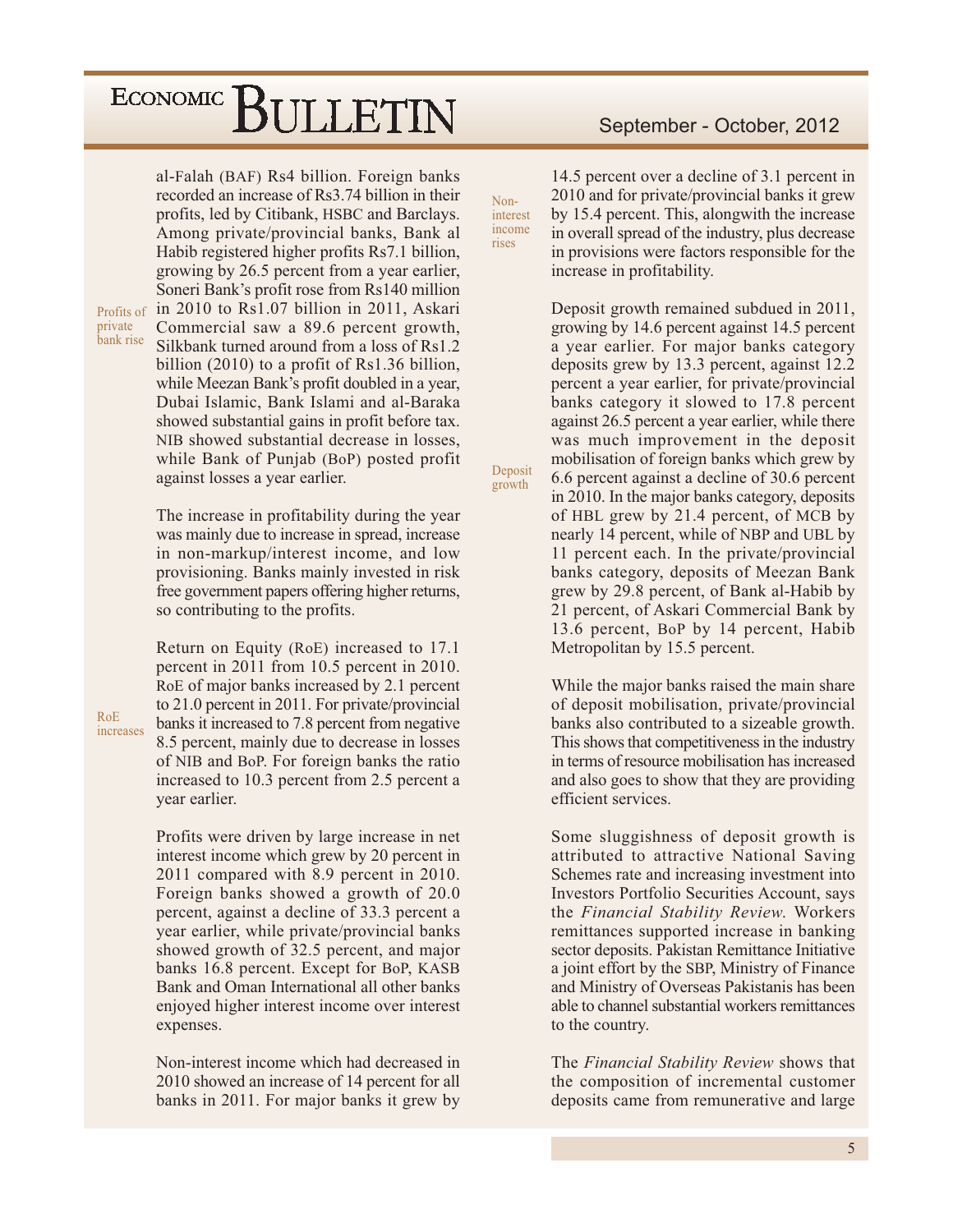al-Falah (BAF) Rs4 billion. Foreign banks recorded an increase of Rs3.74 billion in their profits, led by Citibank, HSBC and Barclays. Among private/provincial banks, Bank al Habib registered higher profits Rs7.1 billion, growing by 26.5 percent from a year earlier, Soneri Bank's profit rose from Rs140 million in 2010 to Rs1.07 billion in 2011, Askari Commercial saw a 89.6 percent growth, Silkbank turned around from a loss of Rs1.2 billion (2010) to a profit of Rs1.36 billion, while Meezan Bank's profit doubled in a year, Dubai Islamic, Bank Islami and al-Baraka showed substantial gains in profit before tax. NIB showed substantial decrease in losses, while Bank of Punjab (BoP) posted profit against losses a year earlier.

*Profits of private bank rise*

The increase in profitability during the year was mainly due to increase in spread, increase in non-markup/interest income, and low provisioning. Banks mainly invested in risk free government papers offering higher returns, so contributing to the profits.

*RoE increases*

Return on Equity (RoE) increased to 17.1 percent in 2011 from 10.5 percent in 2010. RoE of major banks increased by 2.1 percent to 21.0 percent in 2011. For private/provincial banks it increased to 7.8 percent from negative 8.5 percent, mainly due to decrease in losses of NIB and BoP. For foreign banks the ratio increased to 10.3 percent from 2.5 percent a year earlier.

Profits were driven by large increase in net interest income which grew by 20 percent in 2011 compared with 8.9 percent in 2010. Foreign banks showed a growth of 20.0 percent, against a decline of 33.3 percent a year earlier, while private/provincial banks showed growth of 32.5 percent, and major banks 16.8 percent. Except for BoP, KASB Bank and Oman International all other banks enjoyed higher interest income over interest expenses.

*Non-interest income rises*

Non-interest income which had decreased in 2010 showed an increase of 14 percent for all banks in 2011. For major banks it grew by 14.5 percent over a decline of 3.1 percent in 2010 and for private/provincial banks it grew by 15.4 percent. This, alongwith the increase in overall spread of the industry, plus decrease in provisions were factors responsible for the increase in profitability.

*Deposit growth*

Deposit growth remained subdued in 2011, growing by 14.6 percent against 14.5 percent a year earlier. For major banks category deposits grew by 13.3 percent, against 12.2 percent a year earlier, for private/provincial banks category it slowed to 17.8 percent against 26.5 percent a year earlier, while there was much improvement in the deposit mobilisation of foreign banks which grew by 6.6 percent against a decline of 30.6 percent in 2010. In the major banks category, deposits of HBL grew by 21.4 percent, of MCB by nearly 14 percent, while of NBP and UBL by 11 percent each. In the private/provincial banks category, deposits of Meezan Bank grew by 29.8 percent, of Bank al-Habib by 21 percent, of Askari Commercial Bank by 13.6 percent, BoP by 14 percent, Habib Metropolitan by 15.5 percent.

While the major banks raised the main share of deposit mobilisation, private/provincial banks also contributed to a sizeable growth. This shows that competitiveness in the industry in terms of resource mobilisation has increased and also goes to show that they are providing efficient services.

Some sluggishness of deposit growth is attributed to attractive National Saving Schemes rate and increasing investment into Investors Portfolio Securities Account, says the *Financial Stability Review*. Workers remittances supported increase in banking sector deposits. Pakistan Remittance Initiative a joint effort by the SBP, Ministry of Finance and Ministry of Overseas Pakistanis has been able to channel substantial workers remittances to the country.

The *Financial Stability Review* shows that the composition of incremental customer deposits came from remunerative and large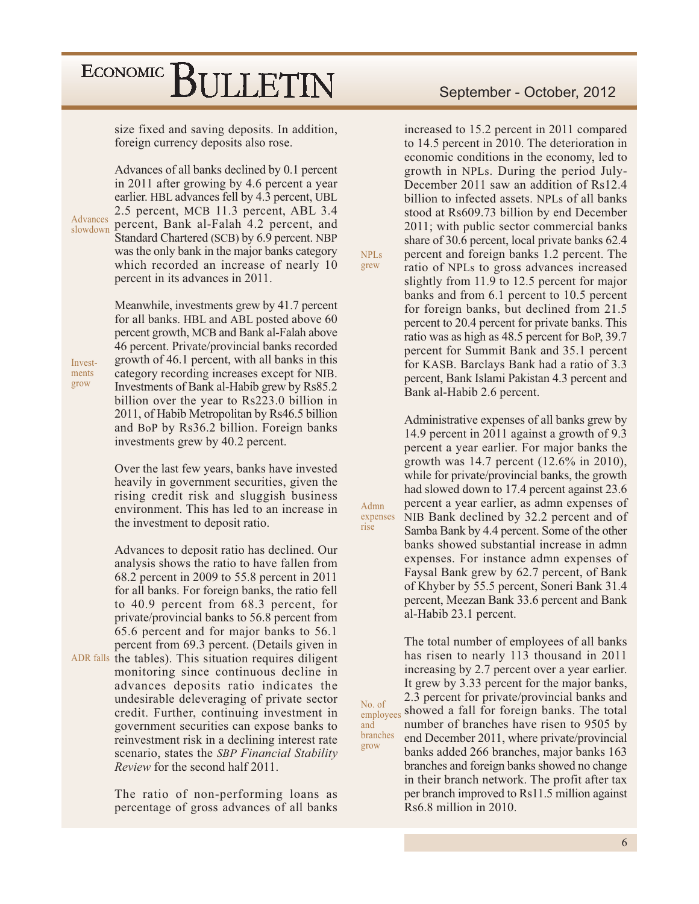size fixed and saving deposits. In addition, foreign currency deposits also rose.

**Advances slowdown**

Advances of all banks declined by 0.1 percent in 2011 after growing by 4.6 percent a year earlier. HBL advances fell by 4.3 percent, UBL 2.5 percent, MCB 11.3 percent, ABL 3.4 percent, Bank al-Falah 4.2 percent, and Standard Chartered (SCB) by 6.9 percent. NBP was the only bank in the major banks category which recorded an increase of nearly 10 percent in its advances in 2011.

**Investments grow**

Meanwhile, investments grew by 41.7 percent for all banks. HBL and ABL posted above 60 percent growth, MCB and Bank al-Falah above 46 percent. Private/provincial banks recorded growth of 46.1 percent, with all banks in this category recording increases except for NIB. Investments of Bank al-Habib grew by Rs85.2 billion over the year to Rs223.0 billion in 2011, of Habib Metropolitan by Rs46.5 billion and BoP by Rs36.2 billion. Foreign banks investments grew by 40.2 percent.

Over the last few years, banks have invested heavily in government securities, given the rising credit risk and sluggish business environment. This has led to an increase in the investment to deposit ratio.

**ADR falls**

Advances to deposit ratio has declined. Our analysis shows the ratio to have fallen from 68.2 percent in 2009 to 55.8 percent in 2011 for all banks. For foreign banks, the ratio fell to 40.9 percent from 68.3 percent, for private/provincial banks to 56.8 percent from 65.6 percent and for major banks to 56.1 percent from 69.3 percent. (Details given in the tables). This situation requires diligent monitoring since continuous decline in advances deposits ratio indicates the undesirable deleveraging of private sector credit. Further, continuing investment in government securities can expose banks to reinvestment risk in a declining interest rate scenario, states the *SBP Financial Stability Review* for the second half 2011.

**NPLs grew**

The ratio of non-performing loans as percentage of gross advances of all banks increased to 15.2 percent in 2011 compared to 14.5 percent in 2010. The deterioration in economic conditions in the economy, led to growth in NPLs. During the period July-December 2011 saw an addition of Rs12.4 billion to infected assets. NPLs of all banks stood at Rs609.73 billion by end December 2011; with public sector commercial banks share of 30.6 percent, local private banks 62.4 percent and foreign banks 1.2 percent. The ratio of NPLs to gross advances increased slightly from 11.9 to 12.5 percent for major banks and from 6.1 percent to 10.5 percent for foreign banks, but declined from 21.5 percent to 20.4 percent for private banks. This ratio was as high as 48.5 percent for BoP, 39.7 percent for Summit Bank and 35.1 percent for KASB. Barclays Bank had a ratio of 3.3 percent, Bank Islami Pakistan 4.3 percent and Bank al-Habib 2.6 percent.

**Admn expenses rise**

Administrative expenses of all banks grew by 14.9 percent in 2011 against a growth of 9.3 percent a year earlier. For major banks the growth was 14.7 percent (12.6% in 2010), while for private/provincial banks, the growth had slowed down to 17.4 percent against 23.6 percent a year earlier, as admn expenses of NIB Bank declined by 32.2 percent and of Samba Bank by 4.4 percent. Some of the other banks showed substantial increase in admn expenses. For instance admn expenses of Faysal Bank grew by 62.7 percent, of Bank of Khyber by 55.5 percent, Soneri Bank 31.4 percent, Meezan Bank 33.6 percent and Bank al-Habib 23.1 percent.

**No. of employees and branches grow**

The total number of employees of all banks has risen to nearly 113 thousand in 2011 increasing by 2.7 percent over a year earlier. It grew by 3.33 percent for the major banks, 2.3 percent for private/provincial banks and showed a fall for foreign banks. The total number of branches have risen to 9505 by end December 2011, where private/provincial banks added 266 branches, major banks 163 branches and foreign banks showed no change in their branch network. The profit after tax per branch improved to Rs11.5 million against Rs6.8 million in 2010.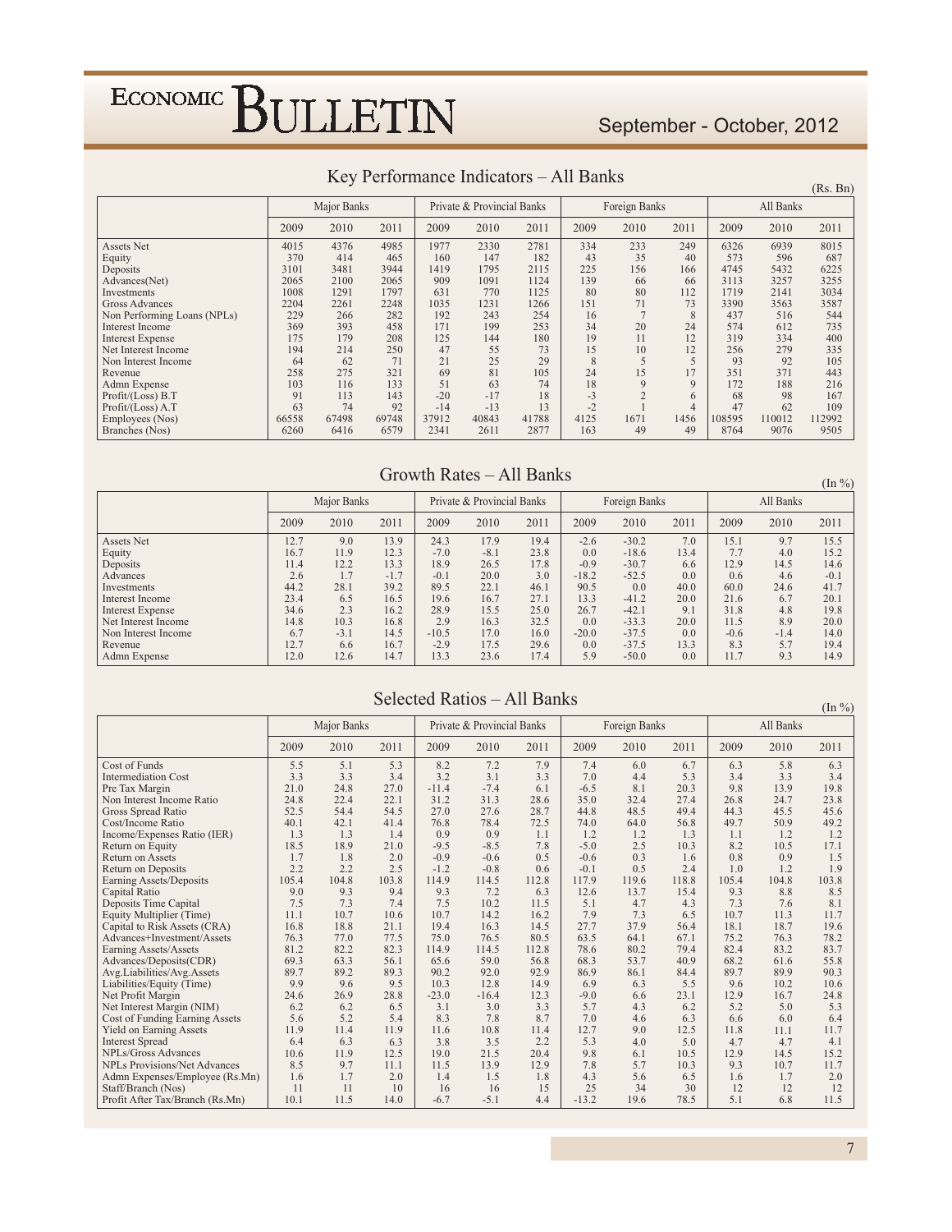## Key Performance Indicators – All Banks

(Rs. Bn)

| | Major Banks | | | Private & Provincial Banks | | | Foreign Banks | | | All Banks | | |
|---|---|---|---|---|---|---|---|---|---|---|---|---|
| | 2009 | 2010 | 2011 | 2009 | 2010 | 2011 | 2009 | 2010 | 2011 | 2009 | 2010 | 2011 |
| Assets Net | 4015 | 4376 | 4985 | 1977 | 2330 | 2781 | 334 | 233 | 249 | 6326 | 6939 | 8015 |
| Equity | 370 | 414 | 465 | 160 | 147 | 182 | 43 | 35 | 40 | 573 | 596 | 687 |
| Deposits | 3101 | 3481 | 3944 | 1419 | 1795 | 2115 | 225 | 156 | 166 | 4745 | 5432 | 6225 |
| Advances(Net) | 2065 | 2100 | 2065 | 909 | 1091 | 1124 | 139 | 66 | 66 | 3113 | 3257 | 3255 |
| Investments | 1008 | 1291 | 1797 | 631 | 770 | 1125 | 80 | 80 | 112 | 1719 | 2141 | 3034 |
| Gross Advances | 2204 | 2261 | 2248 | 1035 | 1231 | 1266 | 151 | 71 | 73 | 3390 | 3563 | 3587 |
| Non Performing Loans (NPLs) | 229 | 266 | 282 | 192 | 243 | 254 | 16 | 7 | 8 | 437 | 516 | 544 |
| Interest Income | 369 | 393 | 458 | 171 | 199 | 253 | 34 | 20 | 24 | 574 | 612 | 735 |
| Interest Expense | 175 | 179 | 208 | 125 | 144 | 180 | 19 | 11 | 12 | 319 | 334 | 400 |
| Net Interest Income | 194 | 214 | 250 | 47 | 55 | 73 | 15 | 10 | 12 | 256 | 279 | 335 |
| Non Interest Income | 64 | 62 | 71 | 21 | 25 | 29 | 8 | 5 | 5 | 93 | 92 | 105 |
| Revenue | 258 | 275 | 321 | 69 | 81 | 105 | 24 | 15 | 17 | 351 | 371 | 443 |
| Admn Expense | 103 | 116 | 133 | 51 | 63 | 74 | 18 | 9 | 9 | 172 | 188 | 216 |
| Profit/(Loss) B.T | 91 | 113 | 143 | -20 | -17 | 18 | -3 | 2 | 6 | 68 | 98 | 167 |
| Profit/(Loss) A.T | 63 | 74 | 92 | -14 | -13 | 13 | -2 | 1 | 4 | 47 | 62 | 109 |
| Employees (Nos) | 66558 | 67498 | 69748 | 37912 | 40843 | 41788 | 4125 | 1671 | 1456 | 108595 | 110012 | 112992 |
| Branches (Nos) | 6260 | 6416 | 6579 | 2341 | 2611 | 2877 | 163 | 49 | 49 | 8764 | 9076 | 9505 |

## Growth Rates – All Banks

(In %)

| | Major Banks | | | Private & Provincial Banks | | | Foreign Banks | | | All Banks | | |
|---|---|---|---|---|---|---|---|---|---|---|---|---|
| | 2009 | 2010 | 2011 | 2009 | 2010 | 2011 | 2009 | 2010 | 2011 | 2009 | 2010 | 2011 |
| Assets Net | 12.7 | 9.0 | 13.9 | 24.3 | 17.9 | 19.4 | -2.6 | -30.2 | 7.0 | 15.1 | 9.7 | 15.5 |
| Equity | 16.7 | 11.9 | 12.3 | -7.0 | -8.1 | 23.8 | 0.0 | -18.6 | 13.4 | 7.7 | 4.0 | 15.2 |
| Deposits | 11.4 | 12.2 | 13.3 | 18.9 | 26.5 | 17.8 | -0.9 | -30.7 | 6.6 | 12.9 | 14.5 | 14.6 |
| Advances | 2.6 | 1.7 | -1.7 | -0.1 | 20.0 | 3.0 | -18.2 | -52.5 | 0.0 | 0.6 | 4.6 | -0.1 |
| Investments | 44.2 | 28.1 | 39.2 | 89.5 | 22.1 | 46.1 | 90.5 | 0.0 | 40.0 | 60.0 | 24.6 | 41.7 |
| Interest Income | 23.4 | 6.5 | 16.5 | 19.6 | 16.7 | 27.1 | 13.3 | -41.2 | 20.0 | 21.6 | 6.7 | 20.1 |
| Interest Expense | 34.6 | 2.3 | 16.2 | 28.9 | 15.5 | 25.0 | 26.7 | -42.1 | 9.1 | 31.8 | 4.8 | 19.8 |
| Net Interest Income | 14.8 | 10.3 | 16.8 | 2.9 | 16.3 | 32.5 | 0.0 | -33.3 | 20.0 | 11.5 | 8.9 | 20.0 |
| Non Interest Income | 6.7 | -3.1 | 14.5 | -10.5 | 17.0 | 16.0 | -20.0 | -37.5 | 0.0 | -0.6 | -1.4 | 14.0 |
| Revenue | 12.7 | 6.6 | 16.7 | -2.9 | 17.5 | 29.6 | 0.0 | -37.5 | 13.3 | 8.3 | 5.7 | 19.4 |
| Admn Expense | 12.0 | 12.6 | 14.7 | 13.3 | 23.6 | 17.4 | 5.9 | -50.0 | 0.0 | 11.7 | 9.3 | 14.9 |

## Selected Ratios – All Banks

(In %)

| | Major Banks | | | Private & Provincial Banks | | | Foreign Banks | | | All Banks | | |
|---|---|---|---|---|---|---|---|---|---|---|---|---|
| | 2009 | 2010 | 2011 | 2009 | 2010 | 2011 | 2009 | 2010 | 2011 | 2009 | 2010 | 2011 |
| Cost of Funds | 5.5 | 5.1 | 5.3 | 8.2 | 7.2 | 7.9 | 7.4 | 6.0 | 6.7 | 6.3 | 5.8 | 6.3 |
| Intermediation Cost | 3.3 | 3.3 | 3.4 | 3.2 | 3.1 | 3.3 | 7.0 | 4.4 | 5.3 | 3.4 | 3.3 | 3.4 |
| Pre Tax Margin | 21.0 | 24.8 | 27.0 | -11.4 | -7.4 | 6.1 | -6.5 | 8.1 | 20.3 | 9.8 | 13.9 | 19.8 |
| Non Interest Income Ratio | 24.8 | 22.4 | 22.1 | 31.2 | 31.3 | 28.6 | 35.0 | 32.4 | 27.4 | 26.8 | 24.7 | 23.8 |
| Gross Spread Ratio | 52.5 | 54.4 | 54.5 | 27.0 | 27.6 | 28.7 | 44.8 | 48.5 | 49.4 | 44.3 | 45.5 | 45.6 |
| Cost/Income Ratio | 40.1 | 42.1 | 41.4 | 76.8 | 78.4 | 72.5 | 74.0 | 64.0 | 56.8 | 49.7 | 50.9 | 49.2 |
| Income/Expenses Ratio (IER) | 1.3 | 1.3 | 1.4 | 0.9 | 0.9 | 1.1 | 1.2 | 1.2 | 1.3 | 1.1 | 1.2 | 1.2 |
| Return on Equity | 18.5 | 18.9 | 21.0 | -9.5 | -8.5 | 7.8 | -5.0 | 2.5 | 10.3 | 8.2 | 10.5 | 17.1 |
| Return on Assets | 1.7 | 1.8 | 2.0 | -0.9 | -0.6 | 0.5 | -0.6 | 0.3 | 1.6 | 0.8 | 0.9 | 1.5 |
| Return on Deposits | 2.2 | 2.2 | 2.5 | -1.2 | -0.8 | 0.6 | -0.1 | 0.5 | 2.4 | 1.0 | 1.2 | 1.9 |
| Earning Assets/Deposits | 105.4 | 104.8 | 103.8 | 114.9 | 114.5 | 112.8 | 117.9 | 119.6 | 118.8 | 105.4 | 104.8 | 103.8 |
| Capital Ratio | 9.0 | 9.3 | 9.4 | 9.3 | 7.2 | 6.3 | 12.6 | 13.7 | 15.4 | 9.3 | 8.8 | 8.5 |
| Deposits Time Capital | 7.5 | 7.3 | 7.4 | 7.5 | 10.2 | 11.5 | 5.1 | 4.7 | 4.3 | 7.3 | 7.6 | 8.1 |
| Equity Multiplier (Time) | 11.1 | 10.7 | 10.6 | 10.7 | 14.2 | 16.2 | 7.9 | 7.3 | 6.5 | 10.7 | 11.3 | 11.7 |
| Capital to Risk Assets (CRA) | 16.8 | 18.8 | 21.1 | 19.4 | 16.3 | 14.5 | 27.7 | 37.9 | 56.4 | 18.1 | 18.7 | 19.6 |
| Advances+Investment/Assets | 76.3 | 77.0 | 77.5 | 75.0 | 76.5 | 80.5 | 63.5 | 64.1 | 67.1 | 75.2 | 76.3 | 78.2 |
| Earning Assets/Assets | 81.2 | 82.2 | 82.3 | 114.9 | 114.5 | 112.8 | 78.6 | 80.2 | 79.4 | 82.4 | 83.2 | 83.7 |
| Advances/Deposits(CDR) | 69.3 | 63.3 | 56.1 | 65.6 | 59.0 | 56.8 | 68.3 | 53.7 | 40.9 | 68.2 | 61.6 | 55.8 |
| Avg.Liabilities/Avg.Assets | 89.7 | 89.2 | 89.3 | 90.2 | 92.0 | 92.9 | 86.9 | 86.1 | 84.4 | 89.7 | 89.9 | 90.3 |
| Liabilities/Equity (Time) | 9.9 | 9.6 | 9.5 | 10.3 | 12.8 | 14.9 | 6.9 | 6.3 | 5.5 | 9.6 | 10.2 | 10.6 |
| Net Profit Margin | 24.6 | 26.9 | 28.8 | -23.0 | -16.4 | 12.3 | -9.0 | 6.6 | 23.1 | 12.9 | 16.7 | 24.8 |
| Net Interest Margin (NIM) | 6.2 | 6.2 | 6.5 | 3.1 | 3.0 | 3.3 | 5.7 | 4.3 | 6.2 | 5.2 | 5.0 | 5.3 |
| Cost of Funding Earning Assets | 5.6 | 5.2 | 5.4 | 8.3 | 7.8 | 8.7 | 7.0 | 4.6 | 6.3 | 6.6 | 6.0 | 6.4 |
| Yield on Earning Assets | 11.9 | 11.4 | 11.9 | 11.6 | 10.8 | 11.4 | 12.7 | 9.0 | 12.5 | 11.8 | 11.1 | 11.7 |
| Interest Spread | 6.4 | 6.3 | 6.3 | 3.8 | 3.5 | 2.2 | 5.3 | 4.0 | 5.0 | 4.7 | 4.7 | 4.1 |
| NPLs/Gross Advances | 10.6 | 11.9 | 12.5 | 19.0 | 21.5 | 20.4 | 9.8 | 6.1 | 10.5 | 12.9 | 14.5 | 15.2 |
| NPLs Provisions/Net Advances | 8.5 | 9.7 | 11.1 | 11.5 | 13.9 | 12.9 | 7.8 | 5.7 | 10.3 | 9.3 | 10.7 | 11.7 |
| Admn Expenses/Employee (Rs.Mn) | 1.6 | 1.7 | 2.0 | 1.4 | 1.5 | 1.8 | 4.3 | 5.6 | 6.5 | 1.6 | 1.7 | 2.0 |
| Staff/Branch (Nos) | 11 | 11 | 10 | 16 | 16 | 15 | 25 | 34 | 30 | 12 | 12 | 12 |
| Profit After Tax/Branch (Rs.Mn) | 10.1 | 11.5 | 14.0 | -6.7 | -5.1 | 4.4 | -13.2 | 19.6 | 78.5 | 5.1 | 6.8 | 11.5 |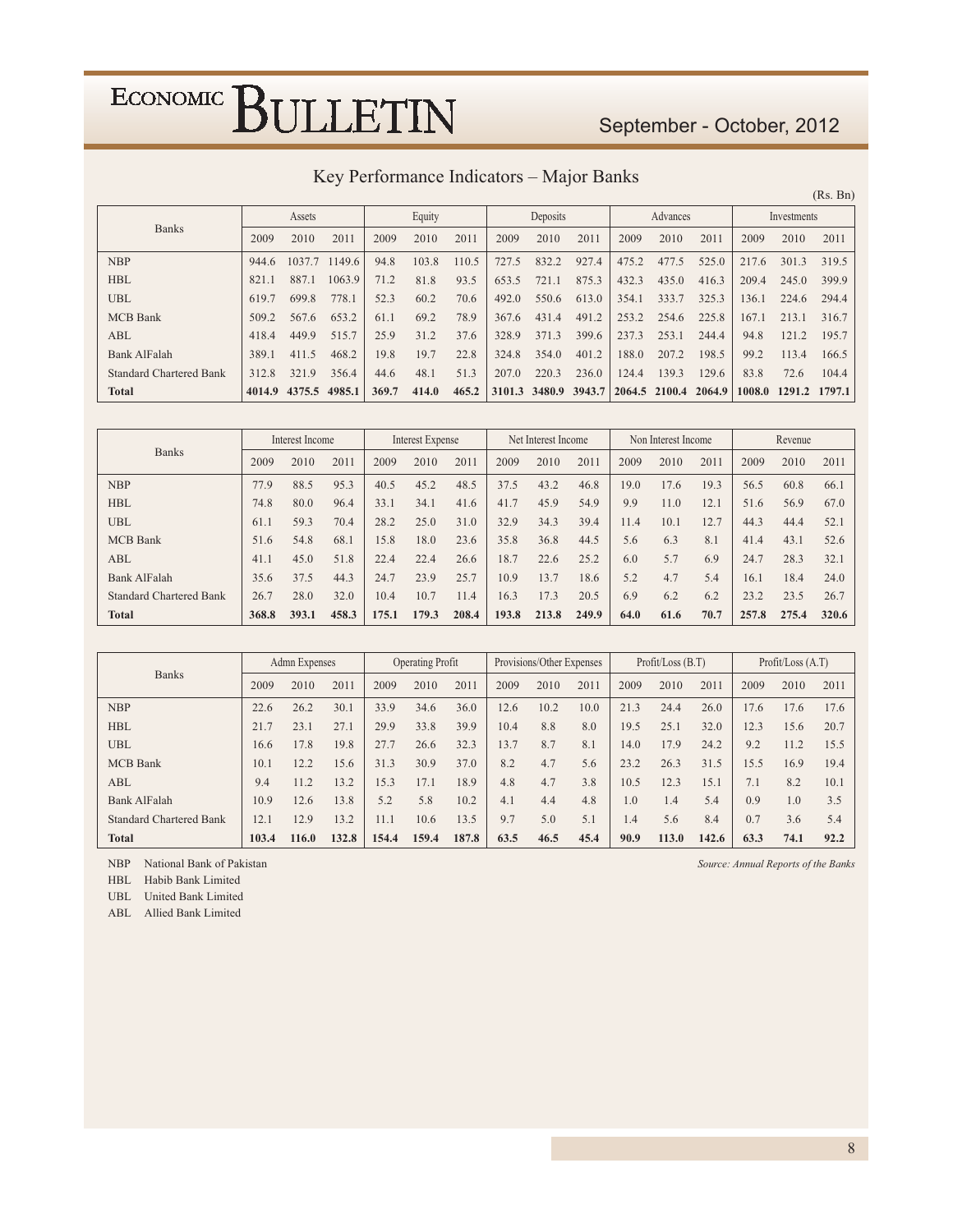## Key Performance Indicators – Major Banks

(Rs. Bn)

| Banks | Assets | | | Equity | | | Deposits | | | Advances | | | Investments | | |
|---|---|---|---|---|---|---|---|---|---|---|---|---|---|---|---|
| | 2009 | 2010 | 2011 | 2009 | 2010 | 2011 | 2009 | 2010 | 2011 | 2009 | 2010 | 2011 | 2009 | 2010 | 2011 |
| NBP | 944.6 | 1037.7 | 1149.6 | 94.8 | 103.8 | 110.5 | 727.5 | 832.2 | 927.4 | 475.2 | 477.5 | 525.0 | 217.6 | 301.3 | 319.5 |
| HBL | 821.1 | 887.1 | 1063.9 | 71.2 | 81.8 | 93.5 | 653.5 | 721.1 | 875.3 | 432.3 | 435.0 | 416.3 | 209.4 | 245.0 | 399.9 |
| UBL | 619.7 | 699.8 | 778.1 | 52.3 | 60.2 | 70.6 | 492.0 | 550.6 | 613.0 | 354.1 | 333.7 | 325.3 | 136.1 | 224.6 | 294.4 |
| MCB Bank | 509.2 | 567.6 | 653.2 | 61.1 | 69.2 | 78.9 | 367.6 | 431.4 | 491.2 | 253.2 | 254.6 | 225.8 | 167.1 | 213.1 | 316.7 |
| ABL | 418.4 | 449.9 | 515.7 | 25.9 | 31.2 | 37.6 | 328.9 | 371.3 | 399.6 | 237.3 | 253.1 | 244.4 | 94.8 | 121.2 | 195.7 |
| Bank AlFalah | 389.1 | 411.5 | 468.2 | 19.8 | 19.7 | 22.8 | 324.8 | 354.0 | 401.2 | 188.0 | 207.2 | 198.5 | 99.2 | 113.4 | 166.5 |
| Standard Chartered Bank | 312.8 | 321.9 | 356.4 | 44.6 | 48.1 | 51.3 | 207.0 | 220.3 | 236.0 | 124.4 | 139.3 | 129.6 | 83.8 | 72.6 | 104.4 |
| **Total** | **4014.9** | **4375.5** | **4985.1** | **369.7** | **414.0** | **465.2** | **3101.3** | **3480.9** | **3943.7** | **2064.5** | **2100.4** | **2064.9** | **1008.0** | **1291.2** | **1797.1** |

| Banks | Interest Income | | | Interest Expense | | | Net Interest Income | | | Non Interest Income | | | Revenue | | |
|---|---|---|---|---|---|---|---|---|---|---|---|---|---|---|---|
| | 2009 | 2010 | 2011 | 2009 | 2010 | 2011 | 2009 | 2010 | 2011 | 2009 | 2010 | 2011 | 2009 | 2010 | 2011 |
| NBP | 77.9 | 88.5 | 95.3 | 40.5 | 45.2 | 48.5 | 37.5 | 43.2 | 46.8 | 19.0 | 17.6 | 19.3 | 56.5 | 60.8 | 66.1 |
| HBL | 74.8 | 80.0 | 96.4 | 33.1 | 34.1 | 41.6 | 41.7 | 45.9 | 54.9 | 9.9 | 11.0 | 12.1 | 51.6 | 56.9 | 67.0 |
| UBL | 61.1 | 59.3 | 70.4 | 28.2 | 25.0 | 31.0 | 32.9 | 34.3 | 39.4 | 11.4 | 10.1 | 12.7 | 44.3 | 44.4 | 52.1 |
| MCB Bank | 51.6 | 54.8 | 68.1 | 15.8 | 18.0 | 23.6 | 35.8 | 36.8 | 44.5 | 5.6 | 6.3 | 8.1 | 41.4 | 43.1 | 52.6 |
| ABL | 41.1 | 45.0 | 51.8 | 22.4 | 22.4 | 26.6 | 18.7 | 22.6 | 25.2 | 6.0 | 5.7 | 6.9 | 24.7 | 28.3 | 32.1 |
| Bank AlFalah | 35.6 | 37.5 | 44.3 | 24.7 | 23.9 | 25.7 | 10.9 | 13.7 | 18.6 | 5.2 | 4.7 | 5.4 | 16.1 | 18.4 | 24.0 |
| Standard Chartered Bank | 26.7 | 28.0 | 32.0 | 10.4 | 10.7 | 11.4 | 16.3 | 17.3 | 20.5 | 6.9 | 6.2 | 6.2 | 23.2 | 23.5 | 26.7 |
| **Total** | **368.8** | **393.1** | **458.3** | **175.1** | **179.3** | **208.4** | **193.8** | **213.8** | **249.9** | **64.0** | **61.6** | **70.7** | **257.8** | **275.4** | **320.6** |

| Banks | Admn Expenses | | | Operating Profit | | | Provisions/Other Expenses | | | Profit/Loss (B.T) | | | Profit/Loss (A.T) | | |
|---|---|---|---|---|---|---|---|---|---|---|---|---|---|---|---|
| | 2009 | 2010 | 2011 | 2009 | 2010 | 2011 | 2009 | 2010 | 2011 | 2009 | 2010 | 2011 | 2009 | 2010 | 2011 |
| NBP | 22.6 | 26.2 | 30.1 | 33.9 | 34.6 | 36.0 | 12.6 | 10.2 | 10.0 | 21.3 | 24.4 | 26.0 | 17.6 | 17.6 | 17.6 |
| HBL | 21.7 | 23.1 | 27.1 | 29.9 | 33.8 | 39.9 | 10.4 | 8.8 | 8.0 | 19.5 | 25.1 | 32.0 | 12.3 | 15.6 | 20.7 |
| UBL | 16.6 | 17.8 | 19.8 | 27.7 | 26.6 | 32.3 | 13.7 | 8.7 | 8.1 | 14.0 | 17.9 | 24.2 | 9.2 | 11.2 | 15.5 |
| MCB Bank | 10.1 | 12.2 | 15.6 | 31.3 | 30.9 | 37.0 | 8.2 | 4.7 | 5.6 | 23.2 | 26.3 | 31.5 | 15.5 | 16.9 | 19.4 |
| ABL | 9.4 | 11.2 | 13.2 | 15.3 | 17.1 | 18.9 | 4.8 | 4.7 | 3.8 | 10.5 | 12.3 | 15.1 | 7.1 | 8.2 | 10.1 |
| Bank AlFalah | 10.9 | 12.6 | 13.8 | 5.2 | 5.8 | 10.2 | 4.1 | 4.4 | 4.8 | 1.0 | 1.4 | 5.4 | 0.9 | 1.0 | 3.5 |
| Standard Chartered Bank | 12.1 | 12.9 | 13.2 | 11.1 | 10.6 | 13.5 | 9.7 | 5.0 | 5.1 | 1.4 | 5.6 | 8.4 | 0.7 | 3.6 | 5.4 |
| **Total** | **103.4** | **116.0** | **132.8** | **154.4** | **159.4** | **187.8** | **63.5** | **46.5** | **45.4** | **90.9** | **113.0** | **142.6** | **63.3** | **74.1** | **92.2** |

NBP National Bank of Pakistan

HBL Habib Bank Limited

UBL United Bank Limited

ABL Allied Bank Limited

*Source: Annual Reports of the Banks*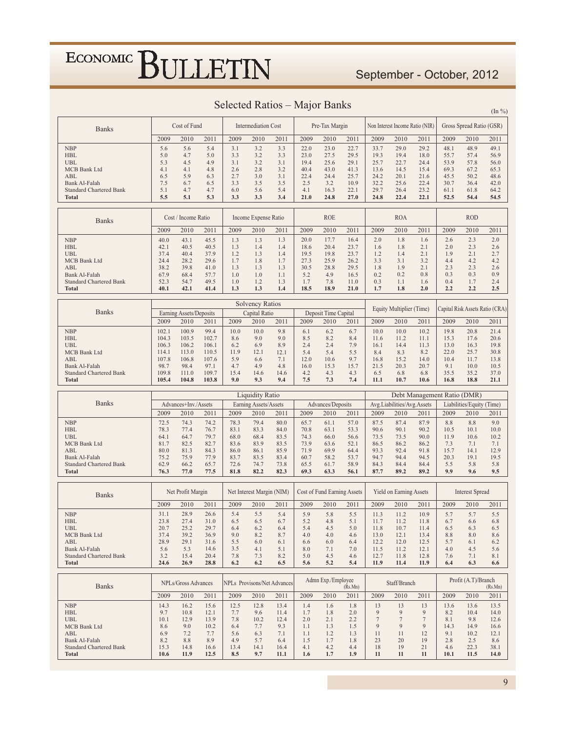## Selected Ratios – Major Banks

(In %)

| Banks | Cost of Fund | | | Intermediation Cost | | | Pre-Tax Margin | | | Non Interest Income Ratio (NIR) | | | Gross Spread Ratio (GSR) | | |
|---|---|---|---|---|---|---|---|---|---|---|---|---|---|---|---|
| | 2009 | 2010 | 2011 | 2009 | 2010 | 2011 | 2009 | 2010 | 2011 | 2009 | 2010 | 2011 | 2009 | 2010 | 2011 |
| NBP | 5.6 | 5.6 | 5.4 | 3.1 | 3.2 | 3.3 | 22.0 | 23.0 | 22.7 | 33.7 | 29.0 | 29.2 | 48.1 | 48.9 | 49.1 |
| HBL | 5.0 | 4.7 | 5.0 | 3.3 | 3.2 | 3.3 | 23.0 | 27.5 | 29.5 | 19.3 | 19.4 | 18.0 | 55.7 | 57.4 | 56.9 |
| UBL | 5.3 | 4.5 | 4.9 | 3.1 | 3.2 | 3.1 | 19.4 | 25.6 | 29.1 | 25.7 | 22.7 | 24.4 | 53.9 | 57.8 | 56.0 |
| MCB Bank Ltd | 4.1 | 4.1 | 4.8 | 2.6 | 2.8 | 3.2 | 40.4 | 43.0 | 41.3 | 13.6 | 14.5 | 15.4 | 69.3 | 67.2 | 65.3 |
| ABL | 6.5 | 5.9 | 6.3 | 2.7 | 3.0 | 3.1 | 22.4 | 24.4 | 25.7 | 24.2 | 20.1 | 21.6 | 45.5 | 50.2 | 48.6 |
| Bank Al-Falah | 7.5 | 6.7 | 6.5 | 3.3 | 3.5 | 3.5 | 2.5 | 3.2 | 10.9 | 32.2 | 25.6 | 22.4 | 30.7 | 36.4 | 42.0 |
| Standard Chartered Bank | 5.1 | 4.7 | 4.7 | 6.0 | 5.6 | 5.4 | 4.1 | 16.3 | 22.1 | 29.7 | 26.4 | 23.2 | 61.1 | 61.8 | 64.2 |
| **Total** | **5.5** | **5.1** | **5.3** | **3.3** | **3.3** | **3.4** | **21.0** | **24.8** | **27.0** | **24.8** | **22.4** | **22.1** | **52.5** | **54.4** | **54.5** |

| Banks | Cost / Income Ratio | | | Income Expense Ratio | | | ROE | | | ROA | | | ROD | | |
|---|---|---|---|---|---|---|---|---|---|---|---|---|---|---|---|
| | 2009 | 2010 | 2011 | 2009 | 2010 | 2011 | 2009 | 2010 | 2011 | 2009 | 2010 | 2011 | 2009 | 2010 | 2011 |
| NBP | 40.0 | 43.1 | 45.5 | 1.3 | 1.3 | 1.3 | 20.0 | 17.7 | 16.4 | 2.0 | 1.8 | 1.6 | 2.6 | 2.3 | 2.0 |
| HBL | 42.1 | 40.5 | 40.5 | 1.3 | 1.4 | 1.4 | 18.6 | 20.4 | 23.7 | 1.6 | 1.8 | 2.1 | 2.0 | 2.3 | 2.6 |
| UBL | 37.4 | 40.4 | 37.9 | 1.2 | 1.3 | 1.4 | 19.5 | 19.8 | 23.7 | 1.2 | 1.4 | 2.1 | 1.9 | 2.1 | 2.7 |
| MCB Bank Ltd | 24.4 | 28.2 | 29.6 | 1.7 | 1.8 | 1.7 | 27.3 | 25.9 | 26.2 | 3.3 | 3.1 | 3.2 | 4.4 | 4.2 | 4.2 |
| ABL | 38.2 | 39.8 | 41.0 | 1.3 | 1.3 | 1.3 | 30.5 | 28.8 | 29.5 | 1.8 | 1.9 | 2.1 | 2.3 | 2.3 | 2.6 |
| Bank Al-Falah | 67.9 | 68.4 | 57.7 | 1.0 | 1.0 | 1.1 | 5.2 | 4.9 | 16.5 | 0.2 | 0.2 | 0.8 | 0.3 | 0.3 | 0.9 |
| Standard Chartered Bank | 52.3 | 54.7 | 49.5 | 1.0 | 1.2 | 1.3 | 1.7 | 7.8 | 11.0 | 0.3 | 1.1 | 1.6 | 0.4 | 1.7 | 2.4 |
| **Total** | **40.1** | **42.1** | **41.4** | **1.3** | **1.3** | **1.4** | **18.5** | **18.9** | **21.0** | **1.7** | **1.8** | **2.0** | **2.2** | **2.2** | **2.5** |

| Banks | Solvency Ratios | | | | | | | | | Equity Multiplier (Time) | | | Capital Risk Assets Ratio (CRA) | | |
|---|---|---|---|---|---|---|---|---|---|---|---|---|---|---|---|
| | Earning Assets/Deposits | | | Capital Ratio | | | Deposit Time Capital | | | | | | | | |
| | 2009 | 2010 | 2011 | 2009 | 2010 | 2011 | 2009 | 2010 | 2011 | 2009 | 2010 | 2011 | 2009 | 2010 | 2011 |
| NBP | 102.1 | 100.9 | 99.4 | 10.0 | 10.0 | 9.8 | 6.1 | 6.2 | 6.7 | 10.0 | 10.0 | 10.2 | 19.8 | 20.8 | 21.4 |
| HBL | 104.3 | 103.5 | 102.7 | 8.6 | 9.0 | 9.0 | 8.5 | 8.2 | 8.4 | 11.6 | 11.2 | 11.1 | 15.3 | 17.6 | 20.6 |
| UBL | 106.3 | 106.2 | 106.1 | 6.2 | 6.9 | 8.9 | 2.4 | 2.4 | 7.9 | 16.1 | 14.4 | 11.3 | 13.0 | 16.3 | 19.8 |
| MCB Bank Ltd | 114.1 | 113.0 | 110.5 | 11.9 | 12.1 | 12.1 | 5.4 | 5.4 | 5.5 | 8.4 | 8.3 | 8.2 | 22.0 | 25.7 | 30.8 |
| ABL | 107.8 | 106.8 | 107.6 | 5.9 | 6.6 | 7.1 | 12.0 | 10.6 | 9.7 | 16.8 | 15.2 | 14.0 | 10.4 | 11.7 | 13.8 |
| Bank Al-Falah | 98.7 | 98.4 | 97.1 | 4.7 | 4.9 | 4.8 | 16.0 | 15.3 | 15.7 | 21.5 | 20.3 | 20.7 | 9.1 | 10.0 | 10.5 |
| Standard Chartered Bank | 109.8 | 111.0 | 109.7 | 15.4 | 14.6 | 14.6 | 4.2 | 4.3 | 4.3 | 6.5 | 6.8 | 6.8 | 35.5 | 35.2 | 37.0 |
| **Total** | **105.4** | **104.8** | **103.8** | **9.0** | **9.3** | **9.4** | **7.5** | **7.3** | **7.4** | **11.1** | **10.7** | **10.6** | **16.8** | **18.8** | **21.1** |

| Banks | Liquidity Ratio | | | | | | | | | Debt Management Ratio (DMR) | | | | | |
|---|---|---|---|---|---|---|---|---|---|---|---|---|---|---|---|
| | Advances+Inv./Assets | | | Earning Assets/Assets | | | Advances/Deposits | | | Avg.Liabilities/Avg.Assets | | | Liabilities/Equity (Time) | | |
| | 2009 | 2010 | 2011 | 2009 | 2010 | 2011 | 2009 | 2010 | 2011 | 2009 | 2010 | 2011 | 2009 | 2010 | 2011 |
| NBP | 72.5 | 74.3 | 74.2 | 78.3 | 79.4 | 80.0 | 65.7 | 61.1 | 57.0 | 87.5 | 87.4 | 87.9 | 8.8 | 8.8 | 9.0 |
| HBL | 78.3 | 77.4 | 76.7 | 83.1 | 83.3 | 84.0 | 70.8 | 63.1 | 53.3 | 90.6 | 90.1 | 90.2 | 10.5 | 10.1 | 10.0 |
| UBL | 64.1 | 64.7 | 79.7 | 68.0 | 68.4 | 83.5 | 74.3 | 66.0 | 56.6 | 73.5 | 73.5 | 90.0 | 11.9 | 10.6 | 10.2 |
| MCB Bank Ltd | 81.7 | 82.5 | 82.7 | 83.6 | 83.9 | 83.5 | 73.9 | 63.6 | 52.1 | 86.5 | 86.2 | 86.2 | 7.3 | 7.1 | 7.1 |
| ABL | 80.0 | 81.3 | 84.3 | 86.0 | 86.1 | 85.9 | 71.9 | 69.9 | 64.4 | 93.3 | 92.4 | 91.8 | 15.7 | 14.1 | 12.9 |
| Bank Al-Falah | 75.2 | 75.9 | 77.9 | 83.7 | 83.5 | 83.4 | 60.7 | 58.2 | 53.7 | 94.7 | 94.4 | 94.5 | 20.3 | 19.1 | 19.5 |
| Standard Chartered Bank | 62.9 | 66.2 | 65.7 | 72.6 | 74.7 | 73.8 | 65.5 | 61.7 | 58.9 | 84.3 | 84.4 | 84.4 | 5.5 | 5.8 | 5.8 |
| **Total** | **76.3** | **77.0** | **77.5** | **81.8** | **82.2** | **82.3** | **69.3** | **63.3** | **56.1** | **87.7** | **89.2** | **89.2** | **9.9** | **9.6** | **9.5** |

| Banks | Net Profit Margin | | | Net Interest Margin (NIM) | | | Cost of Fund Earning Assets | | | Yield on Earning Assets | | | Interest Spread | | |
|---|---|---|---|---|---|---|---|---|---|---|---|---|---|---|---|
| | 2009 | 2010 | 2011 | 2009 | 2010 | 2011 | 2009 | 2010 | 2011 | 2009 | 2010 | 2011 | 2009 | 2010 | 2011 |
| NBP | 31.1 | 28.9 | 26.6 | 5.4 | 5.5 | 5.4 | 5.9 | 5.8 | 5.5 | 11.3 | 11.2 | 10.9 | 5.7 | 5.7 | 5.5 |
| HBL | 23.8 | 27.4 | 31.0 | 6.5 | 6.5 | 6.7 | 5.2 | 4.8 | 5.1 | 11.7 | 11.2 | 11.8 | 6.7 | 6.6 | 6.8 |
| UBL | 20.7 | 25.2 | 29.7 | 6.4 | 6.2 | 6.4 | 5.4 | 4.5 | 5.0 | 11.8 | 10.7 | 11.4 | 6.5 | 6.3 | 6.5 |
| MCB Bank Ltd | 37.4 | 39.2 | 36.9 | 9.0 | 8.2 | 8.7 | 4.0 | 4.0 | 4.6 | 13.0 | 12.1 | 13.4 | 8.8 | 8.0 | 8.6 |
| ABL | 28.9 | 29.1 | 31.6 | 5.5 | 6.0 | 6.1 | 6.6 | 6.0 | 6.4 | 12.2 | 12.0 | 12.5 | 5.7 | 6.1 | 6.2 |
| Bank Al-Falah | 5.6 | 5.3 | 14.6 | 3.5 | 4.1 | 5.1 | 8.0 | 7.1 | 7.0 | 11.5 | 11.2 | 12.1 | 4.0 | 4.5 | 5.6 |
| Standard Chartered Bank | 3.2 | 15.4 | 20.4 | 7.8 | 7.3 | 8.2 | 5.0 | 4.5 | 4.6 | 12.7 | 11.8 | 12.8 | 7.6 | 7.1 | 8.1 |
| **Total** | **24.6** | **26.9** | **28.8** | **6.2** | **6.2** | **6.5** | **5.6** | **5.2** | **5.4** | **11.9** | **11.4** | **11.9** | **6.4** | **6.3** | **6.6** |

| Banks | NPLs/Gross Advances | | | NPLs Provisons/Net Advances | | | Admn Exp./Employee (Rs.Mn) | | | Staff/Branch | | | Profit (A.T)/Branch (Rs.Mn) | | |
|---|---|---|---|---|---|---|---|---|---|---|---|---|---|---|---|
| | 2009 | 2010 | 2011 | 2009 | 2010 | 2011 | 2009 | 2010 | 2011 | 2009 | 2010 | 2011 | 2009 | 2010 | 2011 |
| NBP | 14.3 | 16.2 | 15.6 | 12.5 | 12.8 | 13.4 | 1.4 | 1.6 | 1.8 | 13 | 13 | 13 | 13.6 | 13.6 | 13.5 |
| HBL | 9.7 | 10.8 | 12.1 | 7.7 | 9.6 | 11.4 | 1.7 | 1.8 | 2.0 | 9 | 9 | 9 | 8.2 | 10.4 | 14.0 |
| UBL | 10.1 | 12.9 | 13.9 | 7.8 | 10.2 | 12.4 | 2.0 | 2.1 | 2.2 | 7 | 7 | 7 | 8.1 | 9.8 | 12.6 |
| MCB Bank Ltd | 8.6 | 9.0 | 10.2 | 6.4 | 7.7 | 9.3 | 1.1 | 1.3 | 1.5 | 9 | 9 | 9 | 14.3 | 14.9 | 16.6 |
| ABL | 6.9 | 7.2 | 7.7 | 5.6 | 6.3 | 7.1 | 1.1 | 1.2 | 1.3 | 11 | 11 | 12 | 9.1 | 10.2 | 12.1 |
| Bank Al-Falah | 8.2 | 8.8 | 8.9 | 4.9 | 5.7 | 6.4 | 1.5 | 1.7 | 1.8 | 23 | 20 | 19 | 2.8 | 2.5 | 8.6 |
| Standard Chartered Bank | 15.3 | 14.8 | 16.6 | 13.4 | 14.1 | 16.4 | 4.1 | 4.2 | 4.4 | 18 | 19 | 21 | 4.6 | 22.3 | 38.1 |
| **Total** | **10.6** | **11.9** | **12.5** | **8.5** | **9.7** | **11.1** | **1.6** | **1.7** | **1.9** | **11** | **11** | **11** | **10.1** | **11.5** | **14.0** |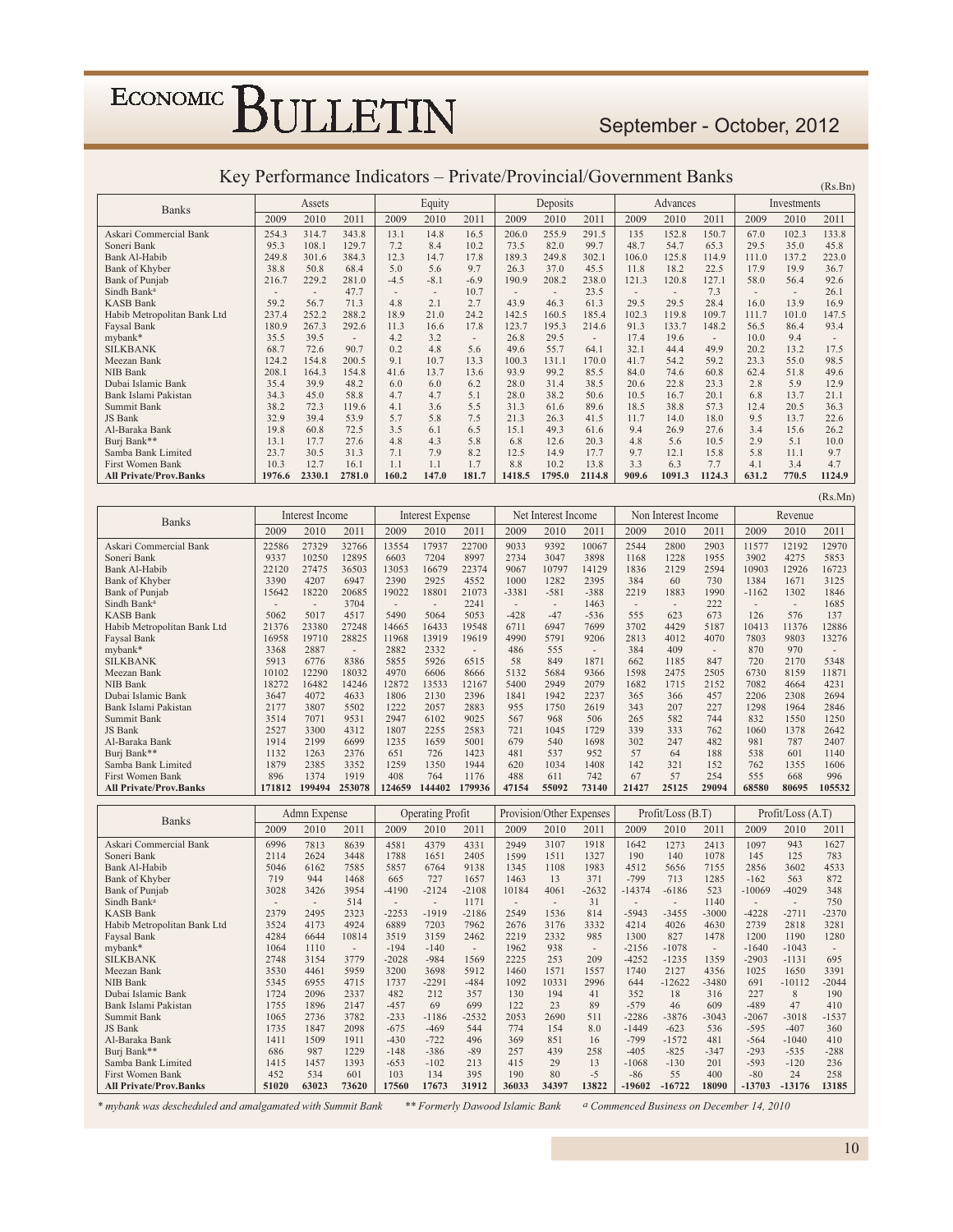## Key Performance Indicators – Private/Provincial/Government Banks

(Rs.Bn)

| Banks | Assets | | | Equity | | | Deposits | | | Advances | | | Investments | | |
|---|---|---|---|---|---|---|---|---|---|---|---|---|---|---|---|
| | 2009 | 2010 | 2011 | 2009 | 2010 | 2011 | 2009 | 2010 | 2011 | 2009 | 2010 | 2011 | 2009 | 2010 | 2011 |
| Askari Commercial Bank | 254.3 | 314.7 | 343.8 | 13.1 | 14.8 | 16.5 | 206.0 | 255.9 | 291.5 | 135 | 152.8 | 150.7 | 67.0 | 102.3 | 133.8 |
| Soneri Bank | 95.3 | 108.1 | 129.7 | 7.2 | 8.4 | 10.2 | 73.5 | 82.0 | 99.7 | 48.7 | 54.7 | 65.3 | 29.5 | 35.0 | 45.8 |
| Bank Al-Habib | 249.8 | 301.6 | 384.3 | 12.3 | 14.7 | 17.8 | 189.3 | 249.8 | 302.1 | 106.0 | 125.8 | 114.9 | 111.0 | 137.2 | 223.0 |
| Bank of Khyber | 38.8 | 50.8 | 68.4 | 5.0 | 5.6 | 9.7 | 26.3 | 37.0 | 45.5 | 11.8 | 18.2 | 22.5 | 17.9 | 19.9 | 36.7 |
| Bank of Punjab | 216.7 | 229.2 | 281.0 | -4.5 | -8.1 | -6.9 | 190.9 | 208.2 | 238.0 | 121.3 | 120.8 | 127.1 | 58.0 | 56.4 | 92.6 |
| Sindh Bank[a] | - | - | 47.7 | - | - | 10.7 | - | - | 23.5 | - | - | 7.3 | - | - | 26.1 |
| KASB Bank | 59.2 | 56.7 | 71.3 | 4.8 | 2.1 | 2.7 | 43.9 | 46.3 | 61.3 | 29.5 | 29.5 | 28.4 | 16.0 | 13.9 | 16.9 |
| Habib Metropolitan Bank Ltd | 237.4 | 252.2 | 288.2 | 18.9 | 21.0 | 24.2 | 142.5 | 160.5 | 185.4 | 102.3 | 119.8 | 109.7 | 111.7 | 101.0 | 147.5 |
| Faysal Bank | 180.9 | 267.3 | 292.6 | 11.3 | 16.6 | 17.8 | 123.7 | 195.3 | 214.6 | 91.3 | 133.7 | 148.2 | 56.5 | 86.4 | 93.4 |
| mybank* | 35.5 | 39.5 | - | 4.2 | 3.2 | - | 26.8 | 29.5 | - | 17.4 | 19.6 | - | 10.0 | 9.4 | - |
| SILKBANK | 68.7 | 72.6 | 90.7 | 0.2 | 4.8 | 5.6 | 49.6 | 55.7 | 64.1 | 32.1 | 44.4 | 49.9 | 20.2 | 13.2 | 17.5 |
| Meezan Bank | 124.2 | 154.8 | 200.5 | 9.1 | 10.7 | 13.3 | 100.3 | 131.1 | 170.0 | 41.7 | 54.2 | 59.2 | 23.3 | 55.0 | 98.5 |
| NIB Bank | 208.1 | 164.3 | 154.8 | 41.6 | 13.7 | 13.6 | 93.9 | 99.2 | 85.5 | 84.0 | 74.6 | 60.8 | 62.4 | 51.8 | 49.6 |
| Dubai Islamic Bank | 35.4 | 39.9 | 48.2 | 6.0 | 6.0 | 6.2 | 28.0 | 31.4 | 38.5 | 20.6 | 22.8 | 23.3 | 2.8 | 5.9 | 12.9 |
| Bank Islami Pakistan | 34.3 | 45.0 | 58.8 | 4.7 | 4.7 | 5.1 | 28.0 | 38.2 | 50.6 | 10.5 | 16.7 | 20.1 | 6.8 | 13.7 | 21.1 |
| Summit Bank | 38.2 | 72.3 | 119.6 | 4.1 | 3.6 | 5.5 | 31.3 | 61.6 | 89.6 | 18.5 | 38.8 | 57.3 | 12.4 | 20.5 | 36.3 |
| JS Bank | 32.9 | 39.4 | 53.9 | 5.7 | 5.8 | 7.5 | 21.3 | 26.3 | 41.5 | 11.7 | 14.0 | 18.0 | 9.5 | 13.7 | 22.6 |
| Al-Baraka Bank | 19.8 | 60.8 | 72.5 | 3.5 | 6.1 | 6.5 | 15.1 | 49.3 | 61.6 | 9.4 | 26.9 | 27.6 | 3.4 | 15.6 | 26.2 |
| Burj Bank** | 13.1 | 17.7 | 27.6 | 4.8 | 4.3 | 5.8 | 6.8 | 12.6 | 20.3 | 4.8 | 5.6 | 10.5 | 2.9 | 5.1 | 10.0 |
| Samba Bank Limited | 23.7 | 30.5 | 31.3 | 7.1 | 7.9 | 8.2 | 12.5 | 14.9 | 17.7 | 9.7 | 12.1 | 15.8 | 5.8 | 11.1 | 9.7 |
| First Women Bank | 10.3 | 12.7 | 16.1 | 1.1 | 1.1 | 1.7 | 8.8 | 10.2 | 13.8 | 3.3 | 6.3 | 7.7 | 4.1 | 3.4 | 4.7 |
| **All Private/Prov.Banks** | **1976.6** | **2330.1** | **2781.0** | **160.2** | **147.0** | **181.7** | **1418.5** | **1795.0** | **2114.8** | **909.6** | **1091.3** | **1124.3** | **631.2** | **770.5** | **1124.9** |

(Rs.Mn)

| Banks | Interest Income | | | Interest Expense | | | Net Interest Income | | | Non Interest Income | | | Revenue | | |
|---|---|---|---|---|---|---|---|---|---|---|---|---|---|---|---|
| | 2009 | 2010 | 2011 | 2009 | 2010 | 2011 | 2009 | 2010 | 2011 | 2009 | 2010 | 2011 | 2009 | 2010 | 2011 |
| Askari Commercial Bank | 22586 | 27329 | 32766 | 13554 | 17937 | 22700 | 9033 | 9392 | 10067 | 2544 | 2800 | 2903 | 11577 | 12192 | 12970 |
| Soneri Bank | 9337 | 10250 | 12895 | 6603 | 7204 | 8997 | 2734 | 3047 | 3898 | 1168 | 1228 | 1955 | 3902 | 4275 | 5853 |
| Bank Al-Habib | 22120 | 27475 | 36503 | 13053 | 16679 | 22374 | 9067 | 10797 | 14129 | 1836 | 2129 | 2594 | 10903 | 12926 | 16723 |
| Bank of Khyber | 3390 | 4207 | 6947 | 2390 | 2925 | 4552 | 1000 | 1282 | 2395 | 384 | 60 | 730 | 1384 | 1671 | 3125 |
| Bank of Punjab | 15642 | 18220 | 20685 | 19022 | 18801 | 21073 | -3381 | -581 | -388 | 2219 | 1883 | 1990 | -1162 | 1302 | 1846 |
| Sindh Bank[a] | - | - | 3704 | - | - | 2241 | - | - | 1463 | - | - | 222 | - | - | 1685 |
| KASB Bank | 5062 | 5017 | 4517 | 5490 | 5064 | 5053 | -428 | -47 | -536 | 555 | 623 | 673 | 126 | 576 | 137 |
| Habib Metropolitan Bank Ltd | 21376 | 23380 | 27248 | 14665 | 16433 | 19548 | 6711 | 6947 | 7699 | 3702 | 4429 | 5187 | 10413 | 11376 | 12886 |
| Faysal Bank | 16958 | 19710 | 28825 | 11968 | 13919 | 19619 | 4990 | 5791 | 9206 | 2813 | 4012 | 4070 | 7803 | 9803 | 13276 |
| mybank* | 3368 | 2887 | - | 2882 | 2332 | - | 486 | 555 | - | 384 | 409 | - | 870 | 970 | - |
| SILKBANK | 5913 | 6776 | 8386 | 5855 | 5926 | 6515 | 58 | 849 | 1871 | 662 | 1185 | 847 | 720 | 2170 | 5348 |
| Meezan Bank | 10102 | 12290 | 18032 | 4970 | 6606 | 8666 | 5132 | 5684 | 9366 | 1598 | 2475 | 2505 | 6730 | 8159 | 11871 |
| NIB Bank | 18272 | 16482 | 14246 | 12872 | 13533 | 12167 | 5400 | 2949 | 2079 | 1682 | 1715 | 2152 | 7082 | 4664 | 4231 |
| Dubai Islamic Bank | 3647 | 4072 | 4633 | 1806 | 2130 | 2396 | 1841 | 1942 | 2237 | 365 | 366 | 457 | 2206 | 2308 | 2694 |
| Bank Islami Pakistan | 2177 | 3807 | 5502 | 1222 | 2057 | 2883 | 955 | 1750 | 2619 | 343 | 207 | 227 | 1298 | 1964 | 2846 |
| Summit Bank | 3514 | 7071 | 9531 | 2947 | 6102 | 9025 | 567 | 968 | 506 | 265 | 582 | 744 | 832 | 1550 | 1250 |
| JS Bank | 2527 | 3300 | 4312 | 1807 | 2255 | 2583 | 721 | 1045 | 1729 | 339 | 333 | 762 | 1060 | 1378 | 2642 |
| Al-Baraka Bank | 1914 | 2199 | 6699 | 1235 | 1659 | 5001 | 679 | 540 | 1698 | 302 | 247 | 482 | 981 | 787 | 2407 |
| Burj Bank** | 1132 | 1263 | 2376 | 651 | 726 | 1423 | 481 | 537 | 952 | 57 | 64 | 188 | 538 | 601 | 1140 |
| Samba Bank Limited | 1879 | 2385 | 3352 | 1259 | 1350 | 1944 | 620 | 1034 | 1408 | 142 | 321 | 152 | 762 | 1355 | 1606 |
| First Women Bank | 896 | 1374 | 1919 | 408 | 764 | 1176 | 488 | 611 | 742 | 67 | 57 | 254 | 555 | 668 | 996 |
| **All Private/Prov.Banks** | **171812** | **199494** | **253078** | **124659** | **144402** | **179936** | **47154** | **55092** | **73140** | **21427** | **25125** | **29094** | **68580** | **80695** | **105532** |

| Banks | Admn Expense | | | Operating Profit | | | Provision/Other Expenses | | | Profit/Loss (B.T) | | | Profit/Loss (A.T) | | |
|---|---|---|---|---|---|---|---|---|---|---|---|---|---|---|---|
| | 2009 | 2010 | 2011 | 2009 | 2010 | 2011 | 2009 | 2010 | 2011 | 2009 | 2010 | 2011 | 2009 | 2010 | 2011 |
| Askari Commercial Bank | 6996 | 7813 | 8639 | 4581 | 4379 | 4331 | 2949 | 3107 | 1918 | 1642 | 1273 | 2413 | 1097 | 943 | 1627 |
| Soneri Bank | 2114 | 2624 | 3448 | 1788 | 1651 | 2405 | 1599 | 1511 | 1327 | 190 | 140 | 1078 | 145 | 125 | 783 |
| Bank Al-Habib | 5046 | 6162 | 7585 | 5857 | 6764 | 9138 | 1345 | 1108 | 1983 | 4512 | 5656 | 7155 | 2856 | 3602 | 4533 |
| Bank of Khyber | 719 | 944 | 1468 | 665 | 727 | 1657 | 1463 | 13 | 371 | -799 | 713 | 1285 | -162 | 563 | 872 |
| Bank of Punjab | 3028 | 3426 | 3954 | -4190 | -2124 | -2108 | 10184 | 4061 | -2632 | -14374 | -6186 | 523 | -10069 | -4029 | 348 |
| Sindh Bank[a] | - | - | 514 | - | - | 1171 | - | - | 31 | - | - | 1140 | - | - | 750 |
| KASB Bank | 2379 | 2495 | 2323 | -2253 | -1919 | -2186 | 2549 | 1536 | 814 | -5943 | -3455 | -3000 | -4228 | -2711 | -2370 |
| Habib Metropolitan Bank Ltd | 3524 | 4173 | 4924 | 6889 | 7203 | 7962 | 2676 | 3176 | 3332 | 4214 | 4026 | 4630 | 2739 | 2818 | 3281 |
| Faysal Bank | 4284 | 6644 | 10814 | 3519 | 3159 | 2462 | 2219 | 2332 | 985 | 1300 | 827 | 1478 | 1200 | 1190 | 1280 |
| mybank* | 1064 | 1110 | - | -194 | -140 | - | 1962 | 938 | - | -2156 | -1078 | - | -1640 | -1043 | - |
| SILKBANK | 2748 | 3154 | 3779 | -2028 | -984 | 1569 | 2225 | 253 | 209 | -4252 | -1235 | 1359 | -2903 | -1131 | 695 |
| Meezan Bank | 3530 | 4461 | 5959 | 3200 | 3698 | 5912 | 1460 | 1571 | 1557 | 1740 | 2127 | 4356 | 1025 | 1650 | 3391 |
| NIB Bank | 5345 | 6955 | 4715 | 1737 | -2291 | -484 | 1092 | 10331 | 2996 | 644 | -12622 | -3480 | 691 | -10112 | -2044 |
| Dubai Islamic Bank | 1724 | 2096 | 2337 | 482 | 212 | 357 | 130 | 194 | 41 | 352 | 18 | 316 | 227 | 8 | 190 |
| Bank Islami Pakistan | 1755 | 1896 | 2147 | -457 | 69 | 699 | 122 | 23 | 89 | -579 | 46 | 609 | -489 | 47 | 410 |
| Summit Bank | 1065 | 2736 | 3782 | -233 | -1186 | -2532 | 2053 | 2690 | 511 | -2286 | -3876 | -3043 | -2067 | -3018 | -1537 |
| JS Bank | 1735 | 1847 | 2098 | -675 | -469 | 544 | 774 | 154 | 8.0 | -1449 | -623 | 536 | -595 | -407 | 360 |
| Al-Baraka Bank | 1411 | 1509 | 1911 | -430 | -722 | 496 | 369 | 851 | 16 | -799 | -1572 | 481 | -564 | -1040 | 410 |
| Burj Bank** | 686 | 987 | 1229 | -148 | -386 | -89 | 257 | 439 | 258 | -405 | -825 | -347 | -293 | -535 | -288 |
| Samba Bank Limited | 1415 | 1457 | 1393 | -653 | -102 | 213 | 415 | 29 | 13 | -1068 | -130 | 201 | -593 | -120 | 236 |
| First Women Bank | 452 | 534 | 601 | 103 | 134 | 395 | 190 | 80 | -5 | -86 | 55 | 400 | -80 | 24 | 258 |
| **All Private/Prov.Banks** | **51020** | **63023** | **73620** | **17560** | **17673** | **31912** | **36033** | **34397** | **13822** | **-19602** | **-16722** | **18090** | **-13703** | **-13176** | **13185** |

*\* mybank was descheduled and amalgamated with Summit Bank* &nbsp;&nbsp; *\*\* Formerly Dawood Islamic Bank* &nbsp;&nbsp; *[a] Commenced Business on December 14, 2010*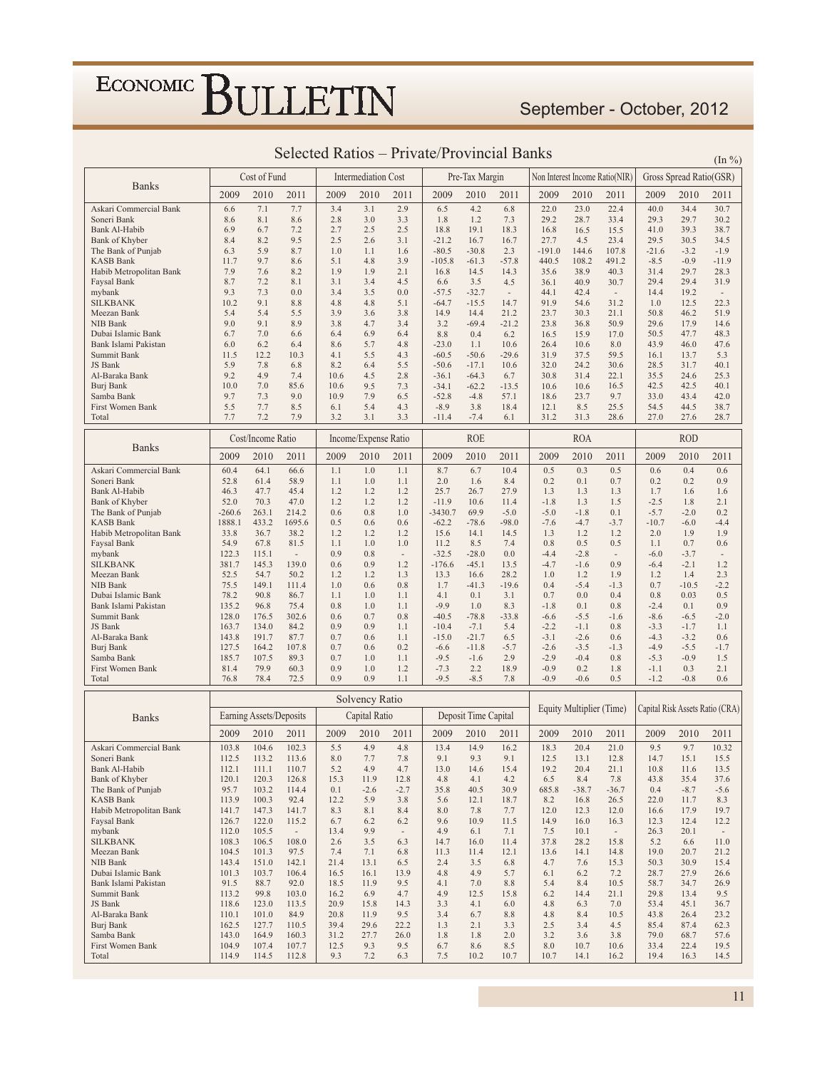## Selected Ratios – Private/Provincial Banks

(In %)

| Banks | Cost of Fund | | | Intermediation Cost | | | Pre-Tax Margin | | | Non Interest Income Ratio(NIR) | | | Gross Spread Ratio(GSR) | | |
|---|---|---|---|---|---|---|---|---|---|---|---|---|---|---|---|
| | 2009 | 2010 | 2011 | 2009 | 2010 | 2011 | 2009 | 2010 | 2011 | 2009 | 2010 | 2011 | 2009 | 2010 | 2011 |
| Askari Commercial Bank | 6.6 | 7.1 | 7.7 | 3.4 | 3.1 | 2.9 | 6.5 | 4.2 | 6.8 | 22.0 | 23.0 | 22.4 | 40.0 | 34.4 | 30.7 |
| Soneri Bank | 8.6 | 8.1 | 8.6 | 2.8 | 3.0 | 3.3 | 1.8 | 1.2 | 7.3 | 29.2 | 28.7 | 33.4 | 29.3 | 29.7 | 30.2 |
| Bank Al-Habib | 6.9 | 6.7 | 7.2 | 2.7 | 2.5 | 2.5 | 18.8 | 19.1 | 18.3 | 16.8 | 16.5 | 15.5 | 41.0 | 39.3 | 38.7 |
| Bank of Khyber | 8.4 | 8.2 | 9.5 | 2.5 | 2.6 | 3.1 | -21.2 | 16.7 | 16.7 | 27.7 | 4.5 | 23.4 | 29.5 | 30.5 | 34.5 |
| The Bank of Punjab | 6.3 | 5.9 | 8.7 | 1.0 | 1.1 | 1.6 | -80.5 | -30.8 | 2.3 | -191.0 | 144.6 | 107.8 | -21.6 | -3.2 | -1.9 |
| KASB Bank | 11.7 | 9.7 | 8.6 | 5.1 | 4.8 | 3.9 | -105.8 | -61.3 | -57.8 | 440.5 | 108.2 | 491.2 | -8.5 | -0.9 | -11.9 |
| Habib Metropolitan Bank | 7.9 | 7.6 | 8.2 | 1.9 | 1.9 | 2.1 | 16.8 | 14.5 | 14.3 | 35.6 | 38.9 | 40.3 | 31.4 | 29.7 | 28.3 |
| Faysal Bank | 8.7 | 7.2 | 8.1 | 3.1 | 3.4 | 4.5 | 6.6 | 3.5 | 4.5 | 36.1 | 40.9 | 30.7 | 29.4 | 29.4 | 31.9 |
| mybank | 9.3 | 7.3 | 0.0 | 3.4 | 3.5 | 0.0 | -57.5 | -32.7 | - | 44.1 | 42.4 | - | 14.4 | 19.2 | - |
| SILKBANK | 10.2 | 9.1 | 8.8 | 4.8 | 4.8 | 5.1 | -64.7 | -15.5 | 14.7 | 91.9 | 54.6 | 31.2 | 1.0 | 12.5 | 22.3 |
| Meezan Bank | 5.4 | 5.4 | 5.5 | 3.9 | 3.6 | 3.8 | 14.9 | 14.4 | 21.2 | 23.7 | 30.3 | 21.1 | 50.8 | 46.2 | 51.9 |
| NIB Bank | 9.0 | 9.1 | 8.9 | 3.8 | 4.7 | 3.4 | 3.2 | -69.4 | -21.2 | 23.8 | 36.8 | 50.9 | 29.6 | 17.9 | 14.6 |
| Dubai Islamic Bank | 6.7 | 7.0 | 6.6 | 6.4 | 6.9 | 6.4 | 8.8 | 0.4 | 6.2 | 16.5 | 15.9 | 17.0 | 50.5 | 47.7 | 48.3 |
| Bank Islami Pakistan | 6.0 | 6.2 | 6.4 | 8.6 | 5.7 | 4.8 | -23.0 | 1.1 | 10.6 | 26.4 | 10.6 | 8.0 | 43.9 | 46.0 | 47.6 |
| Summit Bank | 11.5 | 12.2 | 10.3 | 4.1 | 5.5 | 4.3 | -60.5 | -50.6 | -29.6 | 31.9 | 37.5 | 59.5 | 16.1 | 13.7 | 5.3 |
| JS Bank | 5.9 | 7.8 | 6.8 | 8.2 | 6.4 | 5.5 | -50.6 | -17.1 | 10.6 | 32.0 | 24.2 | 30.6 | 28.5 | 31.7 | 40.1 |
| Al-Baraka Bank | 9.2 | 4.9 | 7.4 | 10.6 | 4.5 | 2.8 | -36.1 | -64.3 | 6.7 | 30.8 | 31.4 | 22.1 | 35.5 | 24.6 | 25.3 |
| Burj Bank | 10.0 | 7.0 | 85.6 | 10.6 | 9.5 | 7.3 | -34.1 | -62.2 | -13.5 | 10.6 | 10.6 | 16.5 | 42.5 | 42.5 | 40.1 |
| Samba Bank | 9.7 | 7.3 | 9.0 | 10.9 | 7.9 | 6.5 | -52.8 | -4.8 | 57.1 | 18.6 | 23.7 | 9.7 | 33.0 | 43.4 | 42.0 |
| First Women Bank | 5.5 | 7.7 | 8.5 | 6.1 | 5.4 | 4.3 | -8.9 | 3.8 | 18.4 | 12.1 | 8.5 | 25.5 | 54.5 | 44.5 | 38.7 |
| Total | 7.7 | 7.2 | 7.9 | 3.2 | 3.1 | 3.3 | -11.4 | -7.4 | 6.1 | 31.2 | 31.3 | 28.6 | 27.0 | 27.6 | 28.7 |

| Banks | Cost/Income Ratio | | | Income/Expense Ratio | | | ROE | | | ROA | | | ROD | | |
|---|---|---|---|---|---|---|---|---|---|---|---|---|---|---|---|
| | 2009 | 2010 | 2011 | 2009 | 2010 | 2011 | 2009 | 2010 | 2011 | 2009 | 2010 | 2011 | 2009 | 2010 | 2011 |
| Askari Commercial Bank | 60.4 | 64.1 | 66.6 | 1.1 | 1.0 | 1.1 | 8.7 | 6.7 | 10.4 | 0.5 | 0.3 | 0.5 | 0.6 | 0.4 | 0.6 |
| Soneri Bank | 52.8 | 61.4 | 58.9 | 1.1 | 1.0 | 1.1 | 2.0 | 1.6 | 8.4 | 0.2 | 0.1 | 0.7 | 0.2 | 0.2 | 0.9 |
| Bank Al-Habib | 46.3 | 47.7 | 45.4 | 1.2 | 1.2 | 1.2 | 25.7 | 26.7 | 27.9 | 1.3 | 1.3 | 1.3 | 1.7 | 1.6 | 1.6 |
| Bank of Khyber | 52.0 | 70.3 | 47.0 | 1.2 | 1.2 | 1.2 | -11.9 | 10.6 | 11.4 | -1.8 | 1.3 | 1.5 | -2.5 | 1.8 | 2.1 |
| The Bank of Punjab | -260.6 | 263.1 | 214.2 | 0.6 | 0.8 | 1.0 | -3430.7 | 69.9 | -5.0 | -5.0 | -1.8 | 0.1 | -5.7 | -2.0 | 0.2 |
| KASB Bank | 1888.1 | 433.2 | 1695.6 | 0.5 | 0.6 | 0.6 | -62.2 | -78.6 | -98.0 | -7.6 | -4.7 | -3.7 | -10.7 | -6.0 | -4.4 |
| Habib Metropolitan Bank | 33.8 | 36.7 | 38.2 | 1.2 | 1.2 | 1.2 | 15.6 | 14.1 | 14.5 | 1.3 | 1.2 | 1.2 | 2.0 | 1.9 | 1.9 |
| Faysal Bank | 54.9 | 67.8 | 81.5 | 1.1 | 1.0 | 1.0 | 11.2 | 8.5 | 7.4 | 0.8 | 0.5 | 0.5 | 1.1 | 0.7 | 0.6 |
| mybank | 122.3 | 115.1 | - | 0.9 | 0.8 | - | -32.5 | -28.0 | 0.0 | -4.4 | -2.8 | - | -6.0 | -3.7 | - |
| SILKBANK | 381.7 | 145.3 | 139.0 | 0.6 | 0.9 | 1.2 | -176.6 | -45.1 | 13.5 | -4.7 | -1.6 | 0.9 | -6.4 | -2.1 | 1.2 |
| Meezan Bank | 52.5 | 54.7 | 50.2 | 1.2 | 1.2 | 1.3 | 13.3 | 16.6 | 28.2 | 1.0 | 1.2 | 1.9 | 1.2 | 1.4 | 2.3 |
| NIB Bank | 75.5 | 149.1 | 111.4 | 1.0 | 0.6 | 0.8 | 1.7 | -41.3 | -19.6 | 0.4 | -5.4 | -1.3 | 0.7 | -10.5 | -2.2 |
| Dubai Islamic Bank | 78.2 | 90.8 | 86.7 | 1.1 | 1.0 | 1.1 | 4.1 | 0.1 | 3.1 | 0.7 | 0.0 | 0.4 | 0.8 | 0.03 | 0.5 |
| Bank Islami Pakistan | 135.2 | 96.8 | 75.4 | 0.8 | 1.0 | 1.1 | -9.9 | 1.0 | 8.3 | -1.8 | 0.1 | 0.8 | -2.4 | 0.1 | 0.9 |
| Summit Bank | 128.0 | 176.5 | 302.6 | 0.6 | 0.7 | 0.8 | -40.5 | -78.8 | -33.8 | -6.6 | -5.5 | -1.6 | -8.6 | -6.5 | -2.0 |
| JS Bank | 163.7 | 134.0 | 84.2 | 0.9 | 0.9 | 1.1 | -10.4 | -7.1 | 5.4 | -2.2 | -1.1 | 0.8 | -3.3 | -1.7 | 1.1 |
| Al-Baraka Bank | 143.8 | 191.7 | 87.7 | 0.7 | 0.6 | 1.1 | -15.0 | -21.7 | 6.5 | -3.1 | -2.6 | 0.6 | -4.3 | -3.2 | 0.6 |
| Burj Bank | 127.5 | 164.2 | 107.8 | 0.7 | 0.6 | 0.2 | -6.6 | -11.8 | -5.7 | -2.6 | -3.5 | -1.3 | -4.9 | -5.5 | -1.7 |
| Samba Bank | 185.7 | 107.5 | 89.3 | 0.7 | 1.0 | 1.1 | -9.5 | -1.6 | 2.9 | -2.9 | -0.4 | 0.8 | -5.3 | -0.9 | 1.5 |
| First Women Bank | 81.4 | 79.9 | 60.3 | 0.9 | 1.0 | 1.2 | -7.3 | 2.2 | 18.9 | -0.9 | 0.2 | 1.8 | -1.1 | 0.3 | 2.1 |
| Total | 76.8 | 78.4 | 72.5 | 0.9 | 0.9 | 1.1 | -9.5 | -8.5 | 7.8 | -0.9 | -0.6 | 0.5 | -1.2 | -0.8 | 0.6 |

| Banks | Solvency Ratio | | | | | | | | | Equity Multiplier (Time) | | | Capital Risk Assets Ratio (CRA) | | |
|---|---|---|---|---|---|---|---|---|---|---|---|---|---|---|---|
| | Earning Assets/Deposits | | | Capital Ratio | | | Deposit Time Capital | | | | | | | | |
| | 2009 | 2010 | 2011 | 2009 | 2010 | 2011 | 2009 | 2010 | 2011 | 2009 | 2010 | 2011 | 2009 | 2010 | 2011 |
| Askari Commercial Bank | 103.8 | 104.6 | 102.3 | 5.5 | 4.9 | 4.8 | 13.4 | 14.9 | 16.2 | 18.3 | 20.4 | 21.0 | 9.5 | 9.7 | 10.32 |
| Soneri Bank | 112.5 | 113.2 | 113.6 | 8.0 | 7.7 | 7.8 | 9.1 | 9.3 | 9.1 | 12.5 | 13.1 | 12.8 | 14.7 | 15.1 | 15.5 |
| Bank Al-Habib | 112.1 | 111.1 | 110.7 | 5.2 | 4.9 | 4.7 | 13.0 | 14.6 | 15.4 | 19.2 | 20.4 | 21.1 | 10.8 | 11.6 | 13.5 |
| Bank of Khyber | 120.1 | 120.3 | 126.8 | 15.3 | 11.9 | 12.8 | 4.8 | 4.1 | 4.2 | 6.5 | 8.4 | 7.8 | 43.8 | 35.4 | 37.6 |
| The Bank of Punjab | 95.7 | 103.2 | 114.4 | 0.1 | -2.6 | -2.7 | 35.8 | 40.5 | 30.9 | 685.8 | -38.7 | -36.7 | 0.4 | -8.7 | -5.6 |
| KASB Bank | 113.9 | 100.3 | 92.4 | 12.2 | 5.9 | 3.8 | 5.6 | 12.1 | 18.7 | 8.2 | 16.8 | 26.5 | 22.0 | 11.7 | 8.3 |
| Habib Metropolitan Bank | 141.7 | 147.3 | 141.7 | 8.3 | 8.1 | 8.4 | 8.0 | 7.8 | 7.7 | 12.0 | 12.3 | 12.0 | 16.6 | 17.9 | 19.7 |
| Faysal Bank | 126.7 | 122.0 | 115.2 | 6.7 | 6.2 | 6.2 | 9.6 | 10.9 | 11.5 | 14.9 | 16.0 | 16.3 | 12.3 | 12.4 | 12.2 |
| mybank | 112.0 | 105.5 | - | 13.4 | 9.9 | - | 4.9 | 6.1 | 7.1 | 7.5 | 10.1 | - | 26.3 | 20.1 | - |
| SILKBANK | 108.3 | 106.5 | 108.0 | 2.6 | 3.5 | 6.3 | 14.7 | 16.0 | 11.4 | 37.8 | 28.2 | 15.8 | 5.2 | 6.6 | 11.0 |
| Meezan Bank | 104.5 | 101.3 | 97.5 | 7.4 | 7.1 | 6.8 | 11.3 | 11.4 | 12.1 | 13.6 | 14.1 | 14.8 | 19.0 | 20.7 | 21.2 |
| NIB Bank | 143.4 | 151.0 | 142.1 | 21.4 | 13.1 | 6.5 | 2.4 | 3.5 | 6.8 | 4.7 | 7.6 | 15.3 | 50.3 | 30.9 | 15.4 |
| Dubai Islamic Bank | 101.3 | 103.7 | 106.4 | 16.5 | 16.1 | 13.9 | 4.8 | 4.9 | 5.7 | 6.1 | 6.2 | 7.2 | 28.7 | 27.9 | 26.6 |
| Bank Islami Pakistan | 91.5 | 88.7 | 92.0 | 18.5 | 11.9 | 9.5 | 4.1 | 7.0 | 8.8 | 5.4 | 8.4 | 10.5 | 58.7 | 34.7 | 26.9 |
| Summit Bank | 113.2 | 99.8 | 103.0 | 16.2 | 6.9 | 4.7 | 4.9 | 12.5 | 15.8 | 6.2 | 14.4 | 21.1 | 29.8 | 13.4 | 9.5 |
| JS Bank | 118.6 | 123.0 | 113.5 | 20.9 | 15.8 | 14.3 | 3.3 | 4.1 | 6.0 | 4.8 | 6.3 | 7.0 | 53.4 | 45.1 | 36.7 |
| Al-Baraka Bank | 110.1 | 101.0 | 84.9 | 20.8 | 11.9 | 9.5 | 3.4 | 6.7 | 8.8 | 4.8 | 8.4 | 10.5 | 43.8 | 26.4 | 23.2 |
| Burj Bank | 162.5 | 127.7 | 110.5 | 39.4 | 29.6 | 22.2 | 1.3 | 2.1 | 3.3 | 2.5 | 3.4 | 4.5 | 85.4 | 87.4 | 62.3 |
| Samba Bank | 143.0 | 164.9 | 160.3 | 31.2 | 27.7 | 26.0 | 1.8 | 1.8 | 2.0 | 3.2 | 3.6 | 3.8 | 79.0 | 68.7 | 57.6 |
| First Women Bank | 104.9 | 107.4 | 107.7 | 12.5 | 9.3 | 9.5 | 6.7 | 8.6 | 8.5 | 8.0 | 10.7 | 10.6 | 33.4 | 22.4 | 19.5 |
| Total | 114.9 | 114.5 | 112.8 | 9.3 | 7.2 | 6.3 | 7.5 | 10.2 | 10.7 | 10.7 | 14.1 | 16.2 | 19.4 | 16.3 | 14.5 |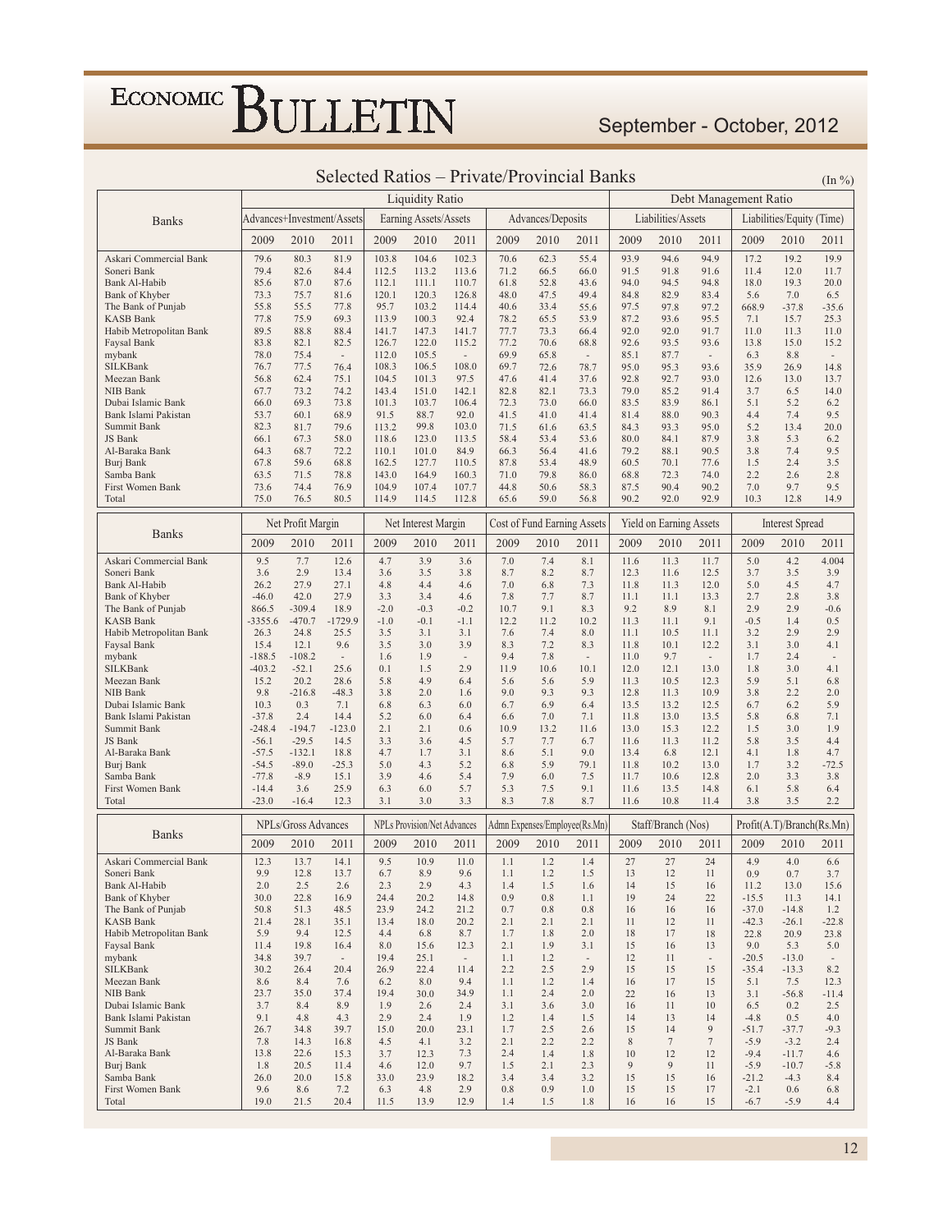## Selected Ratios – Private/Provincial Banks

(In %)

| Banks | Liquidity Ratio | | | | | | | | | Debt Management Ratio | | | | | |
|---|---|---|---|---|---|---|---|---|---|---|---|---|---|---|---|
| | Advances+Investment/Assets | | | Earning Assets/Assets | | | Advances/Deposits | | | Liabilities/Assets | | | Liabilities/Equity (Time) | | |
| | 2009 | 2010 | 2011 | 2009 | 2010 | 2011 | 2009 | 2010 | 2011 | 2009 | 2010 | 2011 | 2009 | 2010 | 2011 |
| Askari Commercial Bank | 79.6 | 80.3 | 81.9 | 103.8 | 104.6 | 102.3 | 70.6 | 62.3 | 55.4 | 93.9 | 94.6 | 94.9 | 17.2 | 19.2 | 19.9 |
| Soneri Bank | 79.4 | 82.6 | 84.4 | 112.5 | 113.2 | 113.6 | 71.2 | 66.5 | 66.0 | 91.5 | 91.8 | 91.6 | 11.4 | 12.0 | 11.7 |
| Bank Al-Habib | 85.6 | 87.0 | 87.6 | 112.1 | 111.1 | 110.7 | 61.8 | 52.8 | 43.6 | 94.0 | 94.5 | 94.8 | 18.0 | 19.3 | 20.0 |
| Bank of Khyber | 73.3 | 75.7 | 81.6 | 120.1 | 120.3 | 126.8 | 48.0 | 47.5 | 49.4 | 84.8 | 82.9 | 83.4 | 5.6 | 7.0 | 6.5 |
| The Bank of Punjab | 55.8 | 55.5 | 77.8 | 95.7 | 103.2 | 114.4 | 40.6 | 33.4 | 55.6 | 97.5 | 97.8 | 97.2 | 668.9 | -37.8 | -35.6 |
| KASB Bank | 77.8 | 75.9 | 69.3 | 113.9 | 100.3 | 92.4 | 78.2 | 65.5 | 53.9 | 87.2 | 93.6 | 95.5 | 7.1 | 15.7 | 25.3 |
| Habib Metropolitan Bank | 89.5 | 88.8 | 88.4 | 141.7 | 147.3 | 141.7 | 77.7 | 73.3 | 66.4 | 92.0 | 92.0 | 91.7 | 11.0 | 11.3 | 11.0 |
| Faysal Bank | 83.8 | 82.1 | 82.5 | 126.7 | 122.0 | 115.2 | 77.2 | 70.6 | 68.8 | 92.6 | 93.5 | 93.6 | 13.8 | 15.0 | 15.2 |
| mybank | 78.0 | 75.4 | - | 112.0 | 105.5 | - | 69.9 | 65.8 | - | 85.1 | 87.7 | - | 6.3 | 8.8 | - |
| SILKBank | 76.7 | 77.5 | 76.4 | 108.3 | 106.5 | 108.0 | 69.7 | 72.6 | 78.7 | 95.0 | 95.3 | 93.6 | 35.9 | 26.9 | 14.8 |
| Meezan Bank | 56.8 | 62.4 | 75.1 | 104.5 | 101.3 | 97.5 | 47.6 | 41.4 | 37.6 | 92.8 | 92.7 | 93.0 | 12.6 | 13.0 | 13.7 |
| NIB Bank | 67.7 | 73.2 | 74.2 | 143.4 | 151.0 | 142.1 | 82.8 | 82.1 | 73.3 | 79.0 | 85.2 | 91.4 | 3.7 | 6.5 | 14.0 |
| Dubai Islamic Bank | 66.0 | 69.3 | 73.8 | 101.3 | 103.7 | 106.4 | 72.3 | 73.0 | 66.0 | 83.5 | 83.9 | 86.1 | 5.1 | 5.2 | 6.2 |
| Bank Islami Pakistan | 53.7 | 60.1 | 68.9 | 91.5 | 88.7 | 92.0 | 41.5 | 41.0 | 41.4 | 81.4 | 88.0 | 90.3 | 4.4 | 7.4 | 9.5 |
| Summit Bank | 82.3 | 81.7 | 79.6 | 113.2 | 99.8 | 103.0 | 71.5 | 61.6 | 63.5 | 84.3 | 93.3 | 95.0 | 5.2 | 13.4 | 20.0 |
| JS Bank | 66.1 | 67.3 | 58.0 | 118.6 | 123.0 | 113.5 | 58.4 | 53.4 | 53.6 | 80.0 | 84.1 | 87.9 | 3.8 | 5.3 | 6.2 |
| Al-Baraka Bank | 64.3 | 68.7 | 72.2 | 110.1 | 101.0 | 84.9 | 66.3 | 56.4 | 41.6 | 79.2 | 88.1 | 90.5 | 3.8 | 7.4 | 9.5 |
| Burj Bank | 67.8 | 59.6 | 68.8 | 162.5 | 127.7 | 110.5 | 87.8 | 53.4 | 48.9 | 60.5 | 70.1 | 77.6 | 1.5 | 2.4 | 3.5 |
| Samba Bank | 63.5 | 71.5 | 78.8 | 143.0 | 164.9 | 160.3 | 71.0 | 79.8 | 86.0 | 68.8 | 72.3 | 74.0 | 2.2 | 2.6 | 2.8 |
| First Women Bank | 73.6 | 74.4 | 76.9 | 104.9 | 107.4 | 107.7 | 44.8 | 50.6 | 58.3 | 87.5 | 90.4 | 90.2 | 7.0 | 9.7 | 9.5 |
| Total | 75.0 | 76.5 | 80.5 | 114.9 | 114.5 | 112.8 | 65.6 | 59.0 | 56.8 | 90.2 | 92.0 | 92.9 | 10.3 | 12.8 | 14.9 |

| Banks | Net Profit Margin | | | Net Interest Margin | | | Cost of Fund Earning Assets | | | Yield on Earning Assets | | | Interest Spread | | |
|---|---|---|---|---|---|---|---|---|---|---|---|---|---|---|---|
| | 2009 | 2010 | 2011 | 2009 | 2010 | 2011 | 2009 | 2010 | 2011 | 2009 | 2010 | 2011 | 2009 | 2010 | 2011 |
| Askari Commercial Bank | 9.5 | 7.7 | 12.6 | 4.7 | 3.9 | 3.6 | 7.0 | 7.4 | 8.1 | 11.6 | 11.3 | 11.7 | 5.0 | 4.2 | 4.004 |
| Soneri Bank | 3.6 | 2.9 | 13.4 | 3.6 | 3.5 | 3.8 | 8.7 | 8.2 | 8.7 | 12.3 | 11.6 | 12.5 | 3.7 | 3.5 | 3.9 |
| Bank Al-Habib | 26.2 | 27.9 | 27.1 | 4.8 | 4.4 | 4.6 | 7.0 | 6.8 | 7.3 | 11.8 | 11.3 | 12.0 | 5.0 | 4.5 | 4.7 |
| Bank of Khyber | -46.0 | 42.0 | 27.9 | 3.3 | 3.4 | 4.6 | 7.8 | 7.7 | 8.7 | 11.1 | 11.1 | 13.3 | 2.7 | 2.8 | 3.8 |
| The Bank of Punjab | 866.5 | -309.4 | 18.9 | -2.0 | -0.3 | -0.2 | 10.7 | 9.1 | 8.3 | 9.2 | 8.9 | 8.1 | 2.9 | 2.9 | -0.6 |
| KASB Bank | -3355.6 | -470.7 | -1729.9 | -1.0 | -0.1 | -1.1 | 12.2 | 11.2 | 10.2 | 11.3 | 11.1 | 9.1 | -0.5 | 1.4 | 0.5 |
| Habib Metropolitan Bank | 26.3 | 24.8 | 25.5 | 3.5 | 3.1 | 3.1 | 7.6 | 7.4 | 8.0 | 11.1 | 10.5 | 11.1 | 3.2 | 2.9 | 2.9 |
| Faysal Bank | 15.4 | 12.1 | 9.6 | 3.5 | 3.0 | 3.9 | 8.3 | 7.2 | 8.3 | 11.8 | 10.1 | 12.2 | 3.1 | 3.0 | 4.1 |
| mybank | -188.5 | -108.2 | - | 1.6 | 1.9 | - | 9.4 | 7.8 | - | 11.0 | 9.7 | - | 1.7 | 2.4 | - |
| SILKBank | -403.2 | -52.1 | 25.6 | 0.1 | 1.5 | 2.9 | 11.9 | 10.6 | 10.1 | 12.0 | 12.1 | 13.0 | 1.8 | 3.0 | 4.1 |
| Meezan Bank | 15.2 | 20.2 | 28.6 | 5.8 | 4.9 | 6.4 | 5.6 | 5.6 | 5.9 | 11.3 | 10.5 | 12.3 | 5.9 | 5.1 | 6.8 |
| NIB Bank | 9.8 | -216.8 | -48.3 | 3.8 | 2.0 | 1.6 | 9.0 | 9.3 | 9.3 | 12.8 | 11.3 | 10.9 | 3.8 | 2.2 | 2.0 |
| Dubai Islamic Bank | 10.3 | 0.3 | 7.1 | 6.8 | 6.3 | 6.0 | 6.7 | 6.9 | 6.4 | 13.5 | 13.2 | 12.5 | 6.7 | 6.2 | 5.9 |
| Bank Islami Pakistan | -37.8 | 2.4 | 14.4 | 5.2 | 6.0 | 6.4 | 6.6 | 7.0 | 7.1 | 11.8 | 13.0 | 13.5 | 5.8 | 6.8 | 7.1 |
| Summit Bank | -248.4 | -194.7 | -123.0 | 2.1 | 2.1 | 0.6 | 10.9 | 13.2 | 11.6 | 13.0 | 15.3 | 12.2 | 1.5 | 3.0 | 1.9 |
| JS Bank | -56.1 | -29.5 | 14.5 | 3.3 | 3.6 | 4.5 | 5.7 | 7.7 | 6.7 | 11.6 | 11.3 | 11.2 | 5.8 | 3.5 | 4.4 |
| Al-Baraka Bank | -57.5 | -132.1 | 18.8 | 4.7 | 1.7 | 3.1 | 8.6 | 5.1 | 9.0 | 13.4 | 6.8 | 12.1 | 4.1 | 1.8 | 4.7 |
| Burj Bank | -54.5 | -89.0 | -25.3 | 5.0 | 4.3 | 5.2 | 6.8 | 5.9 | 79.1 | 11.8 | 10.2 | 13.0 | 1.7 | 3.2 | -72.5 |
| Samba Bank | -77.8 | -8.9 | 15.1 | 3.9 | 4.6 | 5.4 | 7.9 | 6.0 | 7.5 | 11.7 | 10.6 | 12.8 | 2.0 | 3.3 | 3.8 |
| First Women Bank | -14.4 | 3.6 | 25.9 | 6.3 | 6.0 | 5.7 | 5.3 | 7.5 | 9.1 | 11.6 | 13.5 | 14.8 | 6.1 | 5.8 | 6.4 |
| Total | -23.0 | -16.4 | 12.3 | 3.1 | 3.0 | 3.3 | 8.3 | 7.8 | 8.7 | 11.6 | 10.8 | 11.4 | 3.8 | 3.5 | 2.2 |

| Banks | NPLs/Gross Advances | | | NPLs Provision/Net Advances | | | Admn Expenses/Employee(Rs.Mn) | | | Staff/Branch (Nos) | | | Profit(A.T)/Branch(Rs.Mn) | | |
|---|---|---|---|---|---|---|---|---|---|---|---|---|---|---|---|
| | 2009 | 2010 | 2011 | 2009 | 2010 | 2011 | 2009 | 2010 | 2011 | 2009 | 2010 | 2011 | 2009 | 2010 | 2011 |
| Askari Commercial Bank | 12.3 | 13.7 | 14.1 | 9.5 | 10.9 | 11.0 | 1.1 | 1.2 | 1.4 | 27 | 27 | 24 | 4.9 | 4.0 | 6.6 |
| Soneri Bank | 9.9 | 12.8 | 13.7 | 6.7 | 8.9 | 9.6 | 1.1 | 1.2 | 1.5 | 13 | 12 | 11 | 0.9 | 0.7 | 3.7 |
| Bank Al-Habib | 2.0 | 2.5 | 2.6 | 2.3 | 2.9 | 4.3 | 1.4 | 1.5 | 1.6 | 14 | 15 | 16 | 11.2 | 13.0 | 15.6 |
| Bank of Khyber | 30.0 | 22.8 | 16.9 | 24.4 | 20.2 | 14.8 | 0.9 | 0.8 | 1.1 | 19 | 24 | 22 | -15.5 | 11.3 | 14.1 |
| The Bank of Punjab | 50.8 | 51.3 | 48.5 | 23.9 | 24.2 | 21.2 | 0.7 | 0.8 | 0.8 | 16 | 16 | 16 | -37.0 | -14.8 | 1.2 |
| KASB Bank | 21.4 | 28.1 | 35.1 | 13.4 | 18.0 | 20.2 | 2.1 | 2.1 | 2.1 | 11 | 12 | 11 | -42.3 | -26.1 | -22.8 |
| Habib Metropolitan Bank | 5.9 | 9.4 | 12.5 | 4.4 | 6.8 | 8.7 | 1.7 | 1.8 | 2.0 | 18 | 17 | 18 | 22.8 | 20.9 | 23.8 |
| Faysal Bank | 11.4 | 19.8 | 16.4 | 8.0 | 15.6 | 12.3 | 2.1 | 1.9 | 3.1 | 15 | 16 | 13 | 9.0 | 5.3 | 5.0 |
| mybank | 34.8 | 39.7 | - | 19.4 | 25.1 | - | 1.1 | 1.2 | - | 12 | 11 | - | -20.5 | -13.0 | - |
| SILKBank | 30.2 | 26.4 | 20.4 | 26.9 | 22.4 | 11.4 | 2.2 | 2.5 | 2.9 | 15 | 15 | 15 | -35.4 | -13.3 | 8.2 |
| Meezan Bank | 8.6 | 8.4 | 7.6 | 6.2 | 8.0 | 9.4 | 1.1 | 1.2 | 1.4 | 16 | 17 | 15 | 5.1 | 7.5 | 12.3 |
| NIB Bank | 23.7 | 35.0 | 37.4 | 19.4 | 30.0 | 34.9 | 1.1 | 2.4 | 2.0 | 22 | 16 | 13 | 3.1 | -56.8 | -11.4 |
| Dubai Islamic Bank | 3.7 | 8.4 | 8.9 | 1.9 | 2.6 | 2.4 | 3.1 | 3.6 | 3.0 | 16 | 11 | 10 | 6.5 | 0.2 | 2.5 |
| Bank Islami Pakistan | 9.1 | 4.8 | 4.3 | 2.9 | 2.4 | 1.9 | 1.2 | 1.4 | 1.5 | 14 | 13 | 14 | -4.8 | 0.5 | 4.0 |
| Summit Bank | 26.7 | 34.8 | 39.7 | 15.0 | 20.0 | 23.1 | 1.7 | 2.5 | 2.6 | 15 | 14 | 9 | -51.7 | -37.7 | -9.3 |
| JS Bank | 7.8 | 14.3 | 16.8 | 4.5 | 4.1 | 3.2 | 2.1 | 2.2 | 2.2 | 8 | 7 | 7 | -5.9 | -3.2 | 2.4 |
| Al-Baraka Bank | 13.8 | 22.6 | 15.3 | 3.7 | 12.3 | 7.3 | 2.4 | 1.4 | 1.8 | 10 | 12 | 12 | -9.4 | -11.7 | 4.6 |
| Burj Bank | 1.8 | 20.5 | 11.4 | 4.6 | 12.0 | 9.7 | 1.5 | 2.1 | 2.3 | 9 | 9 | 11 | -5.9 | -10.7 | -5.8 |
| Samba Bank | 26.0 | 20.0 | 15.8 | 33.0 | 23.9 | 18.2 | 3.4 | 3.4 | 3.2 | 15 | 15 | 16 | -21.2 | -4.3 | 8.4 |
| First Women Bank | 9.6 | 8.6 | 7.2 | 6.3 | 4.8 | 2.9 | 0.8 | 0.9 | 1.0 | 15 | 15 | 17 | -2.1 | 0.6 | 6.8 |
| Total | 19.0 | 21.5 | 20.4 | 11.5 | 13.9 | 12.9 | 1.4 | 1.5 | 1.8 | 16 | 16 | 15 | -6.7 | -5.9 | 4.4 |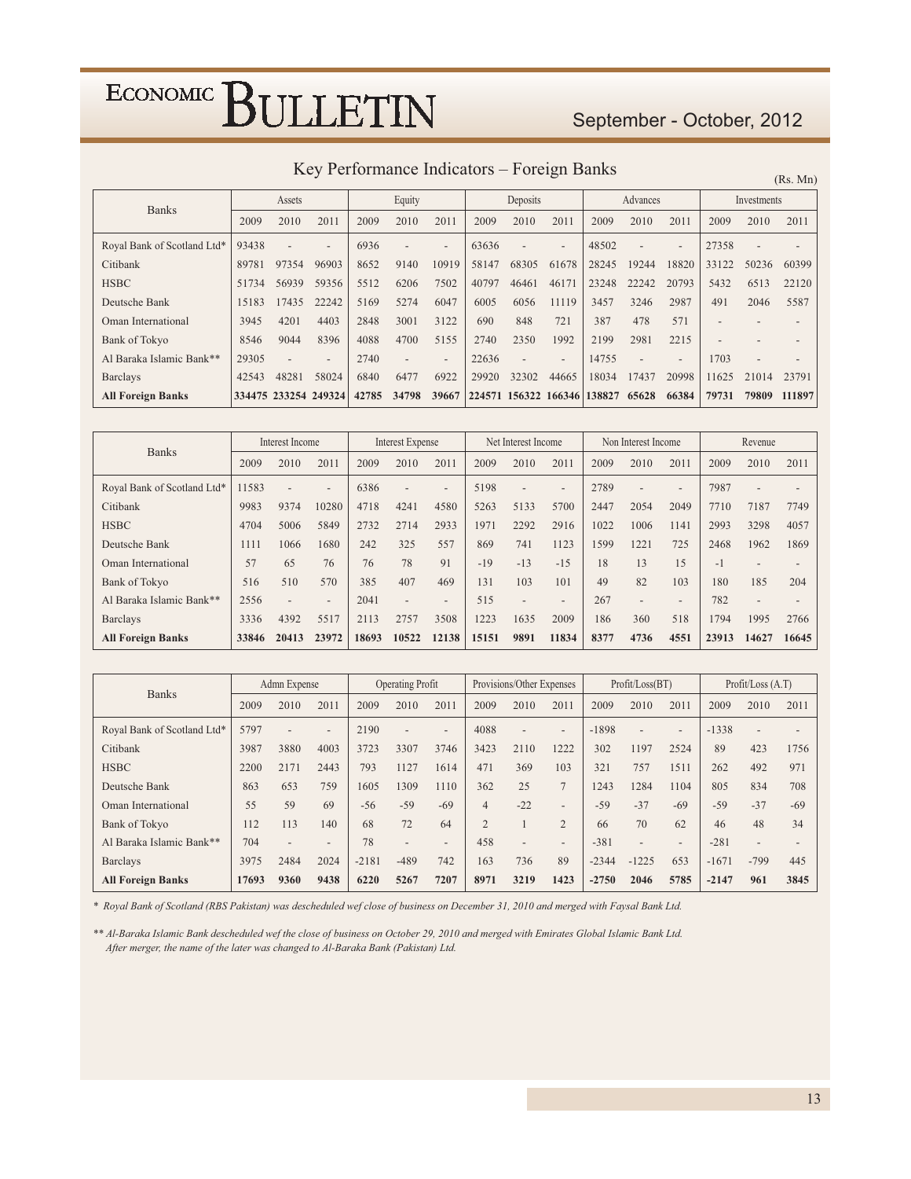## Key Performance Indicators – Foreign Banks

(Rs. Mn)

| Banks | Assets | | | Equity | | | Deposits | | | Advances | | | Investments | | |
|---|---|---|---|---|---|---|---|---|---|---|---|---|---|---|---|
| | 2009 | 2010 | 2011 | 2009 | 2010 | 2011 | 2009 | 2010 | 2011 | 2009 | 2010 | 2011 | 2009 | 2010 | 2011 |
| Royal Bank of Scotland Ltd* | 93438 | - | - | 6936 | - | - | 63636 | - | - | 48502 | - | - | 27358 | - | - |
| Citibank | 89781 | 97354 | 96903 | 8652 | 9140 | 10919 | 58147 | 68305 | 61678 | 28245 | 19244 | 18820 | 33122 | 50236 | 60399 |
| HSBC | 51734 | 56939 | 59356 | 5512 | 6206 | 7502 | 40797 | 46461 | 46171 | 23248 | 22242 | 20793 | 5432 | 6513 | 22120 |
| Deutsche Bank | 15183 | 17435 | 22242 | 5169 | 5274 | 6047 | 6005 | 6056 | 11119 | 3457 | 3246 | 2987 | 491 | 2046 | 5587 |
| Oman International | 3945 | 4201 | 4403 | 2848 | 3001 | 3122 | 690 | 848 | 721 | 387 | 478 | 571 | - | - | - |
| Bank of Tokyo | 8546 | 9044 | 8396 | 4088 | 4700 | 5155 | 2740 | 2350 | 1992 | 2199 | 2981 | 2215 | - | - | - |
| Al Baraka Islamic Bank** | 29305 | - | - | 2740 | - | - | 22636 | - | - | 14755 | - | - | 1703 | - | - |
| Barclays | 42543 | 48281 | 58024 | 6840 | 6477 | 6922 | 29920 | 32302 | 44665 | 18034 | 17437 | 20998 | 11625 | 21014 | 23791 |
| **All Foreign Banks** | **334475** | **233254** | **249324** | **42785** | **34798** | **39667** | **224571** | **156322** | **166346** | **138827** | **65628** | **66384** | **79731** | **79809** | **111897** |

| Banks | Interest Income | | | Interest Expense | | | Net Interest Income | | | Non Interest Income | | | Revenue | | |
|---|---|---|---|---|---|---|---|---|---|---|---|---|---|---|---|
| | 2009 | 2010 | 2011 | 2009 | 2010 | 2011 | 2009 | 2010 | 2011 | 2009 | 2010 | 2011 | 2009 | 2010 | 2011 |
| Royal Bank of Scotland Ltd* | 11583 | - | - | 6386 | - | - | 5198 | - | - | 2789 | - | - | 7987 | - | - |
| Citibank | 9983 | 9374 | 10280 | 4718 | 4241 | 4580 | 5263 | 5133 | 5700 | 2447 | 2054 | 2049 | 7710 | 7187 | 7749 |
| HSBC | 4704 | 5006 | 5849 | 2732 | 2714 | 2933 | 1971 | 2292 | 2916 | 1022 | 1006 | 1141 | 2993 | 3298 | 4057 |
| Deutsche Bank | 1111 | 1066 | 1680 | 242 | 325 | 557 | 869 | 741 | 1123 | 1599 | 1221 | 725 | 2468 | 1962 | 1869 |
| Oman International | 57 | 65 | 76 | 76 | 78 | 91 | -19 | -13 | -15 | 18 | 13 | 15 | -1 | - | - |
| Bank of Tokyo | 516 | 510 | 570 | 385 | 407 | 469 | 131 | 103 | 101 | 49 | 82 | 103 | 180 | 185 | 204 |
| Al Baraka Islamic Bank** | 2556 | - | - | 2041 | - | - | 515 | - | - | 267 | - | - | 782 | - | - |
| Barclays | 3336 | 4392 | 5517 | 2113 | 2757 | 3508 | 1223 | 1635 | 2009 | 186 | 360 | 518 | 1794 | 1995 | 2766 |
| **All Foreign Banks** | **33846** | **20413** | **23972** | **18693** | **10522** | **12138** | **15151** | **9891** | **11834** | **8377** | **4736** | **4551** | **23913** | **14627** | **16645** |

| Banks | Admn Expense | | | Operating Profit | | | Provisions/Other Expenses | | | Profit/Loss(BT) | | | Profit/Loss (A.T) | | |
|---|---|---|---|---|---|---|---|---|---|---|---|---|---|---|---|
| | 2009 | 2010 | 2011 | 2009 | 2010 | 2011 | 2009 | 2010 | 2011 | 2009 | 2010 | 2011 | 2009 | 2010 | 2011 |
| Royal Bank of Scotland Ltd* | 5797 | - | - | 2190 | - | - | 4088 | - | - | -1898 | - | - | -1338 | - | - |
| Citibank | 3987 | 3880 | 4003 | 3723 | 3307 | 3746 | 3423 | 2110 | 1222 | 302 | 1197 | 2524 | 89 | 423 | 1756 |
| HSBC | 2200 | 2171 | 2443 | 793 | 1127 | 1614 | 471 | 369 | 103 | 321 | 757 | 1511 | 262 | 492 | 971 |
| Deutsche Bank | 863 | 653 | 759 | 1605 | 1309 | 1110 | 362 | 25 | 7 | 1243 | 1284 | 1104 | 805 | 834 | 708 |
| Oman International | 55 | 59 | 69 | -56 | -59 | -69 | 4 | -22 | - | -59 | -37 | -69 | -59 | -37 | -69 |
| Bank of Tokyo | 112 | 113 | 140 | 68 | 72 | 64 | 2 | 1 | 2 | 66 | 70 | 62 | 46 | 48 | 34 |
| Al Baraka Islamic Bank** | 704 | - | - | 78 | - | - | 458 | - | - | -381 | - | - | -281 | - | - |
| Barclays | 3975 | 2484 | 2024 | -2181 | -489 | 742 | 163 | 736 | 89 | -2344 | -1225 | 653 | -1671 | -799 | 445 |
| **All Foreign Banks** | **17693** | **9360** | **9438** | **6220** | **5267** | **7207** | **8971** | **3219** | **1423** | **-2750** | **2046** | **5785** | **-2147** | **961** | **3845** |

*\* Royal Bank of Scotland (RBS Pakistan) was descheduled wef close of business on December 31, 2010 and merged with Faysal Bank Ltd.*

*\*\* Al-Baraka Islamic Bank descheduled wef the close of business on October 29, 2010 and merged with Emirates Global Islamic Bank Ltd. After merger, the name of the later was changed to Al-Baraka Bank (Pakistan) Ltd.*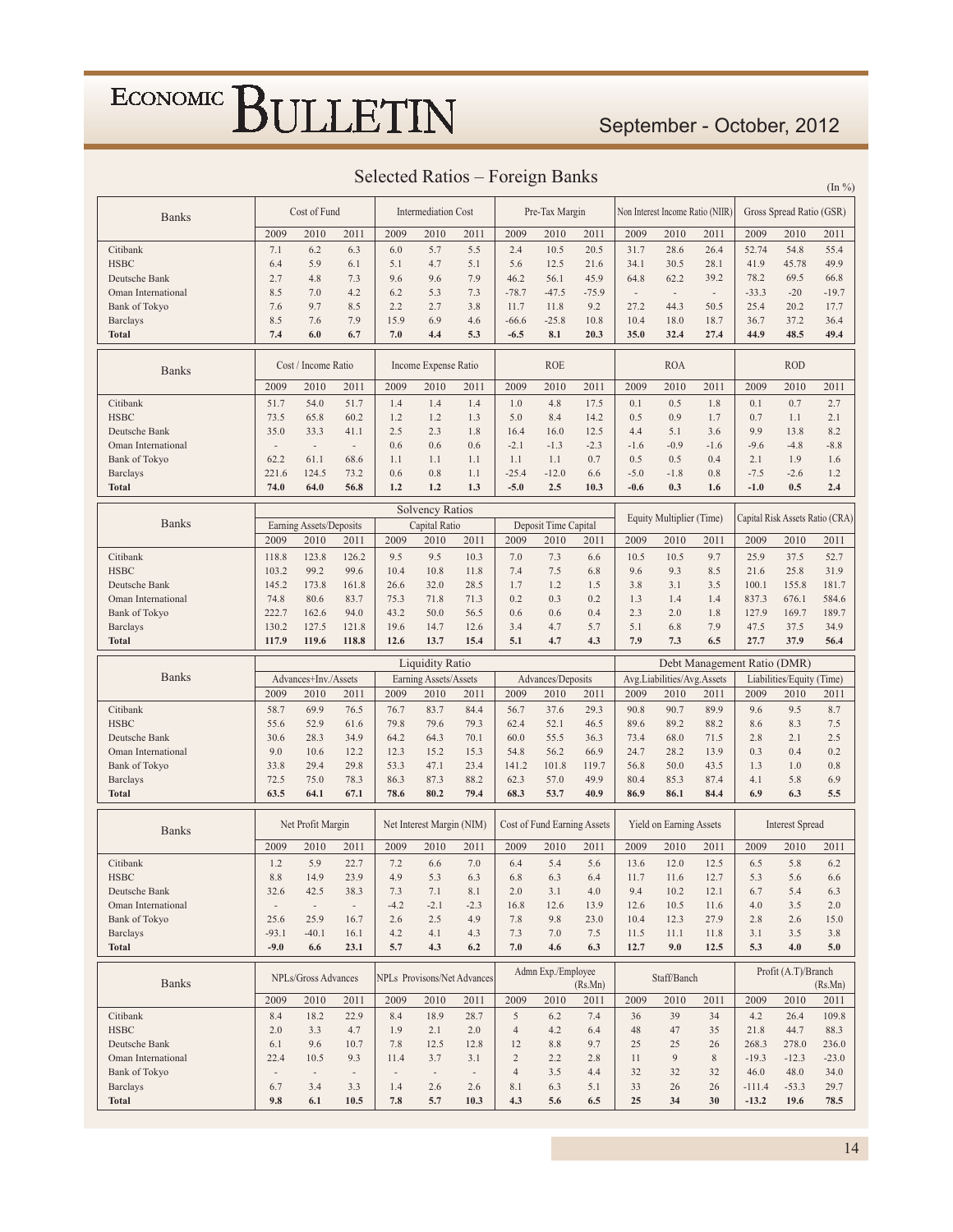## Selected Ratios – Foreign Banks

(In %)

| Banks | Cost of Fund | | | Intermediation Cost | | | Pre-Tax Margin | | | Non Interest Income Ratio (NIIR) | | | Gross Spread Ratio (GSR) | | |
|---|---|---|---|---|---|---|---|---|---|---|---|---|---|---|---|
| | 2009 | 2010 | 2011 | 2009 | 2010 | 2011 | 2009 | 2010 | 2011 | 2009 | 2010 | 2011 | 2009 | 2010 | 2011 |
| Citibank | 7.1 | 6.2 | 6.3 | 6.0 | 5.7 | 5.5 | 2.4 | 10.5 | 20.5 | 31.7 | 28.6 | 26.4 | 52.74 | 54.8 | 55.4 |
| HSBC | 6.4 | 5.9 | 6.1 | 5.1 | 4.7 | 5.1 | 5.6 | 12.5 | 21.6 | 34.1 | 30.5 | 28.1 | 41.9 | 45.78 | 49.9 |
| Deutsche Bank | 2.7 | 4.8 | 7.3 | 9.6 | 9.6 | 7.9 | 46.2 | 56.1 | 45.9 | 64.8 | 62.2 | 39.2 | 78.2 | 69.5 | 66.8 |
| Oman International | 8.5 | 7.0 | 4.2 | 6.2 | 5.3 | 7.3 | -78.7 | -47.5 | -75.9 | - | - | - | -33.3 | -20 | -19.7 |
| Bank of Tokyo | 7.6 | 9.7 | 8.5 | 2.2 | 2.7 | 3.8 | 11.7 | 11.8 | 9.2 | 27.2 | 44.3 | 50.5 | 25.4 | 20.2 | 17.7 |
| Barclays | 8.5 | 7.6 | 7.9 | 15.9 | 6.9 | 4.6 | -66.6 | -25.8 | 10.8 | 10.4 | 18.0 | 18.7 | 36.7 | 37.2 | 36.4 |
| **Total** | **7.4** | **6.0** | **6.7** | **7.0** | **4.4** | **5.3** | **-6.5** | **8.1** | **20.3** | **35.0** | **32.4** | **27.4** | **44.9** | **48.5** | **49.4** |

| Banks | Cost / Income Ratio | | | Income Expense Ratio | | | ROE | | | ROA | | | ROD | | |
|---|---|---|---|---|---|---|---|---|---|---|---|---|---|---|---|
| | 2009 | 2010 | 2011 | 2009 | 2010 | 2011 | 2009 | 2010 | 2011 | 2009 | 2010 | 2011 | 2009 | 2010 | 2011 |
| Citibank | 51.7 | 54.0 | 51.7 | 1.4 | 1.4 | 1.4 | 1.0 | 4.8 | 17.5 | 0.1 | 0.5 | 1.8 | 0.1 | 0.7 | 2.7 |
| HSBC | 73.5 | 65.8 | 60.2 | 1.2 | 1.2 | 1.3 | 5.0 | 8.4 | 14.2 | 0.5 | 0.9 | 1.7 | 0.7 | 1.1 | 2.1 |
| Deutsche Bank | 35.0 | 33.3 | 41.1 | 2.5 | 2.3 | 1.8 | 16.4 | 16.0 | 12.5 | 4.4 | 5.1 | 3.6 | 9.9 | 13.8 | 8.2 |
| Oman International | - | - | - | 0.6 | 0.6 | 0.6 | -2.1 | -1.3 | -2.3 | -1.6 | -0.9 | -1.6 | -9.6 | -4.8 | -8.8 |
| Bank of Tokyo | 62.2 | 61.1 | 68.6 | 1.1 | 1.1 | 1.1 | 1.1 | 1.1 | 0.7 | 0.5 | 0.5 | 0.4 | 2.1 | 1.9 | 1.6 |
| Barclays | 221.6 | 124.5 | 73.2 | 0.6 | 0.8 | 1.1 | -25.4 | -12.0 | 6.6 | -5.0 | -1.8 | 0.8 | -7.5 | -2.6 | 1.2 |
| **Total** | **74.0** | **64.0** | **56.8** | **1.2** | **1.2** | **1.3** | **-5.0** | **2.5** | **10.3** | **-0.6** | **0.3** | **1.6** | **-1.0** | **0.5** | **2.4** |

| Banks | Solvency Ratios | | | | | | | | | Equity Multiplier (Time) | | | Capital Risk Assets Ratio (CRA) | | |
|---|---|---|---|---|---|---|---|---|---|---|---|---|---|---|---|
| | Earning Assets/Deposits | | | Capital Ratio | | | Deposit Time Capital | | | | | | | | |
| | 2009 | 2010 | 2011 | 2009 | 2010 | 2011 | 2009 | 2010 | 2011 | 2009 | 2010 | 2011 | 2009 | 2010 | 2011 |
| Citibank | 118.8 | 123.8 | 126.2 | 9.5 | 9.5 | 10.3 | 7.0 | 7.3 | 6.6 | 10.5 | 10.5 | 9.7 | 25.9 | 37.5 | 52.7 |
| HSBC | 103.2 | 99.2 | 99.6 | 10.4 | 10.8 | 11.8 | 7.4 | 7.5 | 6.8 | 9.6 | 9.3 | 8.5 | 21.6 | 25.8 | 31.9 |
| Deutsche Bank | 145.2 | 173.8 | 161.8 | 26.6 | 32.0 | 28.5 | 1.7 | 1.2 | 1.5 | 3.8 | 3.1 | 3.5 | 100.1 | 155.8 | 181.7 |
| Oman International | 74.8 | 80.6 | 83.7 | 75.3 | 71.8 | 71.3 | 0.2 | 0.3 | 0.2 | 1.3 | 1.4 | 1.4 | 837.3 | 676.1 | 584.6 |
| Bank of Tokyo | 222.7 | 162.6 | 94.0 | 43.2 | 50.0 | 56.5 | 0.6 | 0.6 | 0.4 | 2.3 | 2.0 | 1.8 | 127.9 | 169.7 | 189.7 |
| Barclays | 130.2 | 127.5 | 121.8 | 19.6 | 14.7 | 12.6 | 3.4 | 4.7 | 5.7 | 5.1 | 6.8 | 7.9 | 47.5 | 37.5 | 34.9 |
| **Total** | **117.9** | **119.6** | **118.8** | **12.6** | **13.7** | **15.4** | **5.1** | **4.7** | **4.3** | **7.9** | **7.3** | **6.5** | **27.7** | **37.9** | **56.4** |

| Banks | Liquidity Ratio | | | | | | | | | Debt Management Ratio (DMR) | | | | | |
|---|---|---|---|---|---|---|---|---|---|---|---|---|---|---|---|
| | Advances+Inv./Assets | | | Earning Assets/Assets | | | Advances/Deposits | | | Avg.Liabilities/Avg.Assets | | | Liabilities/Equity (Time) | | |
| | 2009 | 2010 | 2011 | 2009 | 2010 | 2011 | 2009 | 2010 | 2011 | 2009 | 2010 | 2011 | 2009 | 2010 | 2011 |
| Citibank | 58.7 | 69.9 | 76.5 | 76.7 | 83.7 | 84.4 | 56.7 | 37.6 | 29.3 | 90.8 | 90.7 | 89.9 | 9.6 | 9.5 | 8.7 |
| HSBC | 55.6 | 52.9 | 61.6 | 79.8 | 79.6 | 79.3 | 62.4 | 52.1 | 46.5 | 89.6 | 89.2 | 88.2 | 8.6 | 8.3 | 7.5 |
| Deutsche Bank | 30.6 | 28.3 | 34.9 | 64.2 | 64.3 | 70.1 | 60.0 | 55.5 | 36.3 | 73.4 | 68.0 | 71.5 | 2.8 | 2.1 | 2.5 |
| Oman International | 9.0 | 10.6 | 12.2 | 12.3 | 15.2 | 15.3 | 54.8 | 56.2 | 66.9 | 24.7 | 28.2 | 13.9 | 0.3 | 0.4 | 0.2 |
| Bank of Tokyo | 33.8 | 29.4 | 29.8 | 53.3 | 47.1 | 23.4 | 141.2 | 101.8 | 119.7 | 56.8 | 50.0 | 43.5 | 1.3 | 1.0 | 0.8 |
| Barclays | 72.5 | 75.0 | 78.3 | 86.3 | 87.3 | 88.2 | 62.3 | 57.0 | 49.9 | 80.4 | 85.3 | 87.4 | 4.1 | 5.8 | 6.9 |
| **Total** | **63.5** | **64.1** | **67.1** | **78.6** | **80.2** | **79.4** | **68.3** | **53.7** | **40.9** | **86.9** | **86.1** | **84.4** | **6.9** | **6.3** | **5.5** |

| Banks | Net Profit Margin | | | Net Interest Margin (NIM) | | | Cost of Fund Earning Assets | | | Yield on Earning Assets | | | Interest Spread | | |
|---|---|---|---|---|---|---|---|---|---|---|---|---|---|---|---|
| | 2009 | 2010 | 2011 | 2009 | 2010 | 2011 | 2009 | 2010 | 2011 | 2009 | 2010 | 2011 | 2009 | 2010 | 2011 |
| Citibank | 1.2 | 5.9 | 22.7 | 7.2 | 6.6 | 7.0 | 6.4 | 5.4 | 5.6 | 13.6 | 12.0 | 12.5 | 6.5 | 5.8 | 6.2 |
| HSBC | 8.8 | 14.9 | 23.9 | 4.9 | 5.3 | 6.3 | 6.8 | 6.3 | 6.4 | 11.7 | 11.6 | 12.7 | 5.3 | 5.6 | 6.6 |
| Deutsche Bank | 32.6 | 42.5 | 38.3 | 7.3 | 7.1 | 8.1 | 2.0 | 3.1 | 4.0 | 9.4 | 10.2 | 12.1 | 6.7 | 5.4 | 6.3 |
| Oman International | - | - | - | -4.2 | -2.1 | -2.3 | 16.8 | 12.6 | 13.9 | 12.6 | 10.5 | 11.6 | 4.0 | 3.5 | 2.0 |
| Bank of Tokyo | 25.6 | 25.9 | 16.7 | 2.6 | 2.5 | 4.9 | 7.8 | 9.8 | 23.0 | 10.4 | 12.3 | 27.9 | 2.8 | 2.6 | 15.0 |
| Barclays | -93.1 | -40.1 | 16.1 | 4.2 | 4.1 | 4.3 | 7.3 | 7.0 | 7.5 | 11.5 | 11.1 | 11.8 | 3.1 | 3.5 | 3.8 |
| **Total** | **-9.0** | **6.6** | **23.1** | **5.7** | **4.3** | **6.2** | **7.0** | **4.6** | **6.3** | **12.7** | **9.0** | **12.5** | **5.3** | **4.0** | **5.0** |

| Banks | NPLs/Gross Advances | | | NPLs Provisons/Net Advances | | | Admn Exp./Employee (Rs.Mn) | | | Staff/Banch | | | Profit (A.T)/Branch (Rs.Mn) | | |
|---|---|---|---|---|---|---|---|---|---|---|---|---|---|---|---|
| | 2009 | 2010 | 2011 | 2009 | 2010 | 2011 | 2009 | 2010 | 2011 | 2009 | 2010 | 2011 | 2009 | 2010 | 2011 |
| Citibank | 8.4 | 18.2 | 22.9 | 8.4 | 18.9 | 28.7 | 5 | 6.2 | 7.4 | 36 | 39 | 34 | 4.2 | 26.4 | 109.8 |
| HSBC | 2.0 | 3.3 | 4.7 | 1.9 | 2.1 | 2.0 | 4 | 4.2 | 6.4 | 48 | 47 | 35 | 21.8 | 44.7 | 88.3 |
| Deutsche Bank | 6.1 | 9.6 | 10.7 | 7.8 | 12.5 | 12.8 | 12 | 8.8 | 9.7 | 25 | 25 | 26 | 268.3 | 278.0 | 236.0 |
| Oman International | 22.4 | 10.5 | 9.3 | 11.4 | 3.7 | 3.1 | 2 | 2.2 | 2.8 | 11 | 9 | 8 | -19.3 | -12.3 | -23.0 |
| Bank of Tokyo | - | - | - | - | - | - | 4 | 3.5 | 4.4 | 32 | 32 | 32 | 46.0 | 48.0 | 34.0 |
| Barclays | 6.7 | 3.4 | 3.3 | 1.4 | 2.6 | 2.6 | 8.1 | 6.3 | 5.1 | 33 | 26 | 26 | -111.4 | -53.3 | 29.7 |
| **Total** | **9.8** | **6.1** | **10.5** | **7.8** | **5.7** | **10.3** | **4.3** | **5.6** | **6.5** | **25** | **34** | **30** | **-13.2** | **19.6** | **78.5** |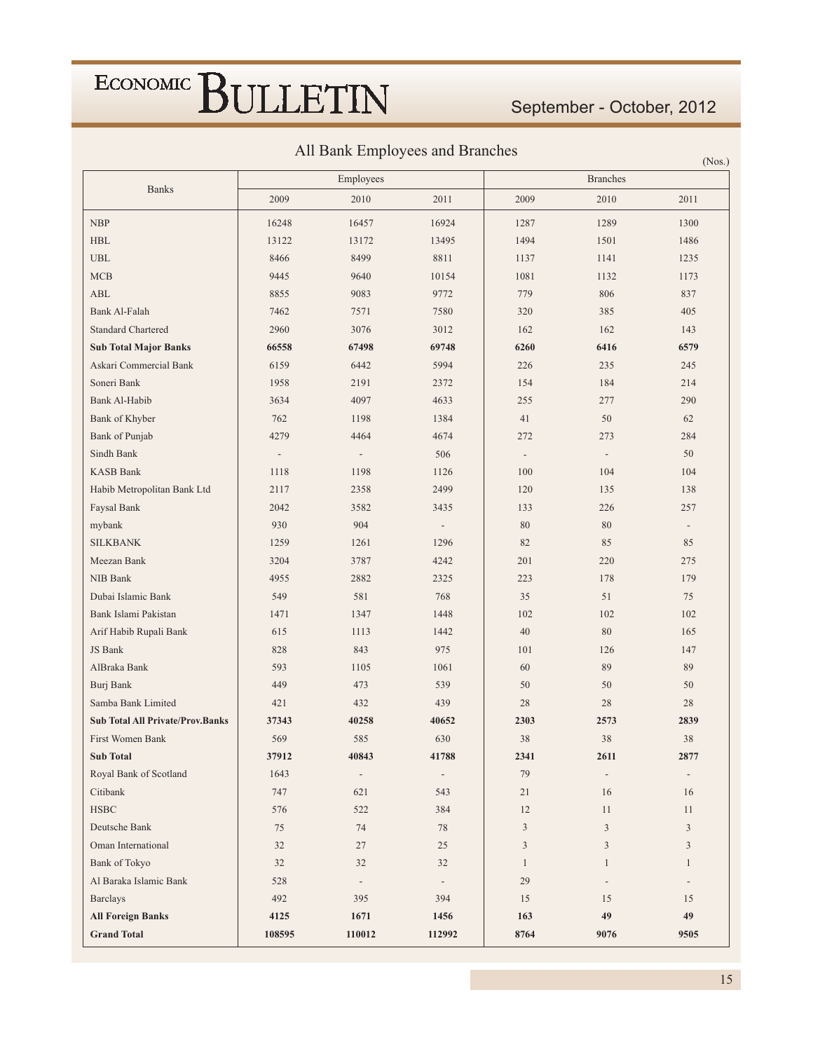## All Bank Employees and Branches

(Nos.)

| Banks | Employees | | | Branches | | |
|---|---|---|---|---|---|---|
| | 2009 | 2010 | 2011 | 2009 | 2010 | 2011 |
| NBP | 16248 | 16457 | 16924 | 1287 | 1289 | 1300 |
| HBL | 13122 | 13172 | 13495 | 1494 | 1501 | 1486 |
| UBL | 8466 | 8499 | 8811 | 1137 | 1141 | 1235 |
| MCB | 9445 | 9640 | 10154 | 1081 | 1132 | 1173 |
| ABL | 8855 | 9083 | 9772 | 779 | 806 | 837 |
| Bank Al-Falah | 7462 | 7571 | 7580 | 320 | 385 | 405 |
| Standard Chartered | 2960 | 3076 | 3012 | 162 | 162 | 143 |
| **Sub Total Major Banks** | **66558** | **67498** | **69748** | **6260** | **6416** | **6579** |
| Askari Commercial Bank | 6159 | 6442 | 5994 | 226 | 235 | 245 |
| Soneri Bank | 1958 | 2191 | 2372 | 154 | 184 | 214 |
| Bank Al-Habib | 3634 | 4097 | 4633 | 255 | 277 | 290 |
| Bank of Khyber | 762 | 1198 | 1384 | 41 | 50 | 62 |
| Bank of Punjab | 4279 | 4464 | 4674 | 272 | 273 | 284 |
| Sindh Bank | - | - | 506 | - | - | 50 |
| KASB Bank | 1118 | 1198 | 1126 | 100 | 104 | 104 |
| Habib Metropolitan Bank Ltd | 2117 | 2358 | 2499 | 120 | 135 | 138 |
| Faysal Bank | 2042 | 3582 | 3435 | 133 | 226 | 257 |
| mybank | 930 | 904 | - | 80 | 80 | - |
| SILKBANK | 1259 | 1261 | 1296 | 82 | 85 | 85 |
| Meezan Bank | 3204 | 3787 | 4242 | 201 | 220 | 275 |
| NIB Bank | 4955 | 2882 | 2325 | 223 | 178 | 179 |
| Dubai Islamic Bank | 549 | 581 | 768 | 35 | 51 | 75 |
| Bank Islami Pakistan | 1471 | 1347 | 1448 | 102 | 102 | 102 |
| Arif Habib Rupali Bank | 615 | 1113 | 1442 | 40 | 80 | 165 |
| JS Bank | 828 | 843 | 975 | 101 | 126 | 147 |
| AlBraka Bank | 593 | 1105 | 1061 | 60 | 89 | 89 |
| Burj Bank | 449 | 473 | 539 | 50 | 50 | 50 |
| Samba Bank Limited | 421 | 432 | 439 | 28 | 28 | 28 |
| **Sub Total All Private/Prov.Banks** | **37343** | **40258** | **40652** | **2303** | **2573** | **2839** |
| First Women Bank | 569 | 585 | 630 | 38 | 38 | 38 |
| **Sub Total** | **37912** | **40843** | **41788** | **2341** | **2611** | **2877** |
| Royal Bank of Scotland | 1643 | - | - | 79 | - | - |
| Citibank | 747 | 621 | 543 | 21 | 16 | 16 |
| HSBC | 576 | 522 | 384 | 12 | 11 | 11 |
| Deutsche Bank | 75 | 74 | 78 | 3 | 3 | 3 |
| Oman International | 32 | 27 | 25 | 3 | 3 | 3 |
| Bank of Tokyo | 32 | 32 | 32 | 1 | 1 | 1 |
| Al Baraka Islamic Bank | 528 | - | - | 29 | - | - |
| Barclays | 492 | 395 | 394 | 15 | 15 | 15 |
| **All Foreign Banks** | **4125** | **1671** | **1456** | **163** | **49** | **49** |
| **Grand Total** | **108595** | **110012** | **112992** | **8764** | **9076** | **9505** |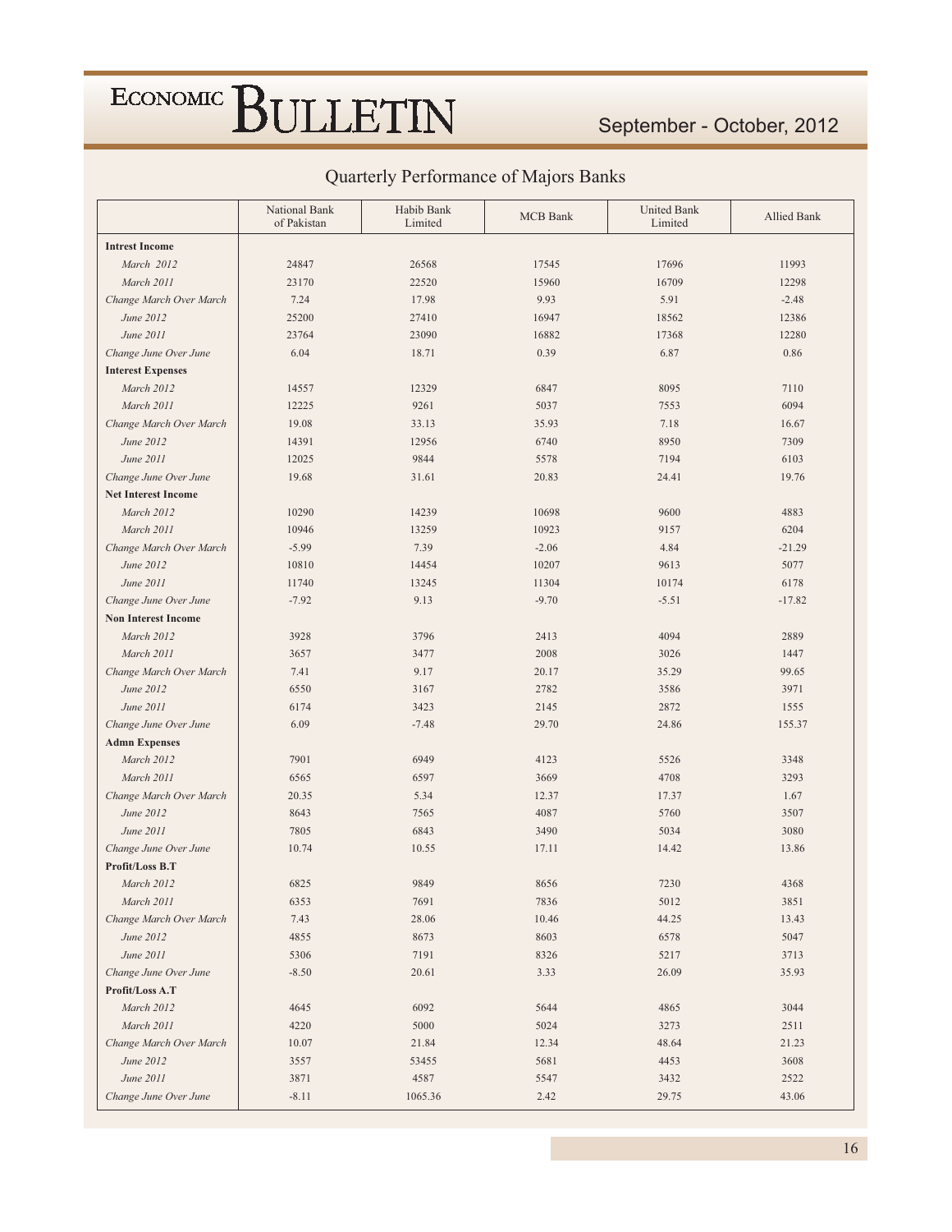## Quarterly Performance of Majors Banks

| | National Bank of Pakistan | Habib Bank Limited | MCB Bank | United Bank Limited | Allied Bank |
|---|---|---|---|---|---|
| **Intrest Income** | | | | | |
| *March 2012* | 24847 | 26568 | 17545 | 17696 | 11993 |
| *March 2011* | 23170 | 22520 | 15960 | 16709 | 12298 |
| *Change March Over March* | 7.24 | 17.98 | 9.93 | 5.91 | -2.48 |
| *June 2012* | 25200 | 27410 | 16947 | 18562 | 12386 |
| *June 2011* | 23764 | 23090 | 16882 | 17368 | 12280 |
| *Change June Over June* | 6.04 | 18.71 | 0.39 | 6.87 | 0.86 |
| **Interest Expenses** | | | | | |
| *March 2012* | 14557 | 12329 | 6847 | 8095 | 7110 |
| *March 2011* | 12225 | 9261 | 5037 | 7553 | 6094 |
| *Change March Over March* | 19.08 | 33.13 | 35.93 | 7.18 | 16.67 |
| *June 2012* | 14391 | 12956 | 6740 | 8950 | 7309 |
| *June 2011* | 12025 | 9844 | 5578 | 7194 | 6103 |
| *Change June Over June* | 19.68 | 31.61 | 20.83 | 24.41 | 19.76 |
| **Net Interest Income** | | | | | |
| *March 2012* | 10290 | 14239 | 10698 | 9600 | 4883 |
| *March 2011* | 10946 | 13259 | 10923 | 9157 | 6204 |
| *Change March Over March* | -5.99 | 7.39 | -2.06 | 4.84 | -21.29 |
| *June 2012* | 10810 | 14454 | 10207 | 9613 | 5077 |
| *June 2011* | 11740 | 13245 | 11304 | 10174 | 6178 |
| *Change June Over June* | -7.92 | 9.13 | -9.70 | -5.51 | -17.82 |
| **Non Interest Income** | | | | | |
| *March 2012* | 3928 | 3796 | 2413 | 4094 | 2889 |
| *March 2011* | 3657 | 3477 | 2008 | 3026 | 1447 |
| *Change March Over March* | 7.41 | 9.17 | 20.17 | 35.29 | 99.65 |
| *June 2012* | 6550 | 3167 | 2782 | 3586 | 3971 |
| *June 2011* | 6174 | 3423 | 2145 | 2872 | 1555 |
| *Change June Over June* | 6.09 | -7.48 | 29.70 | 24.86 | 155.37 |
| **Admn Expenses** | | | | | |
| *March 2012* | 7901 | 6949 | 4123 | 5526 | 3348 |
| *March 2011* | 6565 | 6597 | 3669 | 4708 | 3293 |
| *Change March Over March* | 20.35 | 5.34 | 12.37 | 17.37 | 1.67 |
| *June 2012* | 8643 | 7565 | 4087 | 5760 | 3507 |
| *June 2011* | 7805 | 6843 | 3490 | 5034 | 3080 |
| *Change June Over June* | 10.74 | 10.55 | 17.11 | 14.42 | 13.86 |
| **Profit/Loss B.T** | | | | | |
| *March 2012* | 6825 | 9849 | 8656 | 7230 | 4368 |
| *March 2011* | 6353 | 7691 | 7836 | 5012 | 3851 |
| *Change March Over March* | 7.43 | 28.06 | 10.46 | 44.25 | 13.43 |
| *June 2012* | 4855 | 8673 | 8603 | 6578 | 5047 |
| *June 2011* | 5306 | 7191 | 8326 | 5217 | 3713 |
| *Change June Over June* | -8.50 | 20.61 | 3.33 | 26.09 | 35.93 |
| **Profit/Loss A.T** | | | | | |
| *March 2012* | 4645 | 6092 | 5644 | 4865 | 3044 |
| *March 2011* | 4220 | 5000 | 5024 | 3273 | 2511 |
| *Change March Over March* | 10.07 | 21.84 | 12.34 | 48.64 | 21.23 |
| *June 2012* | 3557 | 53455 | 5681 | 4453 | 3608 |
| *June 2011* | 3871 | 4587 | 5547 | 3432 | 2522 |
| *Change June Over June* | -8.11 | 1065.36 | 2.42 | 29.75 | 43.06 |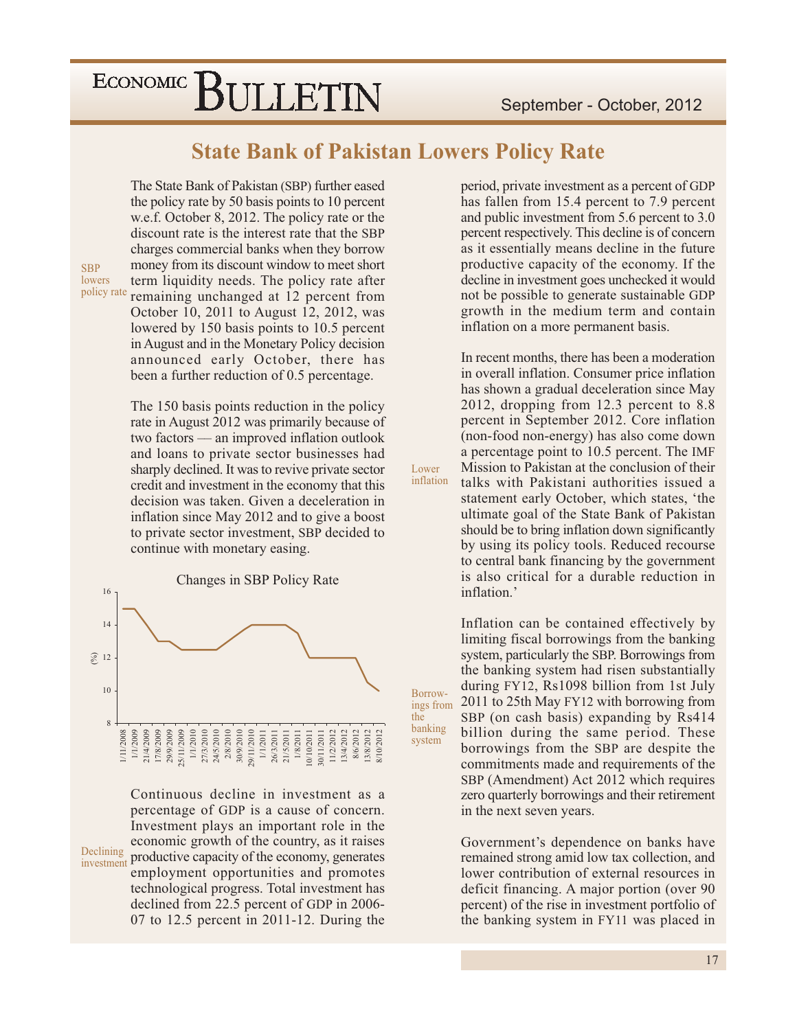# State Bank of Pakistan Lowers Policy Rate

**SBP lowers policy rate**

The State Bank of Pakistan (SBP) further eased the policy rate by 50 basis points to 10 percent w.e.f. October 8, 2012. The policy rate or the discount rate is the interest rate that the SBP charges commercial banks when they borrow money from its discount window to meet short term liquidity needs. The policy rate after remaining unchanged at 12 percent from October 10, 2011 to August 12, 2012, was lowered by 150 basis points to 10.5 percent in August and in the Monetary Policy decision announced early October, there has been a further reduction of 0.5 percentage.

The 150 basis points reduction in the policy rate in August 2012 was primarily because of two factors — an improved inflation outlook and loans to private sector businesses had sharply declined. It was to revive private sector credit and investment in the economy that this decision was taken. Given a deceleration in inflation since May 2012 and to give a boost to private sector investment, SBP decided to continue with monetary easing.

Changes in SBP Policy Rate

**Declining investment**

Continuous decline in investment as a percentage of GDP is a cause of concern. Investment plays an important role in the economic growth of the country, as it raises productive capacity of the economy, generates employment opportunities and promotes technological progress. Total investment has declined from 22.5 percent of GDP in 2006-07 to 12.5 percent in 2011-12. During the period, private investment as a percent of GDP has fallen from 15.4 percent to 7.9 percent and public investment from 5.6 percent to 3.0 percent respectively. This decline is of concern as it essentially means decline in the future productive capacity of the economy. If the decline in investment goes unchecked it would not be possible to generate sustainable GDP growth in the medium term and contain inflation on a more permanent basis.

**Lower inflation**

In recent months, there has been a moderation in overall inflation. Consumer price inflation has shown a gradual deceleration since May 2012, dropping from 12.3 percent to 8.8 percent in September 2012. Core inflation (non-food non-energy) has also come down a percentage point to 10.5 percent. The IMF Mission to Pakistan at the conclusion of their talks with Pakistani authorities issued a statement early October, which states, 'the ultimate goal of the State Bank of Pakistan should be to bring inflation down significantly by using its policy tools. Reduced recourse to central bank financing by the government is also critical for a durable reduction in inflation.'

**Borrowings from the banking system**

Inflation can be contained effectively by limiting fiscal borrowings from the banking system, particularly the SBP. Borrowings from the banking system had risen substantially during FY12, Rs1098 billion from 1st July 2011 to 25th May FY12 with borrowing from SBP (on cash basis) expanding by Rs414 billion during the same period. These borrowings from the SBP are despite the commitments made and requirements of the SBP (Amendment) Act 2012 which requires zero quarterly borrowings and their retirement in the next seven years.

Government's dependence on banks have remained strong amid low tax collection, and lower contribution of external resources in deficit financing. A major portion (over 90 percent) of the rise in investment portfolio of the banking system in FY11 was placed in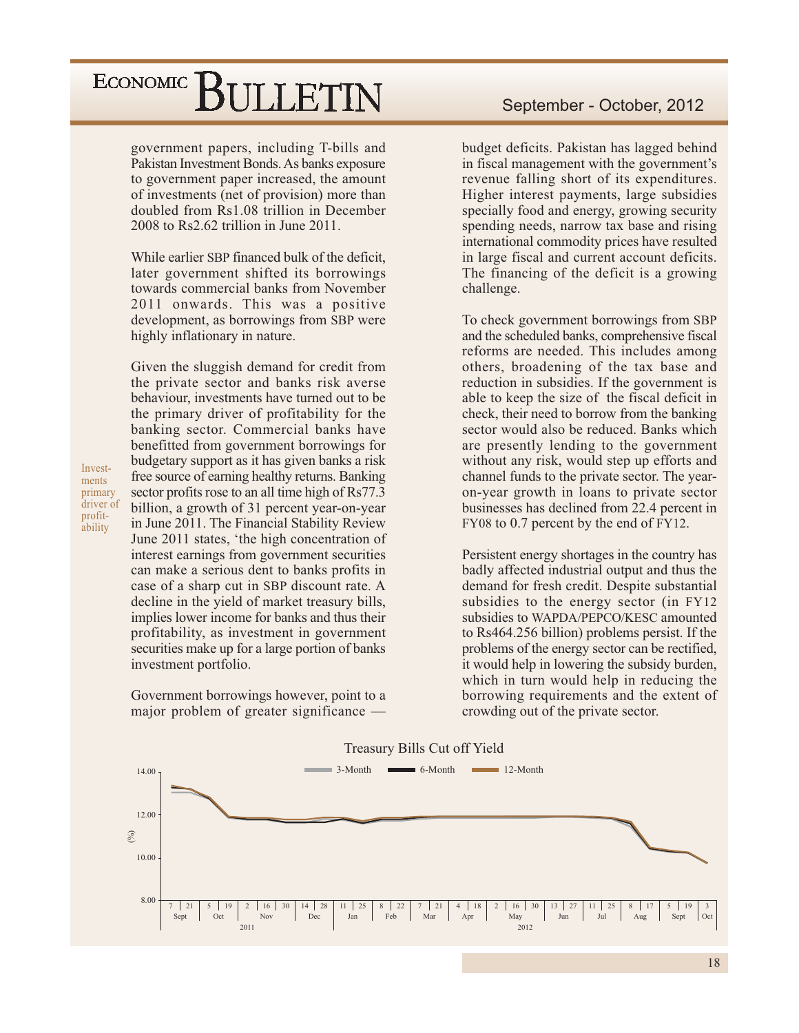government papers, including T-bills and Pakistan Investment Bonds. As banks exposure to government paper increased, the amount of investments (net of provision) more than doubled from Rs1.08 trillion in December 2008 to Rs2.62 trillion in June 2011.

While earlier SBP financed bulk of the deficit, later government shifted its borrowings towards commercial banks from November 2011 onwards. This was a positive development, as borrowings from SBP were highly inflationary in nature.

*Investments primary driver of profitability*

Given the sluggish demand for credit from the private sector and banks risk averse behaviour, investments have turned out to be the primary driver of profitability for the banking sector. Commercial banks have benefitted from government borrowings for budgetary support as it has given banks a risk free source of earning healthy returns. Banking sector profits rose to an all time high of Rs77.3 billion, a growth of 31 percent year-on-year in June 2011. The Financial Stability Review June 2011 states, 'the high concentration of interest earnings from government securities can make a serious dent to banks profits in case of a sharp cut in SBP discount rate. A decline in the yield of market treasury bills, implies lower income for banks and thus their profitability, as investment in government securities make up for a large portion of banks investment portfolio.

Government borrowings however, point to a major problem of greater significance — budget deficits. Pakistan has lagged behind in fiscal management with the government's revenue falling short of its expenditures. Higher interest payments, large subsidies specially food and energy, growing security spending needs, narrow tax base and rising international commodity prices have resulted in large fiscal and current account deficits. The financing of the deficit is a growing challenge.

To check government borrowings from SBP and the scheduled banks, comprehensive fiscal reforms are needed. This includes among others, broadening of the tax base and reduction in subsidies. If the government is able to keep the size of the fiscal deficit in check, their need to borrow from the banking sector would also be reduced. Banks which are presently lending to the government without any risk, would step up efforts and channel funds to the private sector. The year-on-year growth in loans to private sector businesses has declined from 22.4 percent in FY08 to 0.7 percent by the end of FY12.

Persistent energy shortages in the country has badly affected industrial output and thus the demand for fresh credit. Despite substantial subsidies to the energy sector (in FY12 subsidies to WAPDA/PEPCO/KESC amounted to Rs464.256 billion) problems persist. If the problems of the energy sector can be rectified, it would help in lowering the subsidy burden, which in turn would help in reducing the borrowing requirements and the extent of crowding out of the private sector.

Treasury Bills Cut off Yield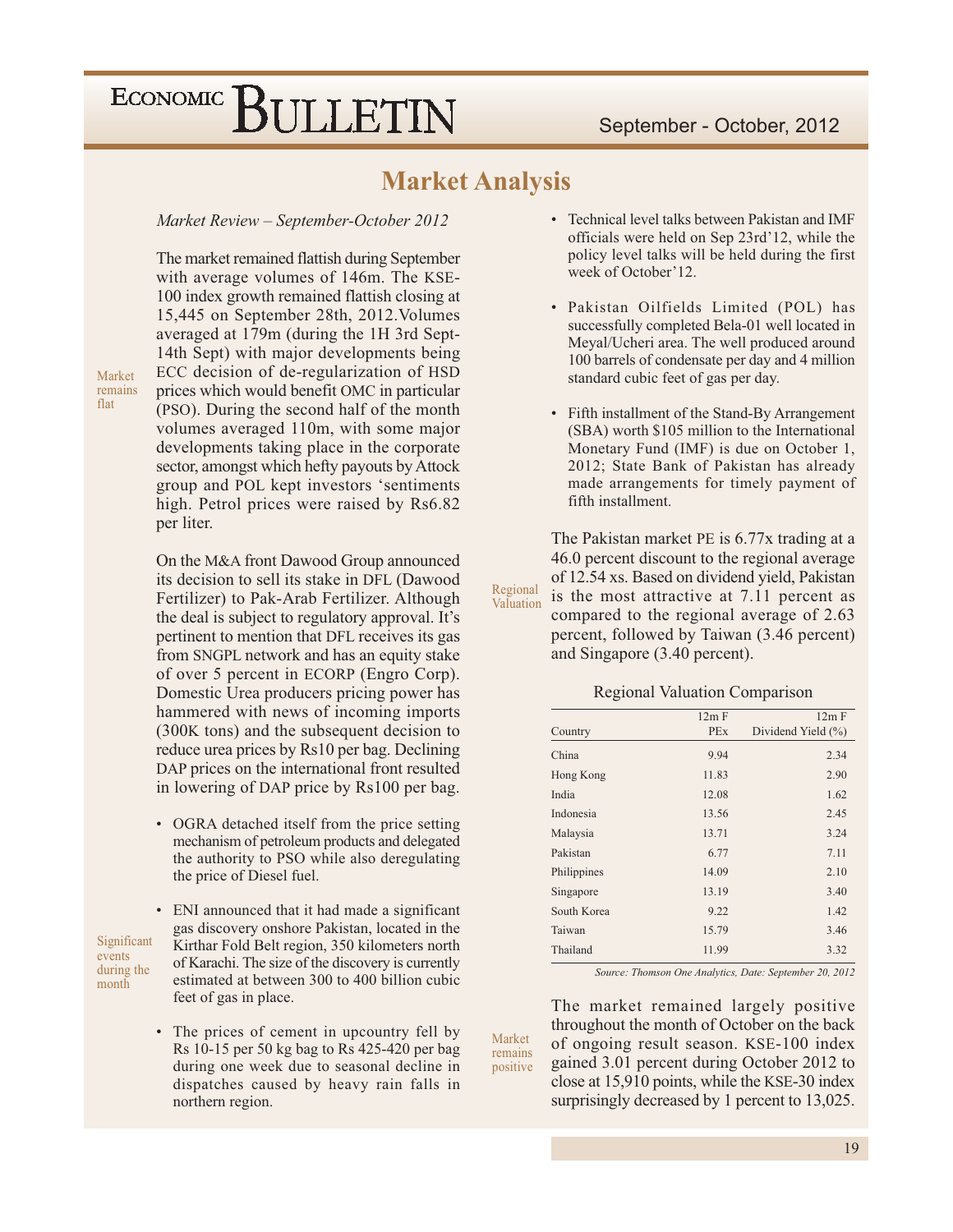# Market Analysis

*Market Review – September-October 2012*

Market remains flat

The market remained flattish during September with average volumes of 146m. The KSE-100 index growth remained flattish closing at 15,445 on September 28th, 2012.Volumes averaged at 179m (during the 1H 3rd Sept-14th Sept) with major developments being ECC decision of de-regularization of HSD prices which would benefit OMC in particular (PSO). During the second half of the month volumes averaged 110m, with some major developments taking place in the corporate sector, amongst which hefty payouts by Attock group and POL kept investors 'sentiments high. Petrol prices were raised by Rs6.82 per liter.

On the M&A front Dawood Group announced its decision to sell its stake in DFL (Dawood Fertilizer) to Pak-Arab Fertilizer. Although the deal is subject to regulatory approval. It's pertinent to mention that DFL receives its gas from SNGPL network and has an equity stake of over 5 percent in ECORP (Engro Corp). Domestic Urea producers pricing power has hammered with news of incoming imports (300K tons) and the subsequent decision to reduce urea prices by Rs10 per bag. Declining DAP prices on the international front resulted in lowering of DAP price by Rs100 per bag.

Significant events during the month

- OGRA detached itself from the price setting mechanism of petroleum products and delegated the authority to PSO while also deregulating the price of Diesel fuel.
- ENI announced that it had made a significant gas discovery onshore Pakistan, located in the Kirthar Fold Belt region, 350 kilometers north of Karachi. The size of the discovery is currently estimated at between 300 to 400 billion cubic feet of gas in place.
- The prices of cement in upcountry fell by Rs 10-15 per 50 kg bag to Rs 425-420 per bag during one week due to seasonal decline in dispatches caused by heavy rain falls in northern region.
- Technical level talks between Pakistan and IMF officials were held on Sep 23rd'12, while the policy level talks will be held during the first week of October'12.
- Pakistan Oilfields Limited (POL) has successfully completed Bela-01 well located in Meyal/Ucheri area. The well produced around 100 barrels of condensate per day and 4 million standard cubic feet of gas per day.
- Fifth installment of the Stand-By Arrangement (SBA) worth $105 million to the International Monetary Fund (IMF) is due on October 1, 2012; State Bank of Pakistan has already made arrangements for timely payment of fifth installment.

Regional Valuation

The Pakistan market PE is 6.77x trading at a 46.0 percent discount to the regional average of 12.54 xs. Based on dividend yield, Pakistan is the most attractive at 7.11 percent as compared to the regional average of 2.63 percent, followed by Taiwan (3.46 percent) and Singapore (3.40 percent).

Regional Valuation Comparison

| Country | 12m F PEx | 12m F Dividend Yield (%) |
|---|---|---|
| China | 9.94 | 2.34 |
| Hong Kong | 11.83 | 2.90 |
| India | 12.08 | 1.62 |
| Indonesia | 13.56 | 2.45 |
| Malaysia | 13.71 | 3.24 |
| Pakistan | 6.77 | 7.11 |
| Philippines | 14.09 | 2.10 |
| Singapore | 13.19 | 3.40 |
| South Korea | 9.22 | 1.42 |
| Taiwan | 15.79 | 3.46 |
| Thailand | 11.99 | 3.32 |

*Source: Thomson One Analytics, Date: September 20, 2012*

Market remains positive

The market remained largely positive throughout the month of October on the back of ongoing result season. KSE-100 index gained 3.01 percent during October 2012 to close at 15,910 points, while the KSE-30 index surprisingly decreased by 1 percent to 13,025.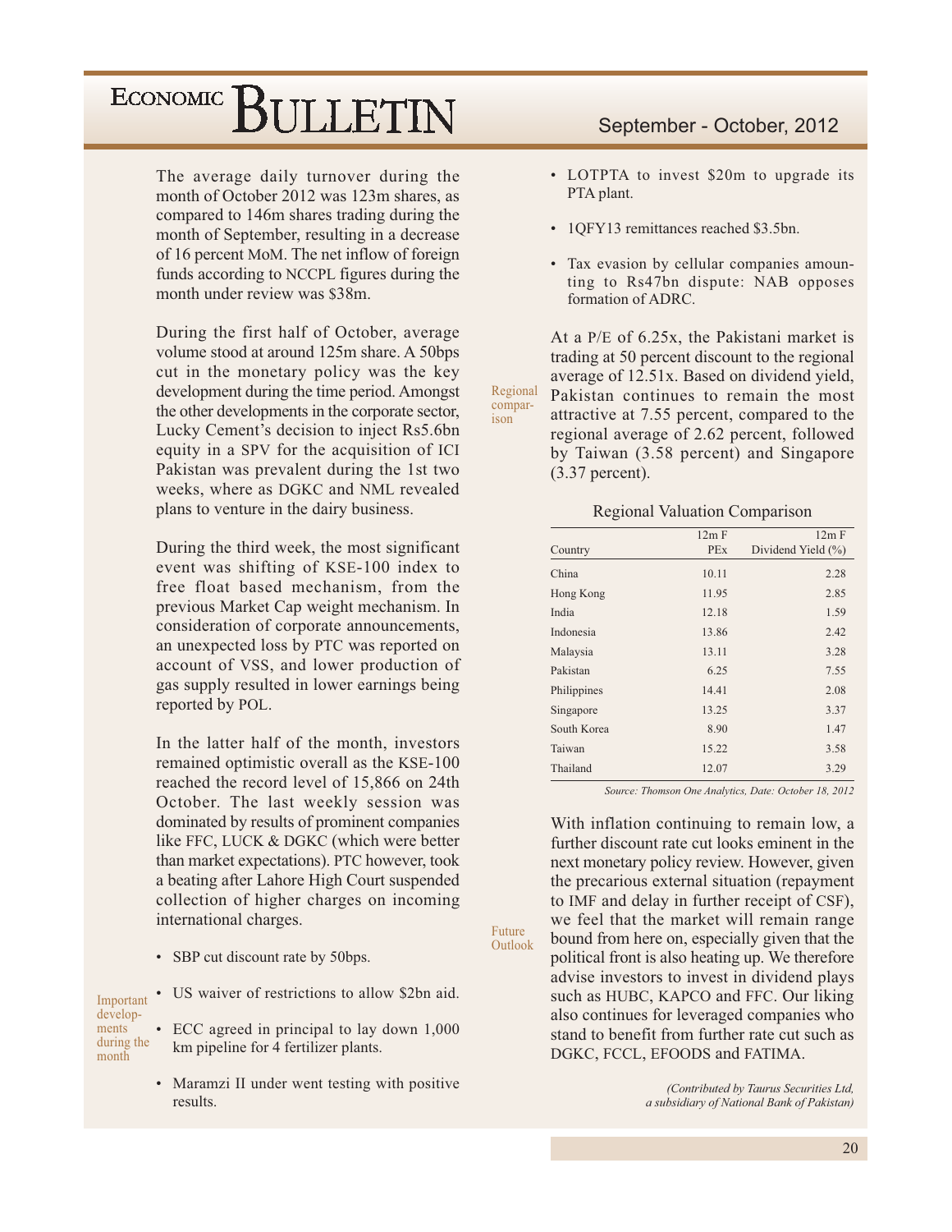The average daily turnover during the month of October 2012 was 123m shares, as compared to 146m shares trading during the month of September, resulting in a decrease of 16 percent MoM. The net inflow of foreign funds according to NCCPL figures during the month under review was $38m.

During the first half of October, average volume stood at around 125m share. A 50bps cut in the monetary policy was the key development during the time period. Amongst the other developments in the corporate sector, Lucky Cement's decision to inject Rs5.6bn equity in a SPV for the acquisition of ICI Pakistan was prevalent during the 1st two weeks, where as DGKC and NML revealed plans to venture in the dairy business.

During the third week, the most significant event was shifting of KSE-100 index to free float based mechanism, from the previous Market Cap weight mechanism. In consideration of corporate announcements, an unexpected loss by PTC was reported on account of VSS, and lower production of gas supply resulted in lower earnings being reported by POL.

In the latter half of the month, investors remained optimistic overall as the KSE-100 reached the record level of 15,866 on 24th October. The last weekly session was dominated by results of prominent companies like FFC, LUCK & DGKC (which were better than market expectations). PTC however, took a beating after Lahore High Court suspended collection of higher charges on incoming international charges.

**Important developments during the month**

- SBP cut discount rate by 50bps.
- US waiver of restrictions to allow $2bn aid.
- ECC agreed in principal to lay down 1,000 km pipeline for 4 fertilizer plants.
- Maramzi II under went testing with positive results.
- LOTPTA to invest $20m to upgrade its PTA plant.
- 1QFY13 remittances reached $3.5bn.
- Tax evasion by cellular companies amounting to Rs47bn dispute: NAB opposes formation of ADRC.

**Regional comparison**

At a P/E of 6.25x, the Pakistani market is trading at 50 percent discount to the regional average of 12.51x. Based on dividend yield, Pakistan continues to remain the most attractive at 7.55 percent, compared to the regional average of 2.62 percent, followed by Taiwan (3.58 percent) and Singapore (3.37 percent).

Regional Valuation Comparison

| Country | 12m F PEx | 12m F Dividend Yield (%) |
|---|---|---|
| China | 10.11 | 2.28 |
| Hong Kong | 11.95 | 2.85 |
| India | 12.18 | 1.59 |
| Indonesia | 13.86 | 2.42 |
| Malaysia | 13.11 | 3.28 |
| Pakistan | 6.25 | 7.55 |
| Philippines | 14.41 | 2.08 |
| Singapore | 13.25 | 3.37 |
| South Korea | 8.90 | 1.47 |
| Taiwan | 15.22 | 3.58 |
| Thailand | 12.07 | 3.29 |

*Source: Thomson One Analytics, Date: October 18, 2012*

**Future Outlook**

With inflation continuing to remain low, a further discount rate cut looks eminent in the next monetary policy review. However, given the precarious external situation (repayment to IMF and delay in further receipt of CSF), we feel that the market will remain range bound from here on, especially given that the political front is also heating up. We therefore advise investors to invest in dividend plays such as HUBC, KAPCO and FFC. Our liking also continues for leveraged companies who stand to benefit from further rate cut such as DGKC, FCCL, EFOODS and FATIMA.

*(Contributed by Taurus Securities Ltd, a subsidiary of National Bank of Pakistan)*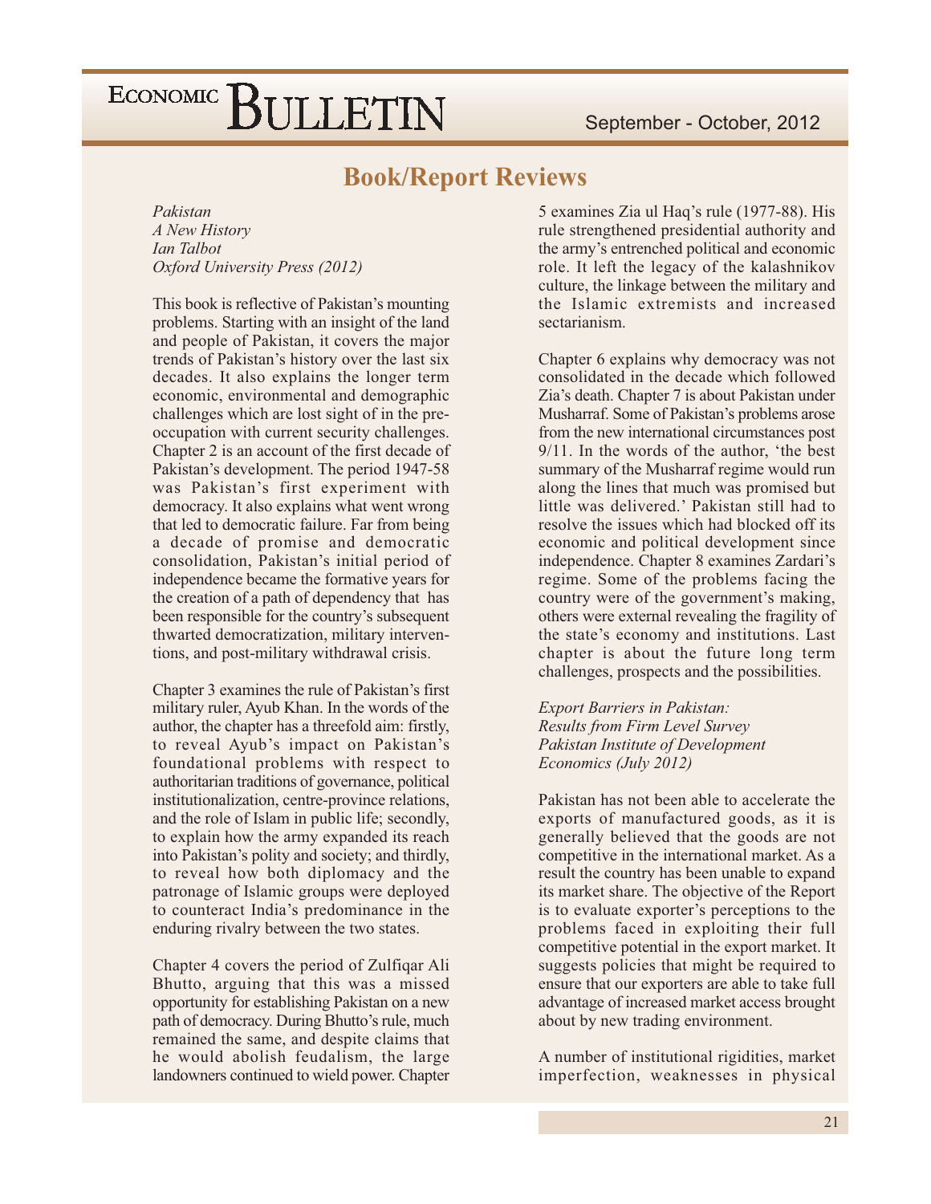## Book/Report Reviews

*Pakistan*
*A New History*
*Ian Talbot*
*Oxford University Press (2012)*

This book is reflective of Pakistan's mounting problems. Starting with an insight of the land and people of Pakistan, it covers the major trends of Pakistan's history over the last six decades. It also explains the longer term economic, environmental and demographic challenges which are lost sight of in the pre-occupation with current security challenges. Chapter 2 is an account of the first decade of Pakistan's development. The period 1947-58 was Pakistan's first experiment with democracy. It also explains what went wrong that led to democratic failure. Far from being a decade of promise and democratic consolidation, Pakistan's initial period of independence became the formative years for the creation of a path of dependency that has been responsible for the country's subsequent thwarted democratization, military interventions, and post-military withdrawal crisis.

Chapter 3 examines the rule of Pakistan's first military ruler, Ayub Khan. In the words of the author, the chapter has a threefold aim: firstly, to reveal Ayub's impact on Pakistan's foundational problems with respect to authoritarian traditions of governance, political institutionalization, centre-province relations, and the role of Islam in public life; secondly, to explain how the army expanded its reach into Pakistan's polity and society; and thirdly, to reveal how both diplomacy and the patronage of Islamic groups were deployed to counteract India's predominance in the enduring rivalry between the two states.

Chapter 4 covers the period of Zulfiqar Ali Bhutto, arguing that this was a missed opportunity for establishing Pakistan on a new path of democracy. During Bhutto's rule, much remained the same, and despite claims that he would abolish feudalism, the large landowners continued to wield power. Chapter 5 examines Zia ul Haq's rule (1977-88). His rule strengthened presidential authority and the army's entrenched political and economic role. It left the legacy of the kalashnikov culture, the linkage between the military and the Islamic extremists and increased sectarianism.

Chapter 6 explains why democracy was not consolidated in the decade which followed Zia's death. Chapter 7 is about Pakistan under Musharraf. Some of Pakistan's problems arose from the new international circumstances post 9/11. In the words of the author, 'the best summary of the Musharraf regime would run along the lines that much was promised but little was delivered.' Pakistan still had to resolve the issues which had blocked off its economic and political development since independence. Chapter 8 examines Zardari's regime. Some of the problems facing the country were of the government's making, others were external revealing the fragility of the state's economy and institutions. Last chapter is about the future long term challenges, prospects and the possibilities.

*Export Barriers in Pakistan:*
*Results from Firm Level Survey*
*Pakistan Institute of Development Economics (July 2012)*

Pakistan has not been able to accelerate the exports of manufactured goods, as it is generally believed that the goods are not competitive in the international market. As a result the country has been unable to expand its market share. The objective of the Report is to evaluate exporter's perceptions to the problems faced in exploiting their full competitive potential in the export market. It suggests policies that might be required to ensure that our exporters are able to take full advantage of increased market access brought about by new trading environment.

A number of institutional rigidities, market imperfection, weaknesses in physical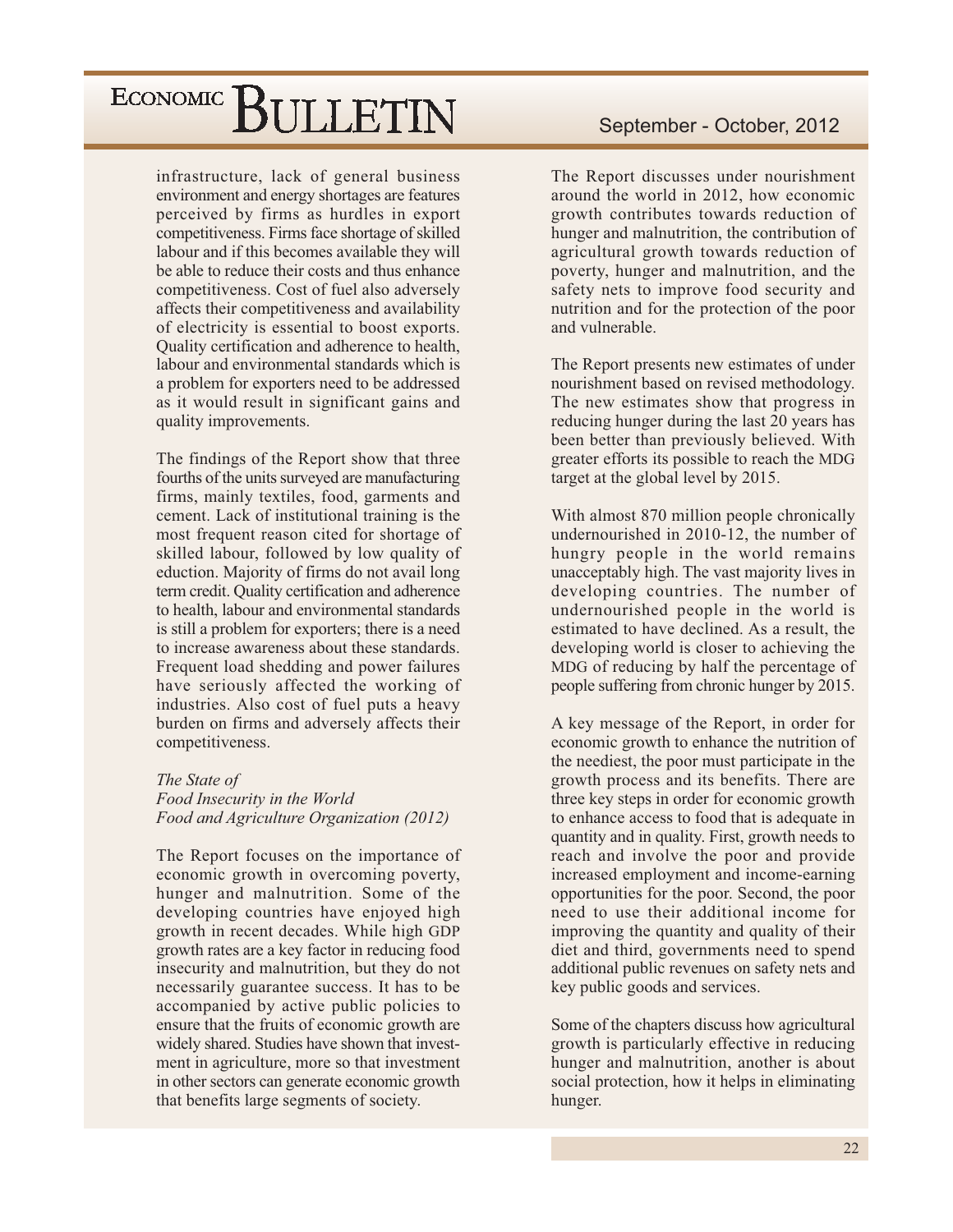infrastructure, lack of general business environment and energy shortages are features perceived by firms as hurdles in export competitiveness. Firms face shortage of skilled labour and if this becomes available they will be able to reduce their costs and thus enhance competitiveness. Cost of fuel also adversely affects their competitiveness and availability of electricity is essential to boost exports. Quality certification and adherence to health, labour and environmental standards which is a problem for exporters need to be addressed as it would result in significant gains and quality improvements.

The findings of the Report show that three fourths of the units surveyed are manufacturing firms, mainly textiles, food, garments and cement. Lack of institutional training is the most frequent reason cited for shortage of skilled labour, followed by low quality of eduction. Majority of firms do not avail long term credit. Quality certification and adherence to health, labour and environmental standards is still a problem for exporters; there is a need to increase awareness about these standards. Frequent load shedding and power failures have seriously affected the working of industries. Also cost of fuel puts a heavy burden on firms and adversely affects their competitiveness.

*The State of*
*Food Insecurity in the World*
*Food and Agriculture Organization (2012)*

The Report focuses on the importance of economic growth in overcoming poverty, hunger and malnutrition. Some of the developing countries have enjoyed high growth in recent decades. While high GDP growth rates are a key factor in reducing food insecurity and malnutrition, but they do not necessarily guarantee success. It has to be accompanied by active public policies to ensure that the fruits of economic growth are widely shared. Studies have shown that investment in agriculture, more so that investment in other sectors can generate economic growth that benefits large segments of society.

The Report discusses under nourishment around the world in 2012, how economic growth contributes towards reduction of hunger and malnutrition, the contribution of agricultural growth towards reduction of poverty, hunger and malnutrition, and the safety nets to improve food security and nutrition and for the protection of the poor and vulnerable.

The Report presents new estimates of under nourishment based on revised methodology. The new estimates show that progress in reducing hunger during the last 20 years has been better than previously believed. With greater efforts its possible to reach the MDG target at the global level by 2015.

With almost 870 million people chronically undernourished in 2010-12, the number of hungry people in the world remains unacceptably high. The vast majority lives in developing countries. The number of undernourished people in the world is estimated to have declined. As a result, the developing world is closer to achieving the MDG of reducing by half the percentage of people suffering from chronic hunger by 2015.

A key message of the Report, in order for economic growth to enhance the nutrition of the neediest, the poor must participate in the growth process and its benefits. There are three key steps in order for economic growth to enhance access to food that is adequate in quantity and in quality. First, growth needs to reach and involve the poor and provide increased employment and income-earning opportunities for the poor. Second, the poor need to use their additional income for improving the quantity and quality of their diet and third, governments need to spend additional public revenues on safety nets and key public goods and services.

Some of the chapters discuss how agricultural growth is particularly effective in reducing hunger and malnutrition, another is about social protection, how it helps in eliminating hunger.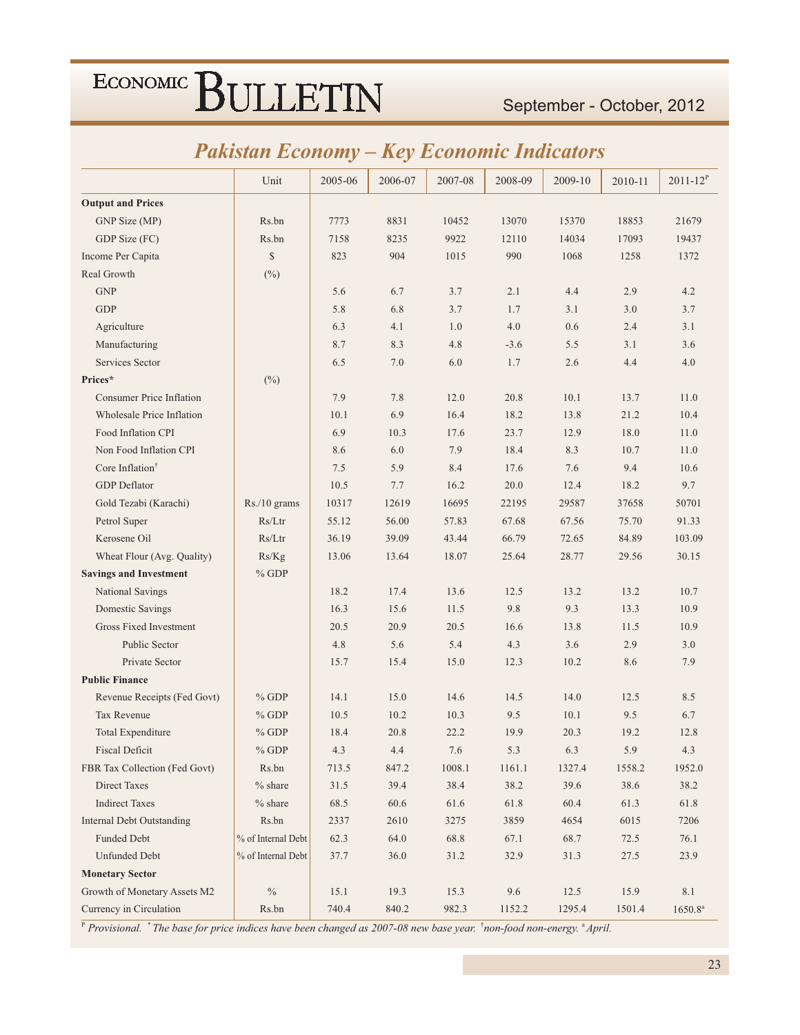## Pakistan Economy – Key Economic Indicators

| | Unit | 2005-06 | 2006-07 | 2007-08 | 2008-09 | 2009-10 | 2010-11 | 2011-12[P] |
|---|---|---|---|---|---|---|---|---|
| **Output and Prices** | | | | | | | | |
| GNP Size (MP) | Rs.bn | 7773 | 8831 | 10452 | 13070 | 15370 | 18853 | 21679 |
| GDP Size (FC) | Rs.bn | 7158 | 8235 | 9922 | 12110 | 14034 | 17093 | 19437 |
| Income Per Capita | $ | 823 | 904 | 1015 | 990 | 1068 | 1258 | 1372 |
| Real Growth | (%) | | | | | | | |
| GNP | | 5.6 | 6.7 | 3.7 | 2.1 | 4.4 | 2.9 | 4.2 |
| GDP | | 5.8 | 6.8 | 3.7 | 1.7 | 3.1 | 3.0 | 3.7 |
| Agriculture | | 6.3 | 4.1 | 1.0 | 4.0 | 0.6 | 2.4 | 3.1 |
| Manufacturing | | 8.7 | 8.3 | 4.8 | -3.6 | 5.5 | 3.1 | 3.6 |
| Services Sector | | 6.5 | 7.0 | 6.0 | 1.7 | 2.6 | 4.4 | 4.0 |
| **Prices*** | (%) | | | | | | | |
| Consumer Price Inflation | | 7.9 | 7.8 | 12.0 | 20.8 | 10.1 | 13.7 | 11.0 |
| Wholesale Price Inflation | | 10.1 | 6.9 | 16.4 | 18.2 | 13.8 | 21.2 | 10.4 |
| Food Inflation CPI | | 6.9 | 10.3 | 17.6 | 23.7 | 12.9 | 18.0 | 11.0 |
| Non Food Inflation CPI | | 8.6 | 6.0 | 7.9 | 18.4 | 8.3 | 10.7 | 11.0 |
| Core Inflation[†] | | 7.5 | 5.9 | 8.4 | 17.6 | 7.6 | 9.4 | 10.6 |
| GDP Deflator | | 10.5 | 7.7 | 16.2 | 20.0 | 12.4 | 18.2 | 9.7 |
| Gold Tezabi (Karachi) | Rs./10 grams | 10317 | 12619 | 16695 | 22195 | 29587 | 37658 | 50701 |
| Petrol Super | Rs/Ltr | 55.12 | 56.00 | 57.83 | 67.68 | 67.56 | 75.70 | 91.33 |
| Kerosene Oil | Rs/Ltr | 36.19 | 39.09 | 43.44 | 66.79 | 72.65 | 84.89 | 103.09 |
| Wheat Flour (Avg. Quality) | Rs/Kg | 13.06 | 13.64 | 18.07 | 25.64 | 28.77 | 29.56 | 30.15 |
| **Savings and Investment** | % GDP | | | | | | | |
| National Savings | | 18.2 | 17.4 | 13.6 | 12.5 | 13.2 | 13.2 | 10.7 |
| Domestic Savings | | 16.3 | 15.6 | 11.5 | 9.8 | 9.3 | 13.3 | 10.9 |
| Gross Fixed Investment | | 20.5 | 20.9 | 20.5 | 16.6 | 13.8 | 11.5 | 10.9 |
| Public Sector | | 4.8 | 5.6 | 5.4 | 4.3 | 3.6 | 2.9 | 3.0 |
| Private Sector | | 15.7 | 15.4 | 15.0 | 12.3 | 10.2 | 8.6 | 7.9 |
| **Public Finance** | | | | | | | | |
| Revenue Receipts (Fed Govt) | % GDP | 14.1 | 15.0 | 14.6 | 14.5 | 14.0 | 12.5 | 8.5 |
| Tax Revenue | % GDP | 10.5 | 10.2 | 10.3 | 9.5 | 10.1 | 9.5 | 6.7 |
| Total Expenditure | % GDP | 18.4 | 20.8 | 22.2 | 19.9 | 20.3 | 19.2 | 12.8 |
| Fiscal Deficit | % GDP | 4.3 | 4.4 | 7.6 | 5.3 | 6.3 | 5.9 | 4.3 |
| FBR Tax Collection (Fed Govt) | Rs.bn | 713.5 | 847.2 | 1008.1 | 1161.1 | 1327.4 | 1558.2 | 1952.0 |
| Direct Taxes | % share | 31.5 | 39.4 | 38.4 | 38.2 | 39.6 | 38.6 | 38.2 |
| Indirect Taxes | % share | 68.5 | 60.6 | 61.6 | 61.8 | 60.4 | 61.3 | 61.8 |
| Internal Debt Outstanding | Rs.bn | 2337 | 2610 | 3275 | 3859 | 4654 | 6015 | 7206 |
| Funded Debt | % of Internal Debt | 62.3 | 64.0 | 68.8 | 67.1 | 68.7 | 72.5 | 76.1 |
| Unfunded Debt | % of Internal Debt | 37.7 | 36.0 | 31.2 | 32.9 | 31.3 | 27.5 | 23.9 |
| **Monetary Sector** | | | | | | | | |
| Growth of Monetary Assets M2 | % | 15.1 | 19.3 | 15.3 | 9.6 | 12.5 | 15.9 | 8.1 |
| Currency in Circulation | Rs.bn | 740.4 | 840.2 | 982.3 | 1152.2 | 1295.4 | 1501.4 | 1650.8[a] |

*[P] Provisional. * The base for price indices have been changed as 2007-08 new base year. [†]non-food non-energy. [a] April.*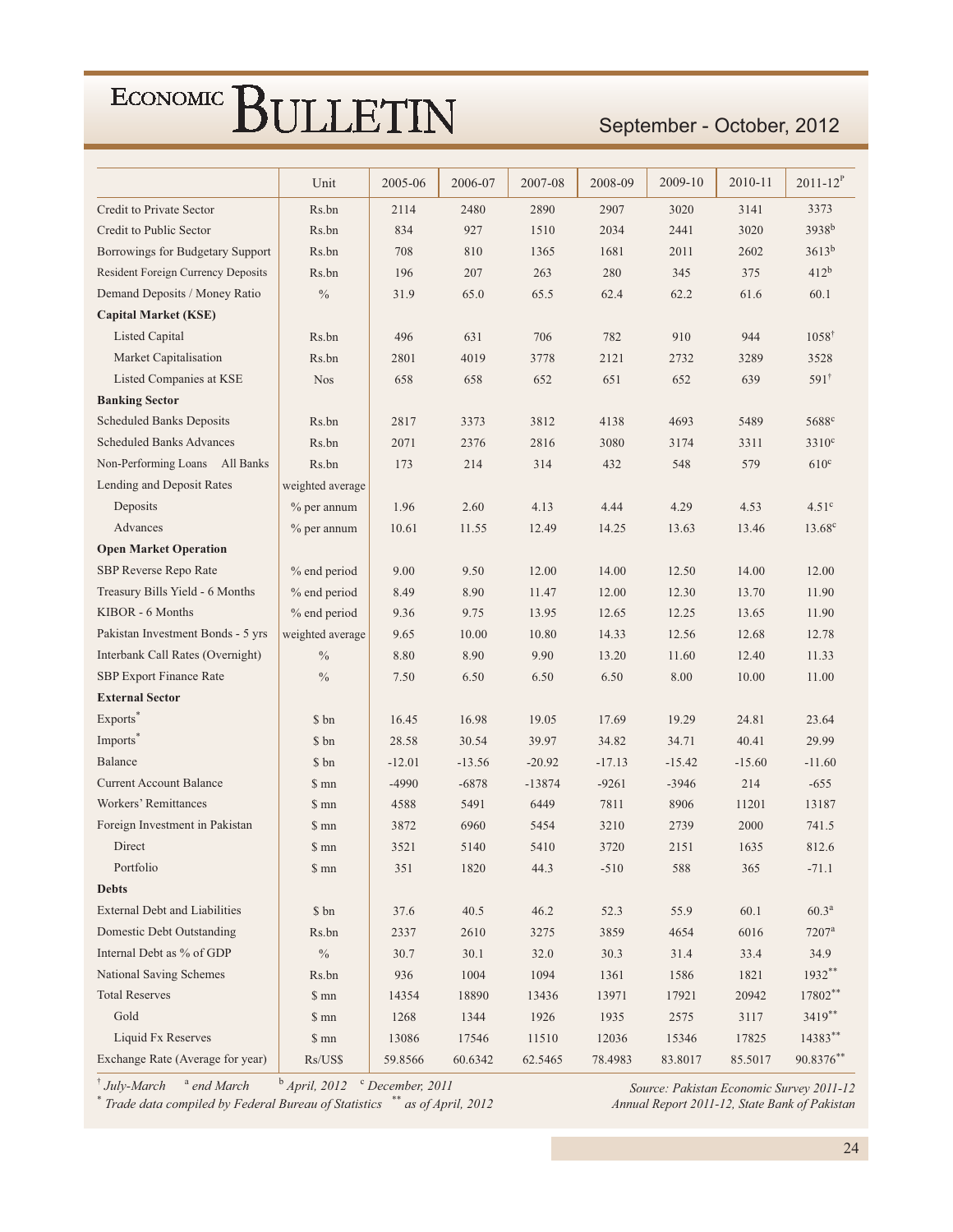| | Unit | 2005-06 | 2006-07 | 2007-08 | 2008-09 | 2009-10 | 2010-11 | 2011-12[P] |
|---|---|---|---|---|---|---|---|---|
| Credit to Private Sector | Rs.bn | 2114 | 2480 | 2890 | 2907 | 3020 | 3141 | 3373 |
| Credit to Public Sector | Rs.bn | 834 | 927 | 1510 | 2034 | 2441 | 3020 | 3938[b] |
| Borrowings for Budgetary Support | Rs.bn | 708 | 810 | 1365 | 1681 | 2011 | 2602 | 3613[b] |
| Resident Foreign Currency Deposits | Rs.bn | 196 | 207 | 263 | 280 | 345 | 375 | 412[b] |
| Demand Deposits / Money Ratio | % | 31.9 | 65.0 | 65.5 | 62.4 | 62.2 | 61.6 | 60.1 |
| **Capital Market (KSE)** | | | | | | | | |
| Listed Capital | Rs.bn | 496 | 631 | 706 | 782 | 910 | 944 | 1058[†] |
| Market Capitalisation | Rs.bn | 2801 | 4019 | 3778 | 2121 | 2732 | 3289 | 3528 |
| Listed Companies at KSE | Nos | 658 | 658 | 652 | 651 | 652 | 639 | 591[†] |
| **Banking Sector** | | | | | | | | |
| Scheduled Banks Deposits | Rs.bn | 2817 | 3373 | 3812 | 4138 | 4693 | 5489 | 5688[c] |
| Scheduled Banks Advances | Rs.bn | 2071 | 2376 | 2816 | 3080 | 3174 | 3311 | 3310[c] |
| Non-Performing Loans All Banks | Rs.bn | 173 | 214 | 314 | 432 | 548 | 579 | 610[c] |
| Lending and Deposit Rates | weighted average | | | | | | | |
| Deposits | % per annum | 1.96 | 2.60 | 4.13 | 4.44 | 4.29 | 4.53 | 4.51[c] |
| Advances | % per annum | 10.61 | 11.55 | 12.49 | 14.25 | 13.63 | 13.46 | 13.68[c] |
| **Open Market Operation** | | | | | | | | |
| SBP Reverse Repo Rate | % end period | 9.00 | 9.50 | 12.00 | 14.00 | 12.50 | 14.00 | 12.00 |
| Treasury Bills Yield - 6 Months | % end period | 8.49 | 8.90 | 11.47 | 12.00 | 12.30 | 13.70 | 11.90 |
| KIBOR - 6 Months | % end period | 9.36 | 9.75 | 13.95 | 12.65 | 12.25 | 13.65 | 11.90 |
| Pakistan Investment Bonds - 5 yrs | weighted average | 9.65 | 10.00 | 10.80 | 14.33 | 12.56 | 12.68 | 12.78 |
| Interbank Call Rates (Overnight) | % | 8.80 | 8.90 | 9.90 | 13.20 | 11.60 | 12.40 | 11.33 |
| SBP Export Finance Rate | % | 7.50 | 6.50 | 6.50 | 6.50 | 8.00 | 10.00 | 11.00 |
| **External Sector** | | | | | | | | |
| Exports* | $ bn | 16.45 | 16.98 | 19.05 | 17.69 | 19.29 | 24.81 | 23.64 |
| Imports* | $ bn | 28.58 | 30.54 | 39.97 | 34.82 | 34.71 | 40.41 | 29.99 |
| Balance | $ bn | -12.01 | -13.56 | -20.92 | -17.13 | -15.42 | -15.60 | -11.60 |
| Current Account Balance | $ mn | -4990 | -6878 | -13874 | -9261 | -3946 | 214 | -655 |
| Workers' Remittances | $ mn | 4588 | 5491 | 6449 | 7811 | 8906 | 11201 | 13187 |
| Foreign Investment in Pakistan | $ mn | 3872 | 6960 | 5454 | 3210 | 2739 | 2000 | 741.5 |
| Direct | $ mn | 3521 | 5140 | 5410 | 3720 | 2151 | 1635 | 812.6 |
| Portfolio | $ mn | 351 | 1820 | 44.3 | -510 | 588 | 365 | -71.1 |
| **Debts** | | | | | | | | |
| External Debt and Liabilities | $ bn | 37.6 | 40.5 | 46.2 | 52.3 | 55.9 | 60.1 | 60.3[a] |
| Domestic Debt Outstanding | Rs.bn | 2337 | 2610 | 3275 | 3859 | 4654 | 6016 | 7207[a] |
| Internal Debt as % of GDP | % | 30.7 | 30.1 | 32.0 | 30.3 | 31.4 | 33.4 | 34.9 |
| National Saving Schemes | Rs.bn | 936 | 1004 | 1094 | 1361 | 1586 | 1821 | 1932** |
| Total Reserves | $ mn | 14354 | 18890 | 13436 | 13971 | 17921 | 20942 | 17802** |
| Gold | $ mn | 1268 | 1344 | 1926 | 1935 | 2575 | 3117 | 3419** |
| Liquid Fx Reserves | $ mn | 13086 | 17546 | 11510 | 12036 | 15346 | 17825 | 14383** |
| Exchange Rate (Average for year) | Rs/US$ | 59.8566 | 60.6342 | 62.5465 | 78.4983 | 83.8017 | 85.5017 | 90.8376** |

† *July-March* a *end March* b *April, 2012* c *December, 2011*
* *Trade data compiled by Federal Bureau of Statistics* ** *as of April, 2012*

*Source: Pakistan Economic Survey 2011-12*
*Annual Report 2011-12, State Bank of Pakistan*